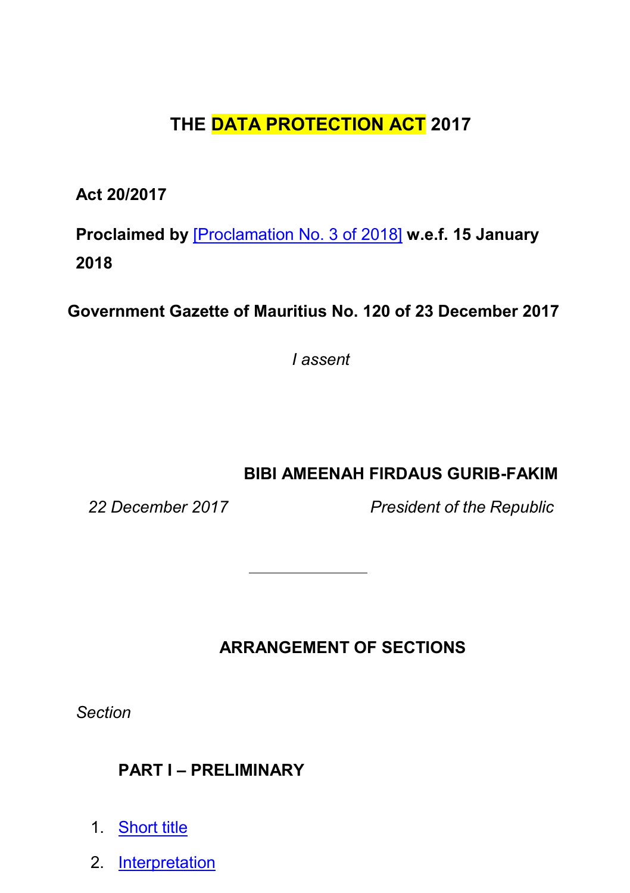# THE DATA PROTECTION ACT 2017

**Act 20/2017**

**Proclaimed by** [Proclamation No. 3 of 2018] **w.e.f. 15 January 2018**

**Government Gazette of Mauritius No. 120 of 23 December 2017**

*I assent*

**BIBI AMEENAH FIRDAUS GURIB-FAKIM**

*22 December 2017* *President of the Republic*

---

## ARRANGEMENT OF SECTIONS

*Section*

### PART I – PRELIMINARY

1. Short title
2. Interpretation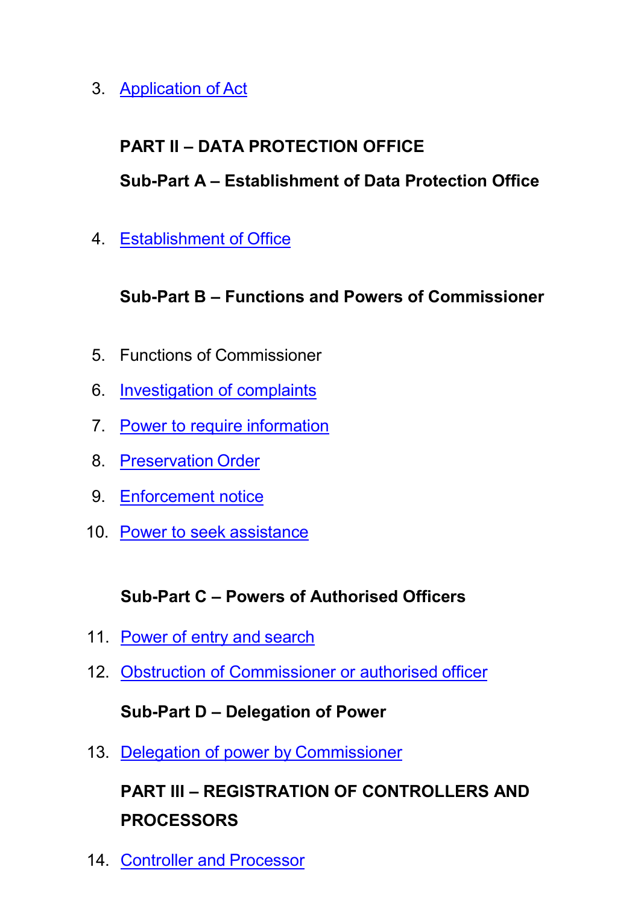3. Application of Act

**PART II – DATA PROTECTION OFFICE**

**Sub-Part A – Establishment of Data Protection Office**

4. Establishment of Office

**Sub-Part B – Functions and Powers of Commissioner**

5. Functions of Commissioner
6. Investigation of complaints
7. Power to require information
8. Preservation Order
9. Enforcement notice
10. Power to seek assistance

**Sub-Part C – Powers of Authorised Officers**

11. Power of entry and search
12. Obstruction of Commissioner or authorised officer

**Sub-Part D – Delegation of Power**

13. Delegation of power by Commissioner

**PART III – REGISTRATION OF CONTROLLERS AND PROCESSORS**

14. Controller and Processor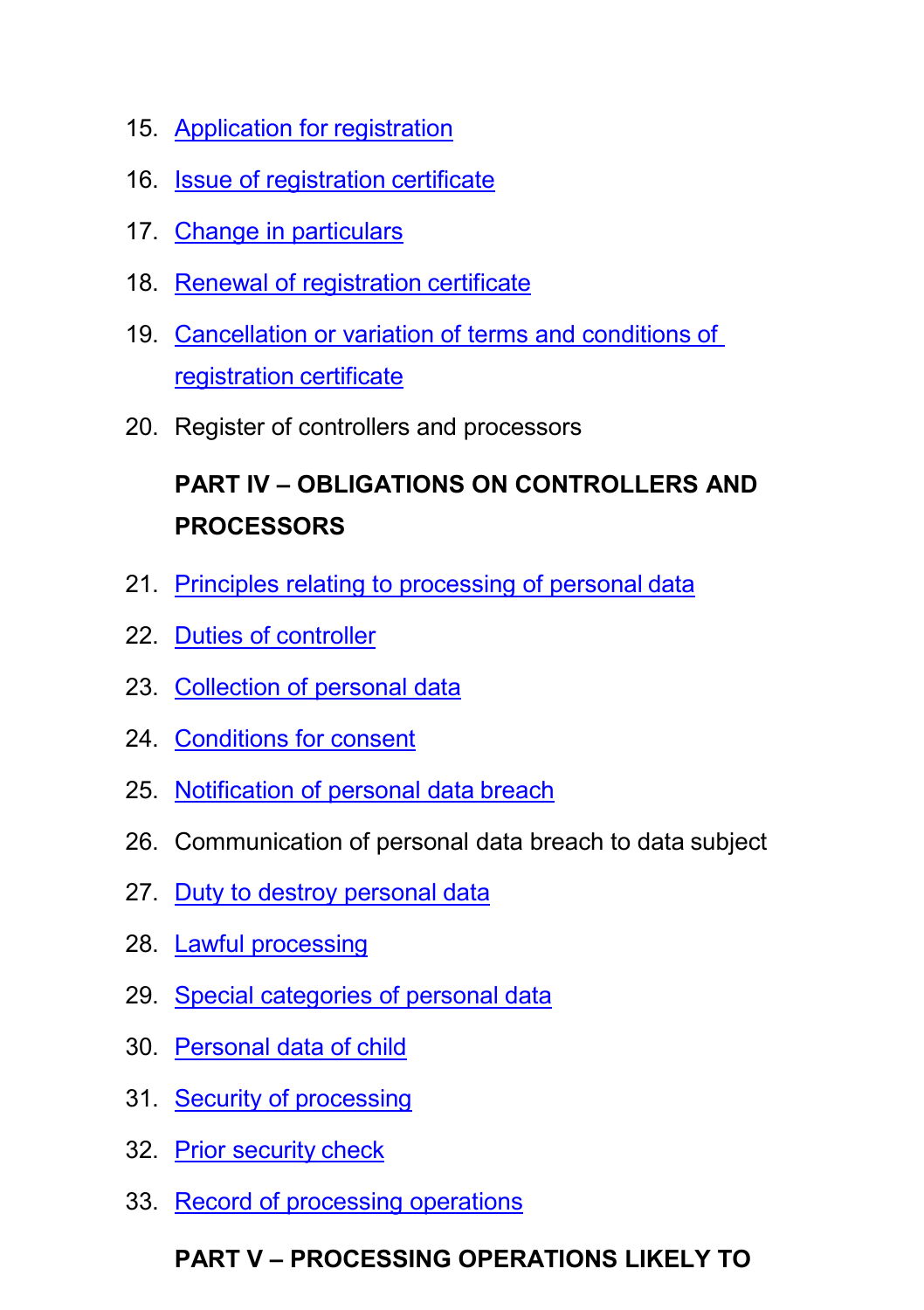15. Application for registration
16. Issue of registration certificate
17. Change in particulars
18. Renewal of registration certificate
19. Cancellation or variation of terms and conditions of registration certificate
20. Register of controllers and processors

**PART IV – OBLIGATIONS ON CONTROLLERS AND PROCESSORS**

21. Principles relating to processing of personal data
22. Duties of controller
23. Collection of personal data
24. Conditions for consent
25. Notification of personal data breach
26. Communication of personal data breach to data subject
27. Duty to destroy personal data
28. Lawful processing
29. Special categories of personal data
30. Personal data of child
31. Security of processing
32. Prior security check
33. Record of processing operations

**PART V – PROCESSING OPERATIONS LIKELY TO**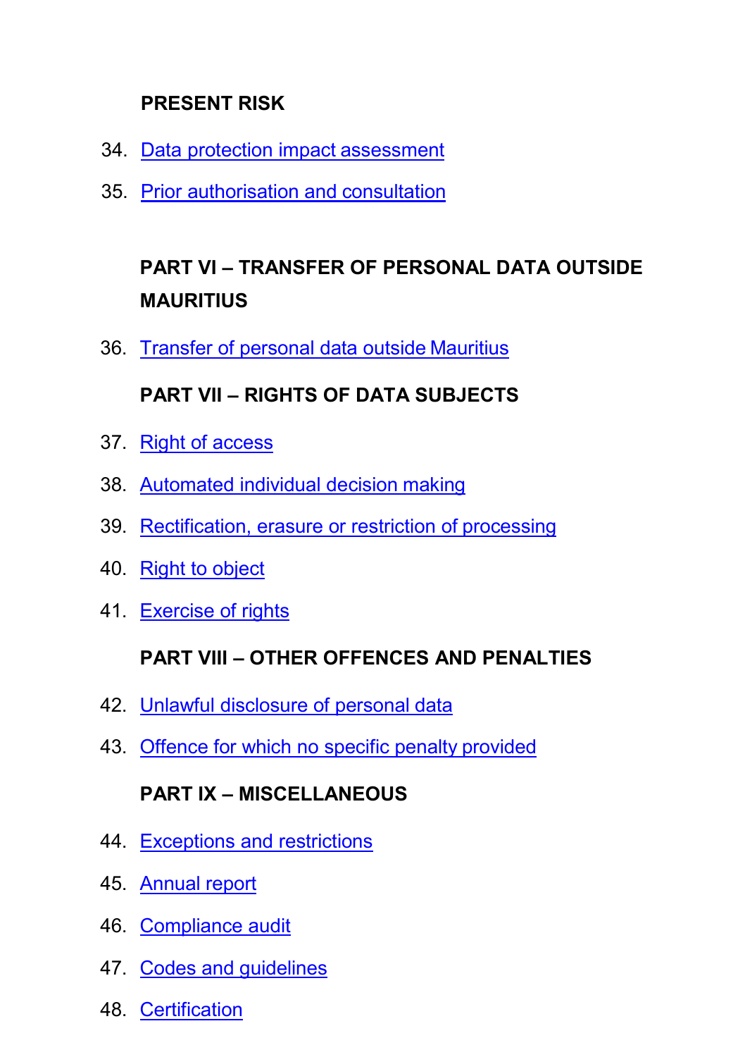**PRESENT RISK**

34. Data protection impact assessment
35. Prior authorisation and consultation

**PART VI – TRANSFER OF PERSONAL DATA OUTSIDE MAURITIUS**

36. Transfer of personal data outside Mauritius

**PART VII – RIGHTS OF DATA SUBJECTS**

37. Right of access
38. Automated individual decision making
39. Rectification, erasure or restriction of processing
40. Right to object
41. Exercise of rights

**PART VIII – OTHER OFFENCES AND PENALTIES**

42. Unlawful disclosure of personal data
43. Offence for which no specific penalty provided

**PART IX – MISCELLANEOUS**

44. Exceptions and restrictions
45. Annual report
46. Compliance audit
47. Codes and guidelines
48. Certification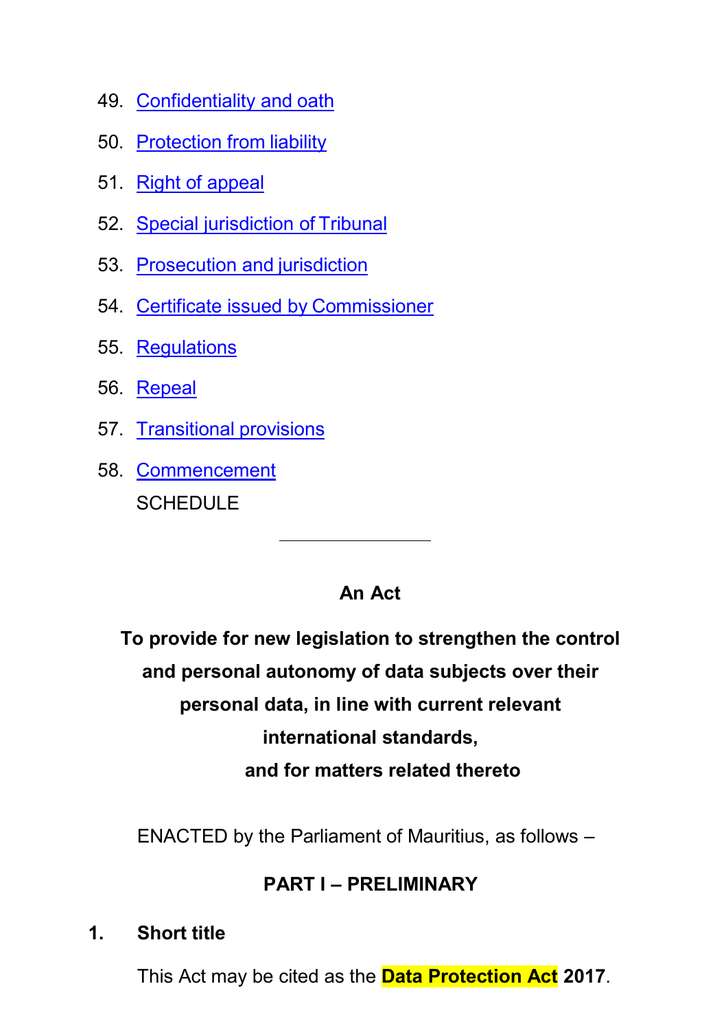49. Confidentiality and oath
50. Protection from liability
51. Right of appeal
52. Special jurisdiction of Tribunal
53. Prosecution and jurisdiction
54. Certificate issued by Commissioner
55. Regulations
56. Repeal
57. Transitional provisions
58. Commencement

SCHEDULE

---

**An Act**

**To provide for new legislation to strengthen the control and personal autonomy of data subjects over their personal data, in line with current relevant international standards, and for matters related thereto**

ENACTED by the Parliament of Mauritius, as follows –

## PART I – PRELIMINARY

### 1. Short title

This Act may be cited as the **Data Protection Act 2017**.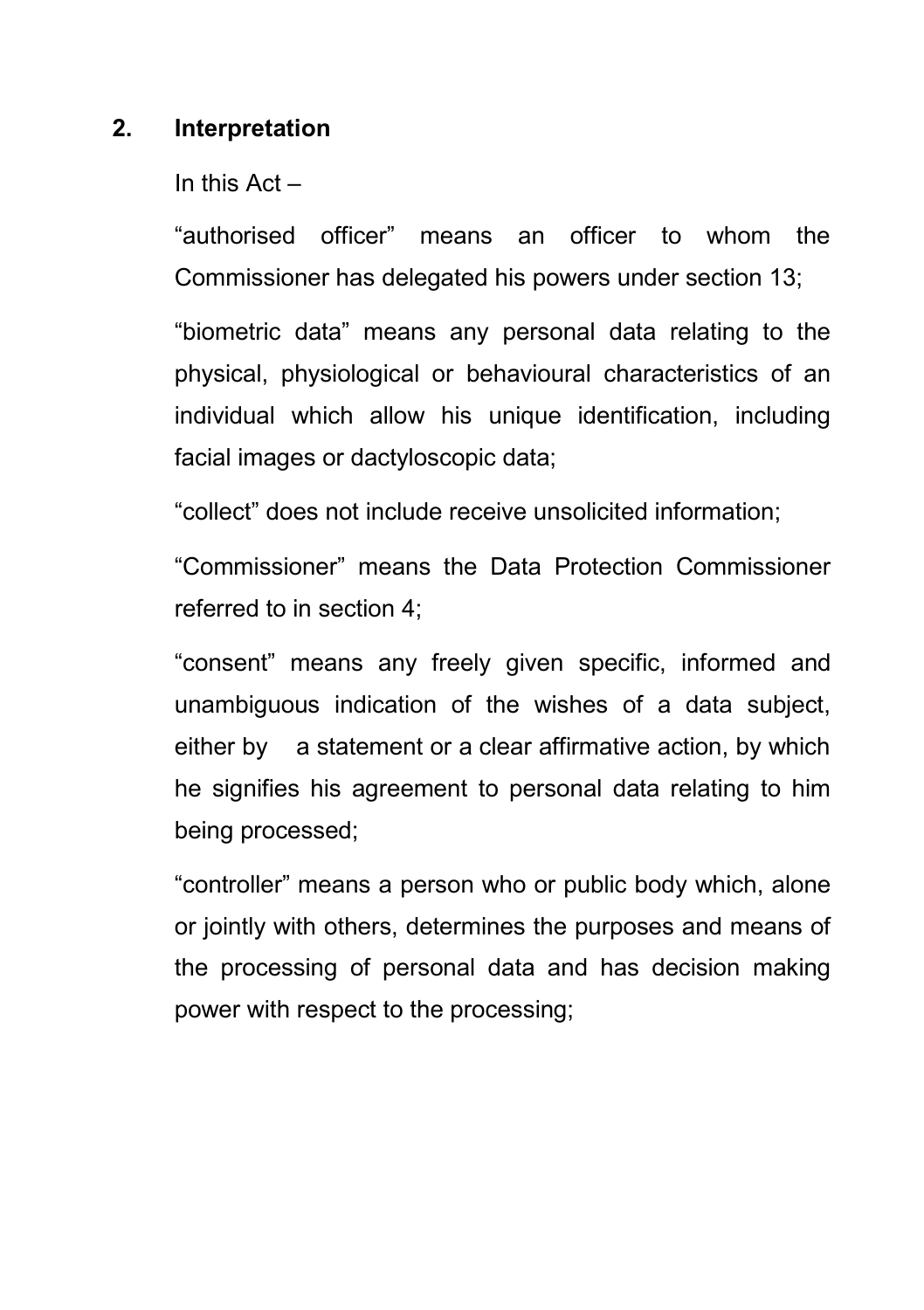## 2. Interpretation

In this Act –

“authorised officer” means an officer to whom the Commissioner has delegated his powers under section 13;

“biometric data” means any personal data relating to the physical, physiological or behavioural characteristics of an individual which allow his unique identification, including facial images or dactyloscopic data;

“collect” does not include receive unsolicited information;

“Commissioner” means the Data Protection Commissioner referred to in section 4;

“consent” means any freely given specific, informed and unambiguous indication of the wishes of a data subject, either by a statement or a clear affirmative action, by which he signifies his agreement to personal data relating to him being processed;

“controller” means a person who or public body which, alone or jointly with others, determines the purposes and means of the processing of personal data and has decision making power with respect to the processing;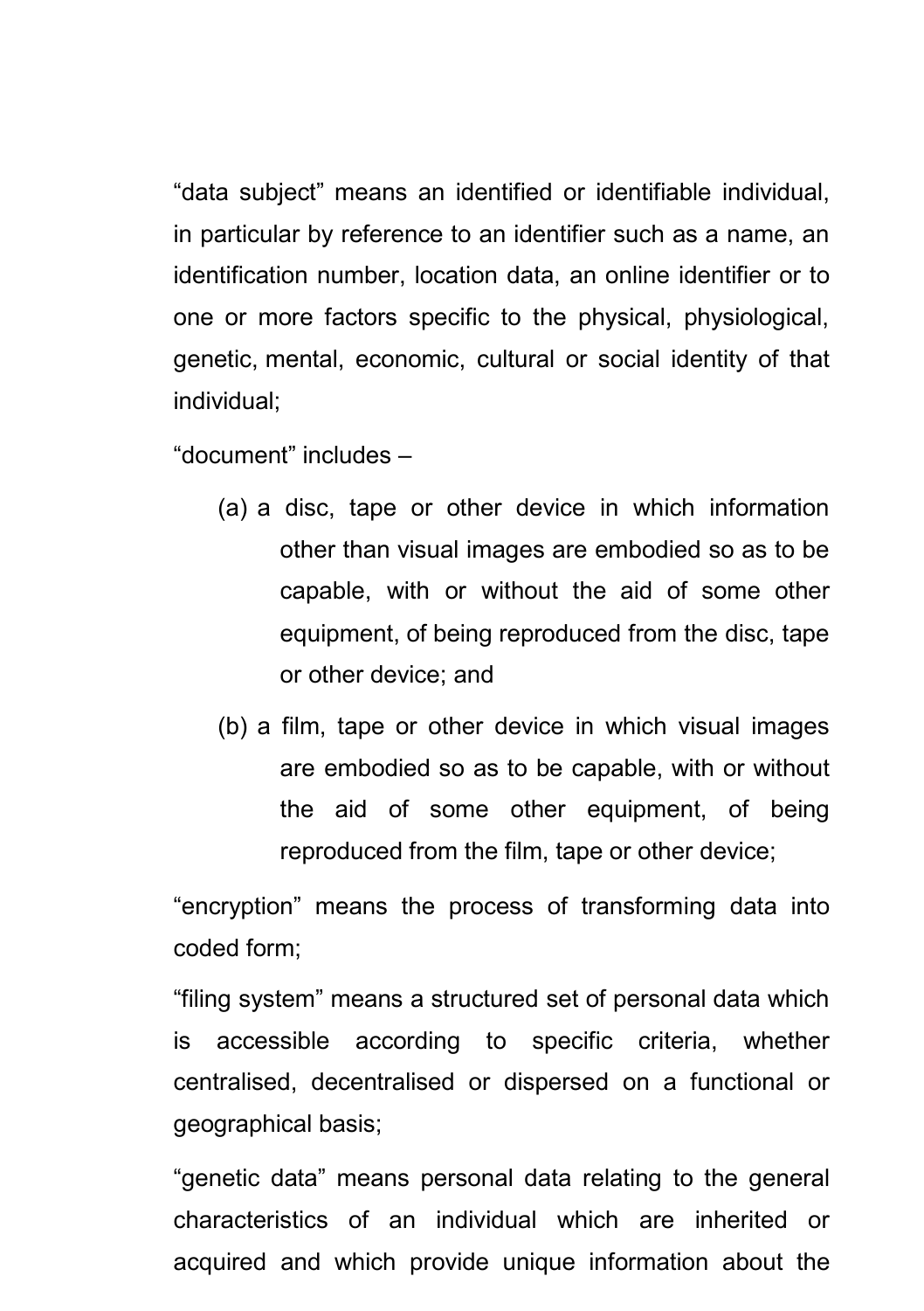"data subject" means an identified or identifiable individual, in particular by reference to an identifier such as a name, an identification number, location data, an online identifier or to one or more factors specific to the physical, physiological, genetic, mental, economic, cultural or social identity of that individual;

"document" includes –

(a) a disc, tape or other device in which information other than visual images are embodied so as to be capable, with or without the aid of some other equipment, of being reproduced from the disc, tape or other device; and

(b) a film, tape or other device in which visual images are embodied so as to be capable, with or without the aid of some other equipment, of being reproduced from the film, tape or other device;

"encryption" means the process of transforming data into coded form;

"filing system" means a structured set of personal data which is accessible according to specific criteria, whether centralised, decentralised or dispersed on a functional or geographical basis;

"genetic data" means personal data relating to the general characteristics of an individual which are inherited or acquired and which provide unique information about the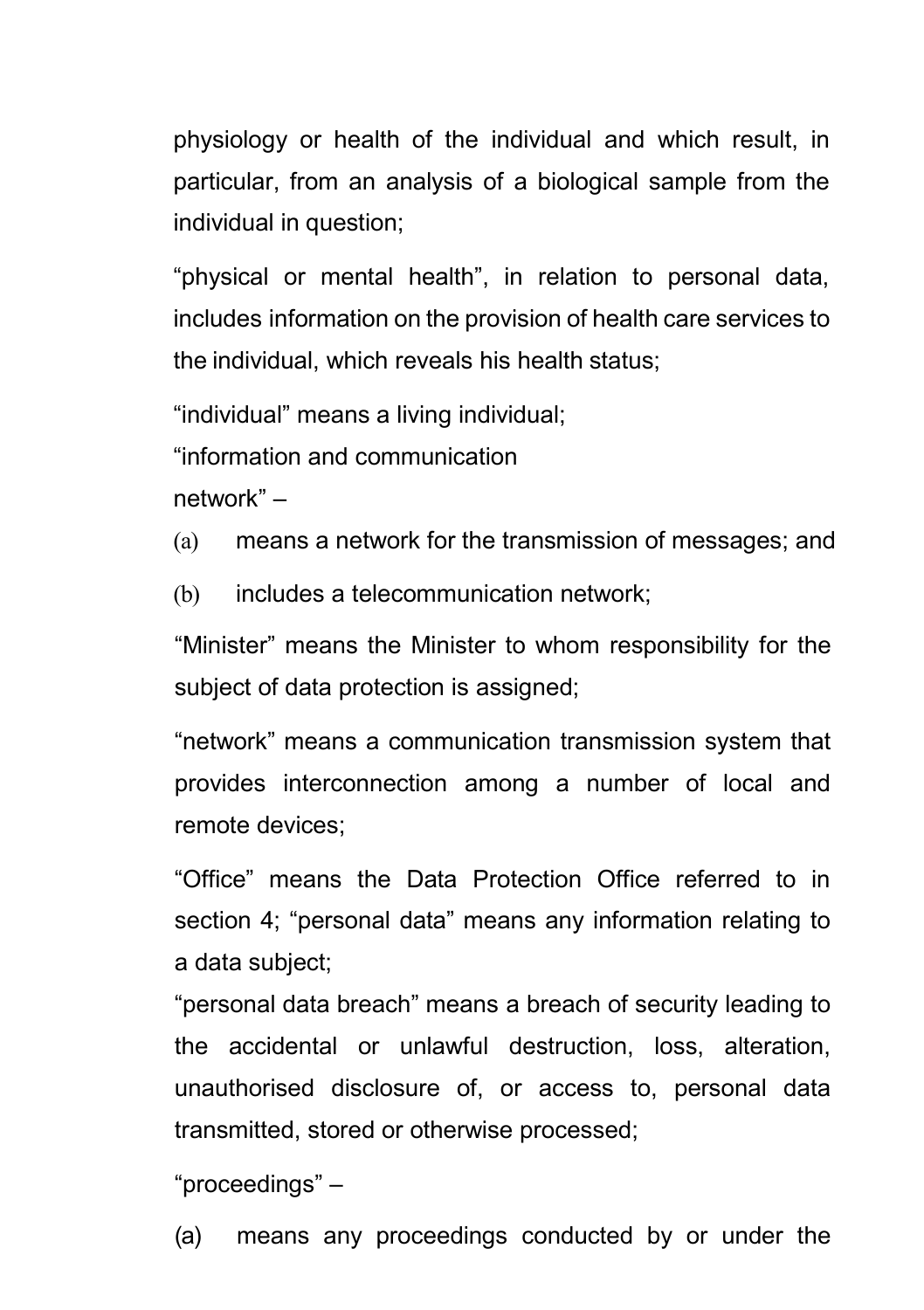physiology or health of the individual and which result, in particular, from an analysis of a biological sample from the individual in question;

"physical or mental health", in relation to personal data, includes information on the provision of health care services to the individual, which reveals his health status;

"individual" means a living individual;

"information and communication network" –

(a) means a network for the transmission of messages; and

(b) includes a telecommunication network;

"Minister" means the Minister to whom responsibility for the subject of data protection is assigned;

"network" means a communication transmission system that provides interconnection among a number of local and remote devices;

"Office" means the Data Protection Office referred to in section 4; "personal data" means any information relating to a data subject;

"personal data breach" means a breach of security leading to the accidental or unlawful destruction, loss, alteration, unauthorised disclosure of, or access to, personal data transmitted, stored or otherwise processed;

"proceedings" –

(a) means any proceedings conducted by or under the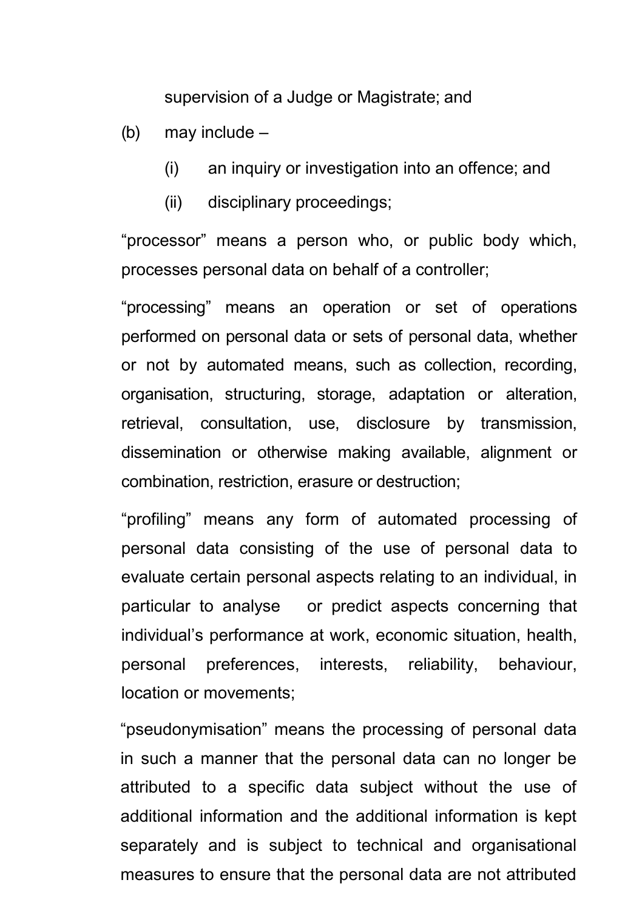supervision of a Judge or Magistrate; and

(b) may include –

  (i) an inquiry or investigation into an offence; and

  (ii) disciplinary proceedings;

"processor" means a person who, or public body which, processes personal data on behalf of a controller;

"processing" means an operation or set of operations performed on personal data or sets of personal data, whether or not by automated means, such as collection, recording, organisation, structuring, storage, adaptation or alteration, retrieval, consultation, use, disclosure by transmission, dissemination or otherwise making available, alignment or combination, restriction, erasure or destruction;

"profiling" means any form of automated processing of personal data consisting of the use of personal data to evaluate certain personal aspects relating to an individual, in particular to analyse or predict aspects concerning that individual's performance at work, economic situation, health, personal preferences, interests, reliability, behaviour, location or movements;

"pseudonymisation" means the processing of personal data in such a manner that the personal data can no longer be attributed to a specific data subject without the use of additional information and the additional information is kept separately and is subject to technical and organisational measures to ensure that the personal data are not attributed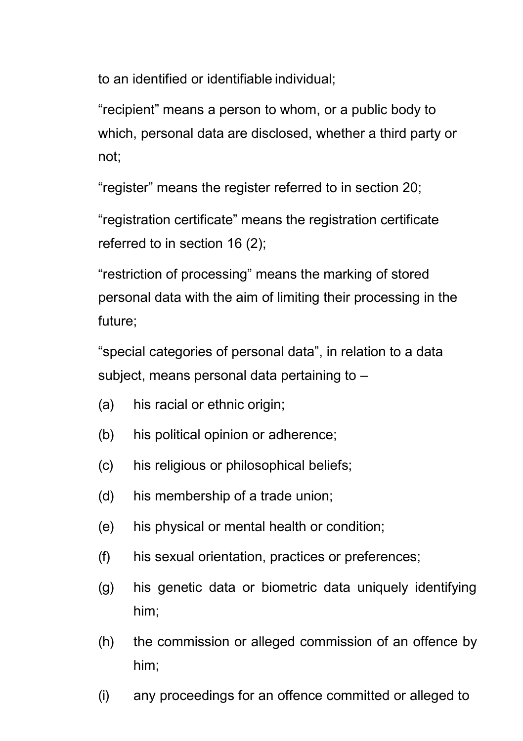to an identified or identifiable individual;

“recipient” means a person to whom, or a public body to which, personal data are disclosed, whether a third party or not;

“register” means the register referred to in section 20;

“registration certificate” means the registration certificate referred to in section 16 (2);

“restriction of processing” means the marking of stored personal data with the aim of limiting their processing in the future;

“special categories of personal data”, in relation to a data subject, means personal data pertaining to –

(a) his racial or ethnic origin;

(b) his political opinion or adherence;

(c) his religious or philosophical beliefs;

(d) his membership of a trade union;

(e) his physical or mental health or condition;

(f) his sexual orientation, practices or preferences;

(g) his genetic data or biometric data uniquely identifying him;

(h) the commission or alleged commission of an offence by him;

(i) any proceedings for an offence committed or alleged to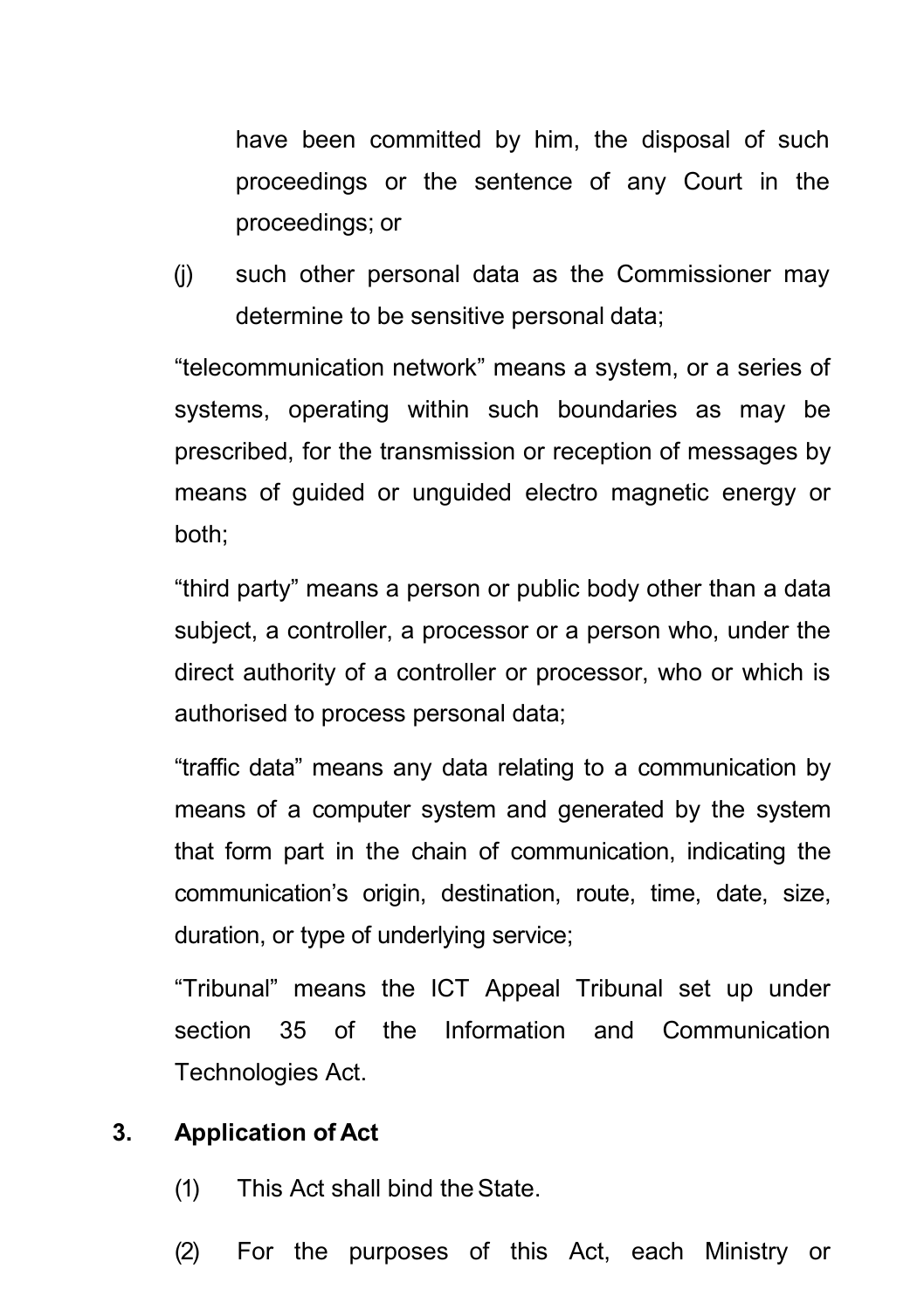have been committed by him, the disposal of such proceedings or the sentence of any Court in the proceedings; or

(j) such other personal data as the Commissioner may determine to be sensitive personal data;

“telecommunication network” means a system, or a series of systems, operating within such boundaries as may be prescribed, for the transmission or reception of messages by means of guided or unguided electro magnetic energy or both;

“third party” means a person or public body other than a data subject, a controller, a processor or a person who, under the direct authority of a controller or processor, who or which is authorised to process personal data;

“traffic data” means any data relating to a communication by means of a computer system and generated by the system that form part in the chain of communication, indicating the communication’s origin, destination, route, time, date, size, duration, or type of underlying service;

“Tribunal” means the ICT Appeal Tribunal set up under section 35 of the Information and Communication Technologies Act.

**3. Application of Act**

(1) This Act shall bind the State.

(2) For the purposes of this Act, each Ministry or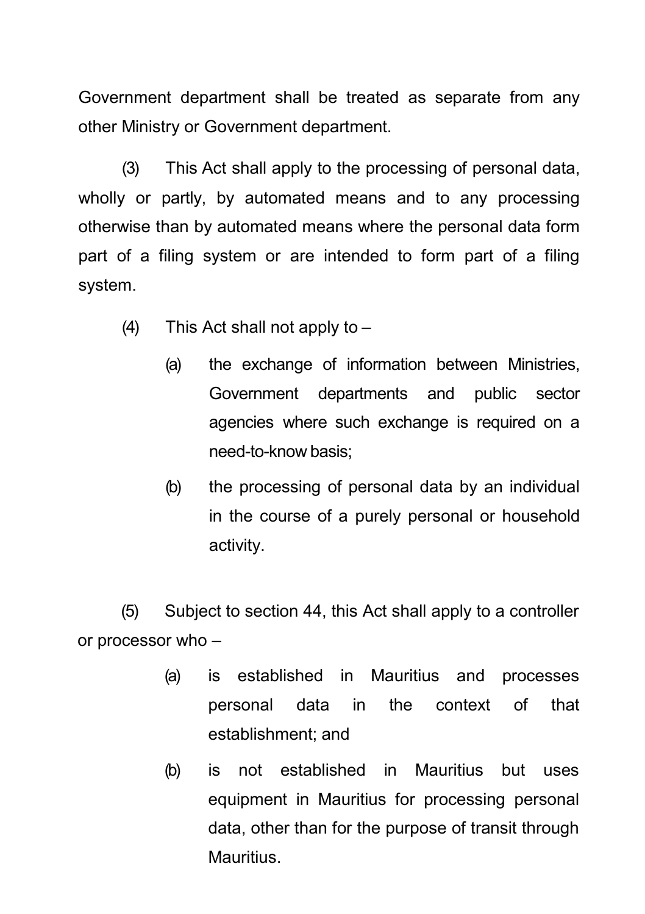Government department shall be treated as separate from any other Ministry or Government department.

(3) This Act shall apply to the processing of personal data, wholly or partly, by automated means and to any processing otherwise than by automated means where the personal data form part of a filing system or are intended to form part of a filing system.

(4) This Act shall not apply to –

(a) the exchange of information between Ministries, Government departments and public sector agencies where such exchange is required on a need-to-know basis;

(b) the processing of personal data by an individual in the course of a purely personal or household activity.

(5) Subject to section 44, this Act shall apply to a controller or processor who –

(a) is established in Mauritius and processes personal data in the context of that establishment; and

(b) is not established in Mauritius but uses equipment in Mauritius for processing personal data, other than for the purpose of transit through Mauritius.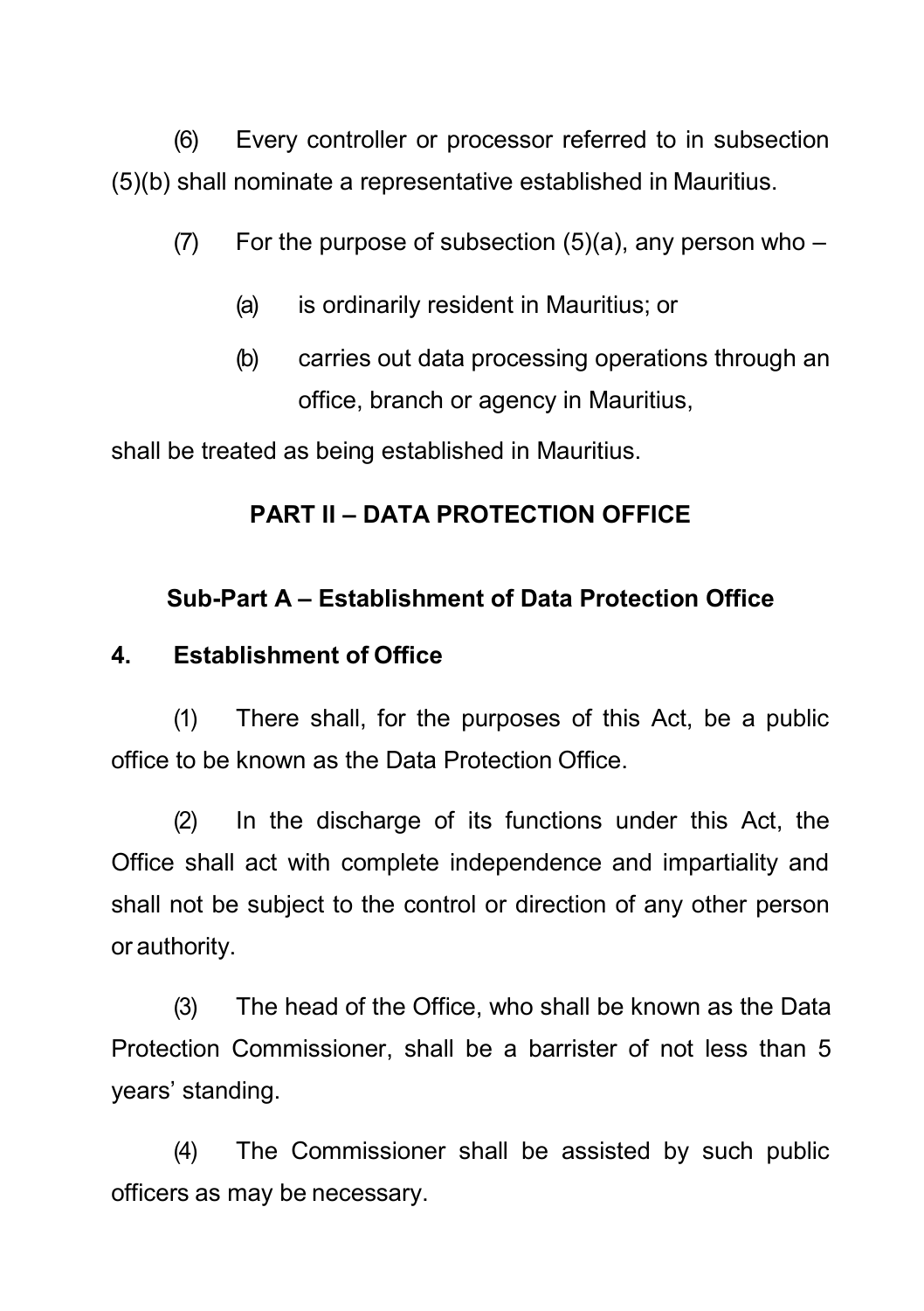(6) Every controller or processor referred to in subsection (5)(b) shall nominate a representative established in Mauritius.

(7) For the purpose of subsection (5)(a), any person who –

(a) is ordinarily resident in Mauritius; or

(b) carries out data processing operations through an office, branch or agency in Mauritius,

shall be treated as being established in Mauritius.

## PART II – DATA PROTECTION OFFICE

### Sub-Part A – Establishment of Data Protection Office

**4. Establishment of Office**

(1) There shall, for the purposes of this Act, be a public office to be known as the Data Protection Office.

(2) In the discharge of its functions under this Act, the Office shall act with complete independence and impartiality and shall not be subject to the control or direction of any other person or authority.

(3) The head of the Office, who shall be known as the Data Protection Commissioner, shall be a barrister of not less than 5 years' standing.

(4) The Commissioner shall be assisted by such public officers as may be necessary.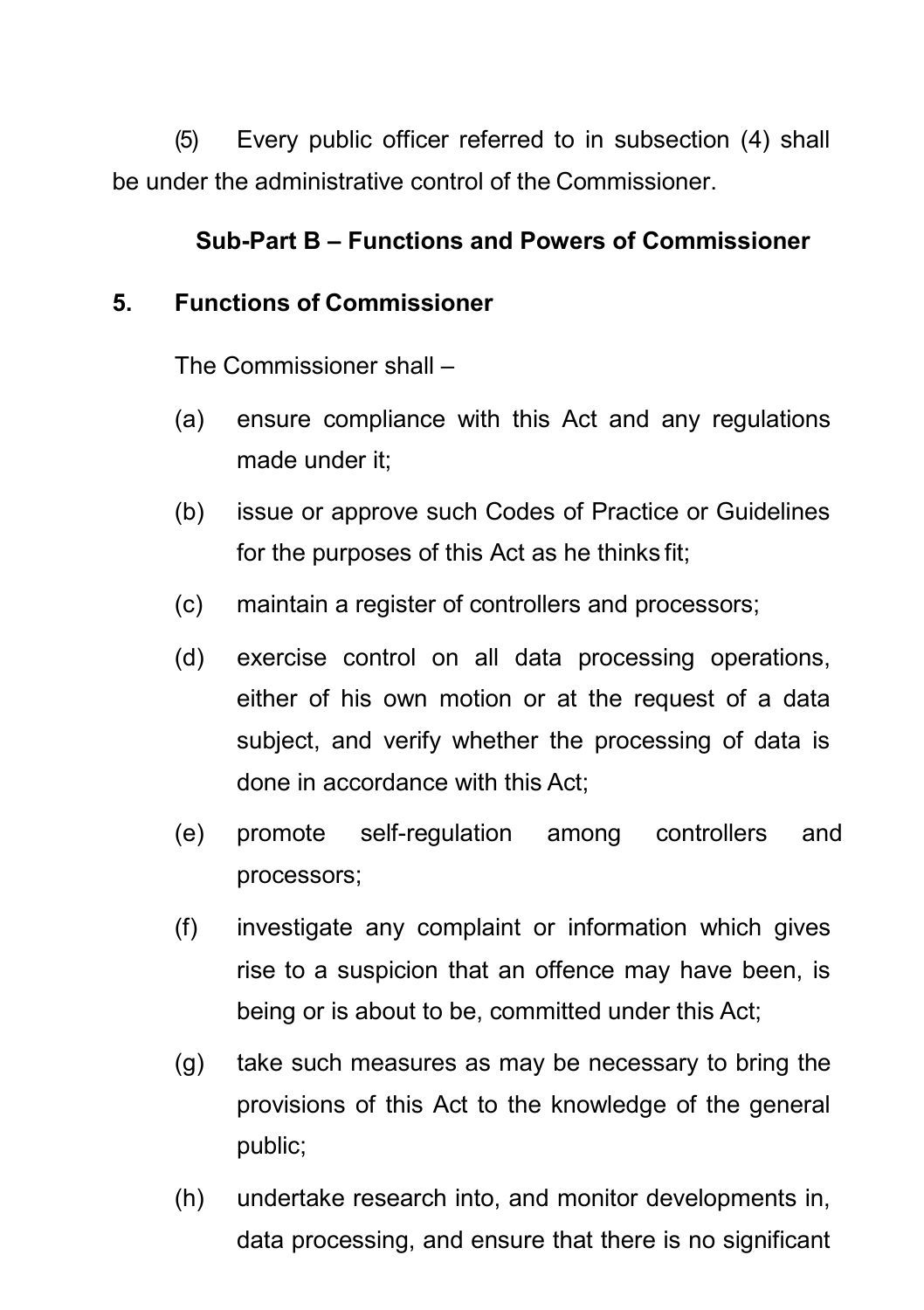(5) Every public officer referred to in subsection (4) shall be under the administrative control of the Commissioner.

### Sub-Part B – Functions and Powers of Commissioner

### 5. Functions of Commissioner

The Commissioner shall –

(a) ensure compliance with this Act and any regulations made under it;

(b) issue or approve such Codes of Practice or Guidelines for the purposes of this Act as he thinks fit;

(c) maintain a register of controllers and processors;

(d) exercise control on all data processing operations, either of his own motion or at the request of a data subject, and verify whether the processing of data is done in accordance with this Act;

(e) promote self-regulation among controllers and processors;

(f) investigate any complaint or information which gives rise to a suspicion that an offence may have been, is being or is about to be, committed under this Act;

(g) take such measures as may be necessary to bring the provisions of this Act to the knowledge of the general public;

(h) undertake research into, and monitor developments in, data processing, and ensure that there is no significant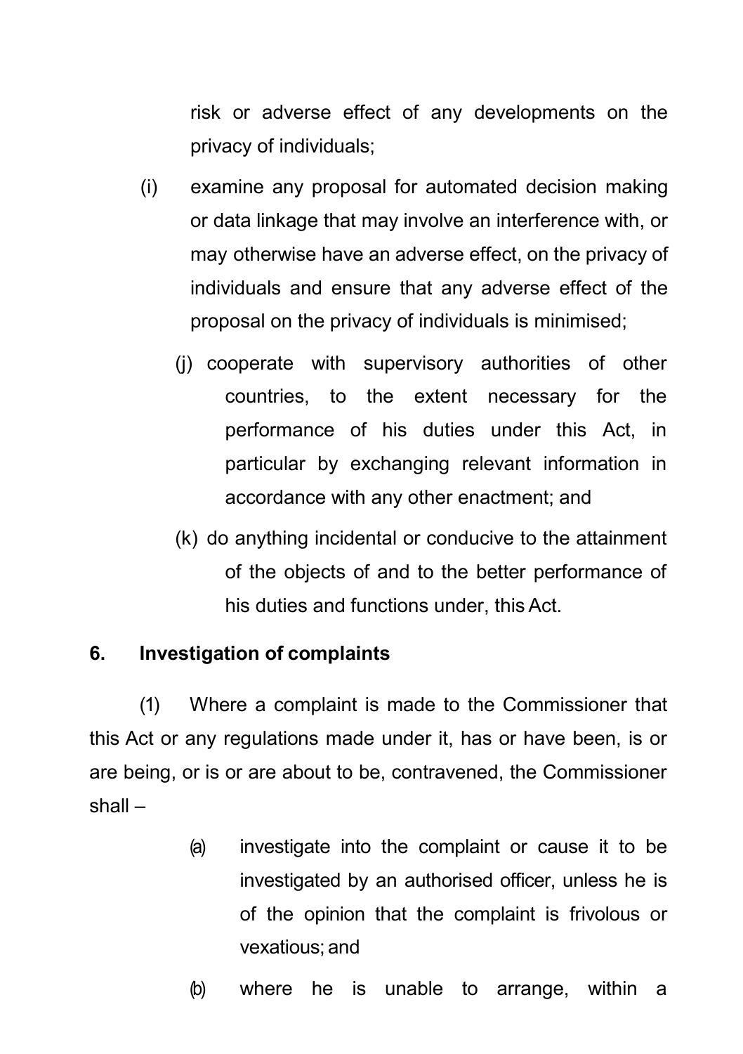risk or adverse effect of any developments on the privacy of individuals;

(i) examine any proposal for automated decision making or data linkage that may involve an interference with, or may otherwise have an adverse effect, on the privacy of individuals and ensure that any adverse effect of the proposal on the privacy of individuals is minimised;

(j) cooperate with supervisory authorities of other countries, to the extent necessary for the performance of his duties under this Act, in particular by exchanging relevant information in accordance with any other enactment; and

(k) do anything incidental or conducive to the attainment of the objects of and to the better performance of his duties and functions under, this Act.

## 6. Investigation of complaints

(1) Where a complaint is made to the Commissioner that this Act or any regulations made under it, has or have been, is or are being, or is or are about to be, contravened, the Commissioner shall –

(a) investigate into the complaint or cause it to be investigated by an authorised officer, unless he is of the opinion that the complaint is frivolous or vexatious; and

(b) where he is unable to arrange, within a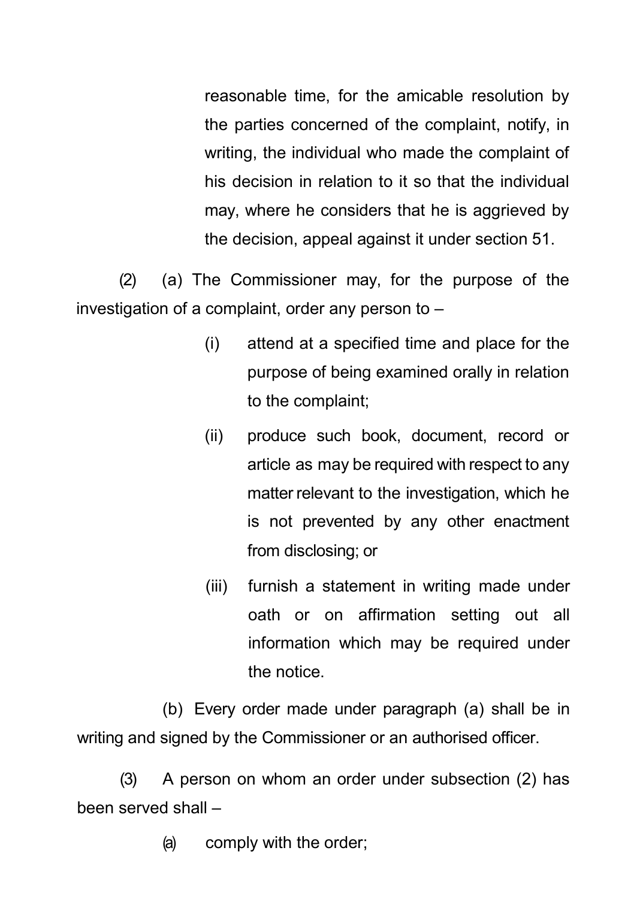reasonable time, for the amicable resolution by the parties concerned of the complaint, notify, in writing, the individual who made the complaint of his decision in relation to it so that the individual may, where he considers that he is aggrieved by the decision, appeal against it under section 51.

(2) (a) The Commissioner may, for the purpose of the investigation of a complaint, order any person to –

(i) attend at a specified time and place for the purpose of being examined orally in relation to the complaint;

(ii) produce such book, document, record or article as may be required with respect to any matter relevant to the investigation, which he is not prevented by any other enactment from disclosing; or

(iii) furnish a statement in writing made under oath or on affirmation setting out all information which may be required under the notice.

(b) Every order made under paragraph (a) shall be in writing and signed by the Commissioner or an authorised officer.

(3) A person on whom an order under subsection (2) has been served shall –

(a) comply with the order;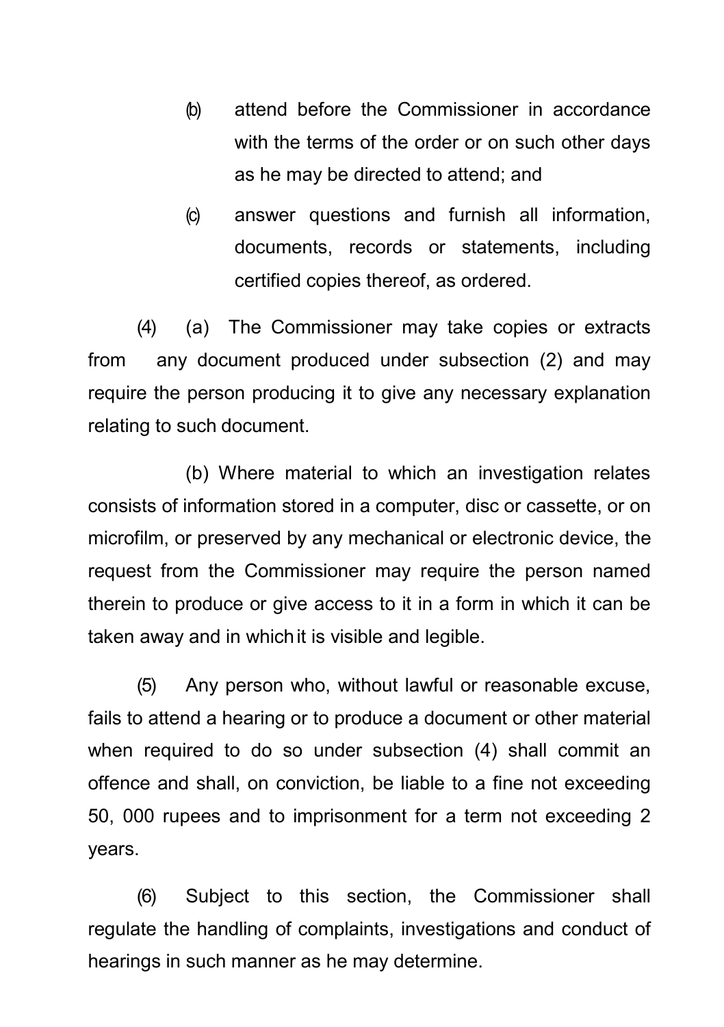(b) attend before the Commissioner in accordance with the terms of the order or on such other days as he may be directed to attend; and

(c) answer questions and furnish all information, documents, records or statements, including certified copies thereof, as ordered.

(4) (a) The Commissioner may take copies or extracts from any document produced under subsection (2) and may require the person producing it to give any necessary explanation relating to such document.

(b) Where material to which an investigation relates consists of information stored in a computer, disc or cassette, or on microfilm, or preserved by any mechanical or electronic device, the request from the Commissioner may require the person named therein to produce or give access to it in a form in which it can be taken away and in which it is visible and legible.

(5) Any person who, without lawful or reasonable excuse, fails to attend a hearing or to produce a document or other material when required to do so under subsection (4) shall commit an offence and shall, on conviction, be liable to a fine not exceeding 50, 000 rupees and to imprisonment for a term not exceeding 2 years.

(6) Subject to this section, the Commissioner shall regulate the handling of complaints, investigations and conduct of hearings in such manner as he may determine.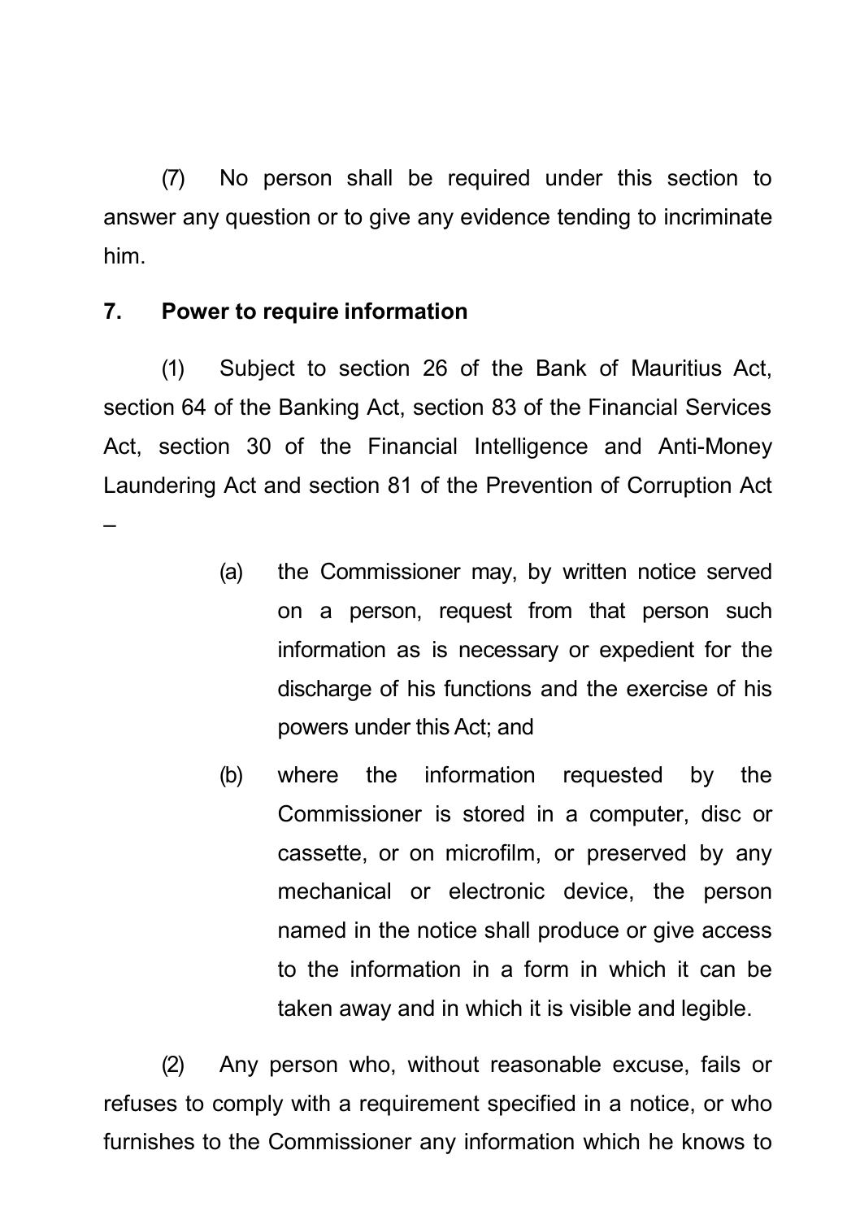(7) No person shall be required under this section to answer any question or to give any evidence tending to incriminate him.

### 7. Power to require information

(1) Subject to section 26 of the Bank of Mauritius Act, section 64 of the Banking Act, section 83 of the Financial Services Act, section 30 of the Financial Intelligence and Anti-Money Laundering Act and section 81 of the Prevention of Corruption Act –

(a) the Commissioner may, by written notice served on a person, request from that person such information as is necessary or expedient for the discharge of his functions and the exercise of his powers under this Act; and

(b) where the information requested by the Commissioner is stored in a computer, disc or cassette, or on microfilm, or preserved by any mechanical or electronic device, the person named in the notice shall produce or give access to the information in a form in which it can be taken away and in which it is visible and legible.

(2) Any person who, without reasonable excuse, fails or refuses to comply with a requirement specified in a notice, or who furnishes to the Commissioner any information which he knows to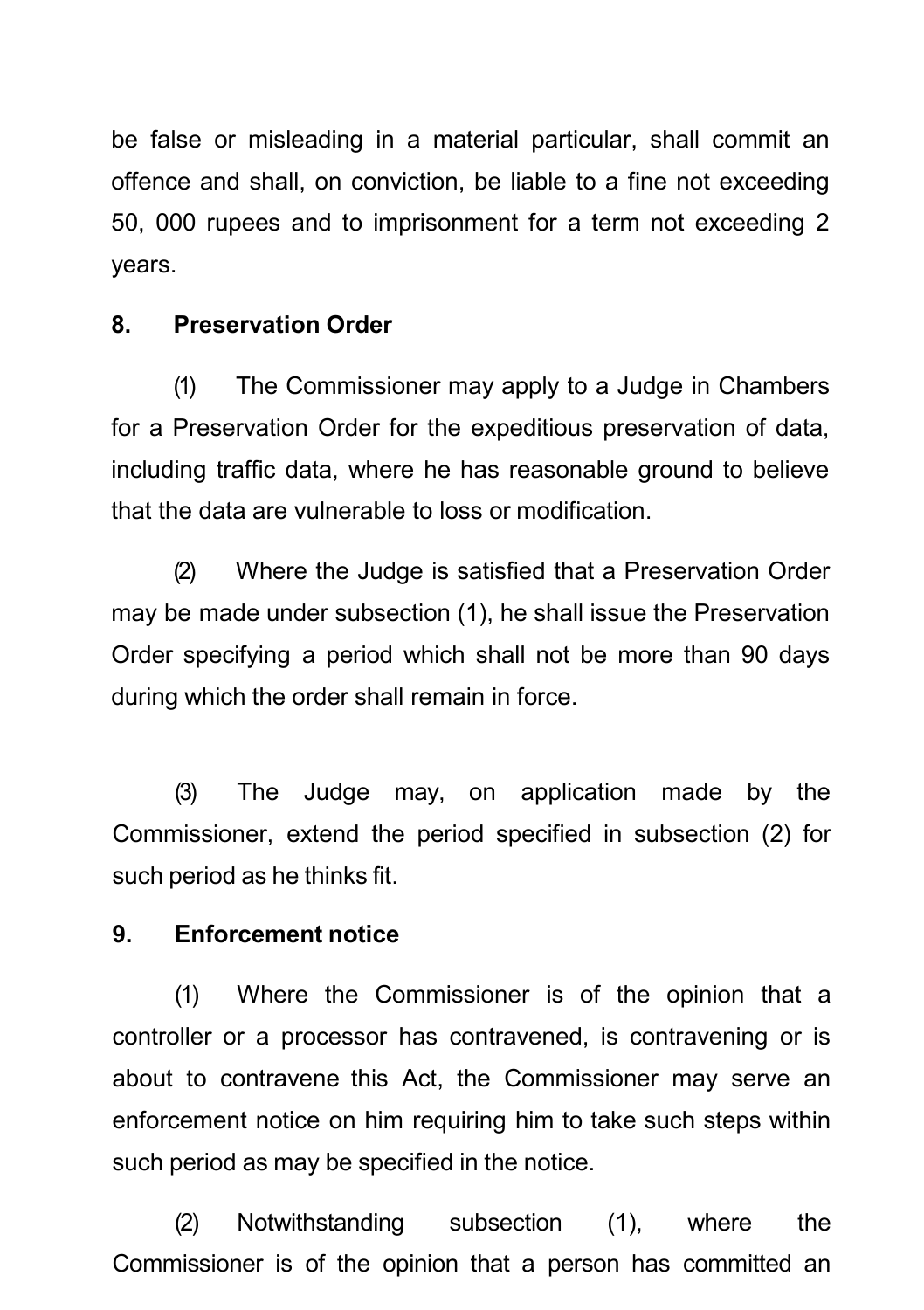be false or misleading in a material particular, shall commit an offence and shall, on conviction, be liable to a fine not exceeding 50, 000 rupees and to imprisonment for a term not exceeding 2 years.

**8. Preservation Order**

(1) The Commissioner may apply to a Judge in Chambers for a Preservation Order for the expeditious preservation of data, including traffic data, where he has reasonable ground to believe that the data are vulnerable to loss or modification.

(2) Where the Judge is satisfied that a Preservation Order may be made under subsection (1), he shall issue the Preservation Order specifying a period which shall not be more than 90 days during which the order shall remain in force.

(3) The Judge may, on application made by the Commissioner, extend the period specified in subsection (2) for such period as he thinks fit.

**9. Enforcement notice**

(1) Where the Commissioner is of the opinion that a controller or a processor has contravened, is contravening or is about to contravene this Act, the Commissioner may serve an enforcement notice on him requiring him to take such steps within such period as may be specified in the notice.

(2) Notwithstanding subsection (1), where the Commissioner is of the opinion that a person has committed an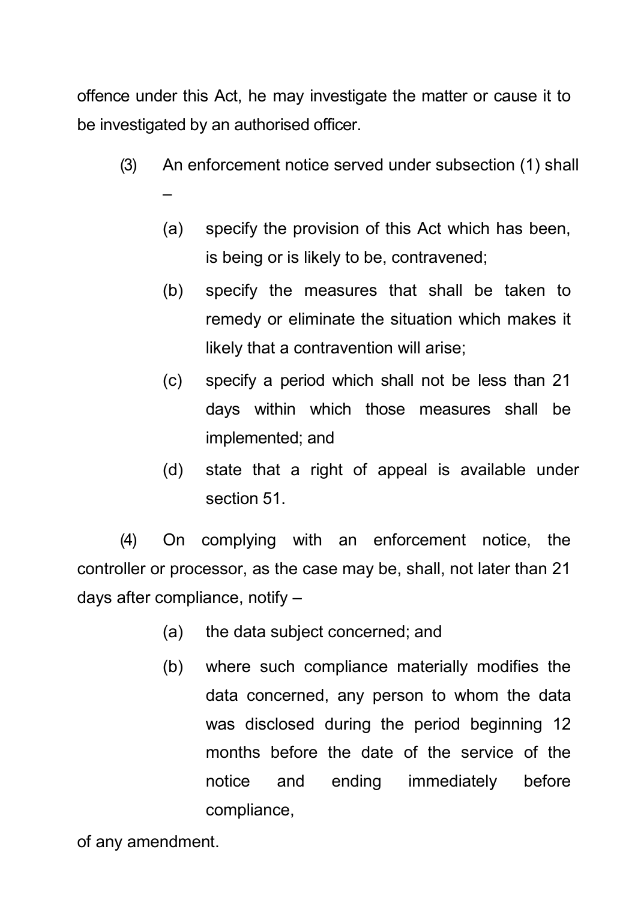offence under this Act, he may investigate the matter or cause it to be investigated by an authorised officer.

(3) An enforcement notice served under subsection (1) shall –

(a) specify the provision of this Act which has been, is being or is likely to be, contravened;

(b) specify the measures that shall be taken to remedy or eliminate the situation which makes it likely that a contravention will arise;

(c) specify a period which shall not be less than 21 days within which those measures shall be implemented; and

(d) state that a right of appeal is available under section 51.

(4) On complying with an enforcement notice, the controller or processor, as the case may be, shall, not later than 21 days after compliance, notify –

(a) the data subject concerned; and

(b) where such compliance materially modifies the data concerned, any person to whom the data was disclosed during the period beginning 12 months before the date of the service of the notice and ending immediately before compliance,

of any amendment.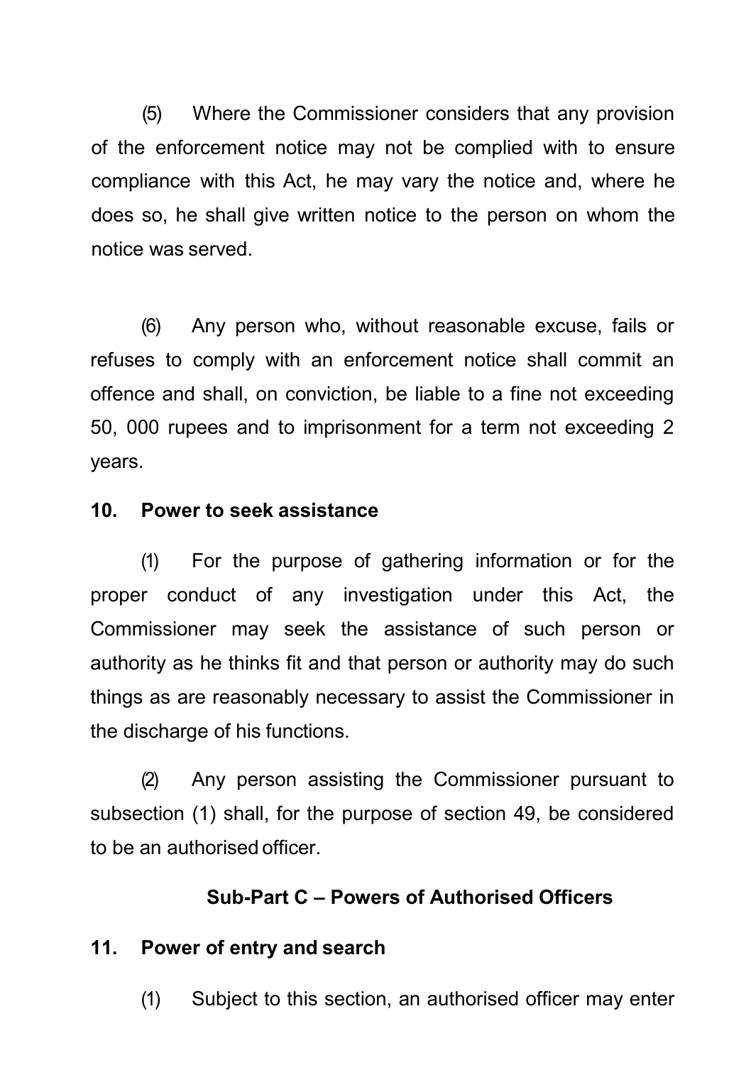(5) Where the Commissioner considers that any provision of the enforcement notice may not be complied with to ensure compliance with this Act, he may vary the notice and, where he does so, he shall give written notice to the person on whom the notice was served.

(6) Any person who, without reasonable excuse, fails or refuses to comply with an enforcement notice shall commit an offence and shall, on conviction, be liable to a fine not exceeding 50, 000 rupees and to imprisonment for a term not exceeding 2 years.

**10. Power to seek assistance**

(1) For the purpose of gathering information or for the proper conduct of any investigation under this Act, the Commissioner may seek the assistance of such person or authority as he thinks fit and that person or authority may do such things as are reasonably necessary to assist the Commissioner in the discharge of his functions.

(2) Any person assisting the Commissioner pursuant to subsection (1) shall, for the purpose of section 49, be considered to be an authorised officer.

## Sub-Part C – Powers of Authorised Officers

**11. Power of entry and search**

(1) Subject to this section, an authorised officer may enter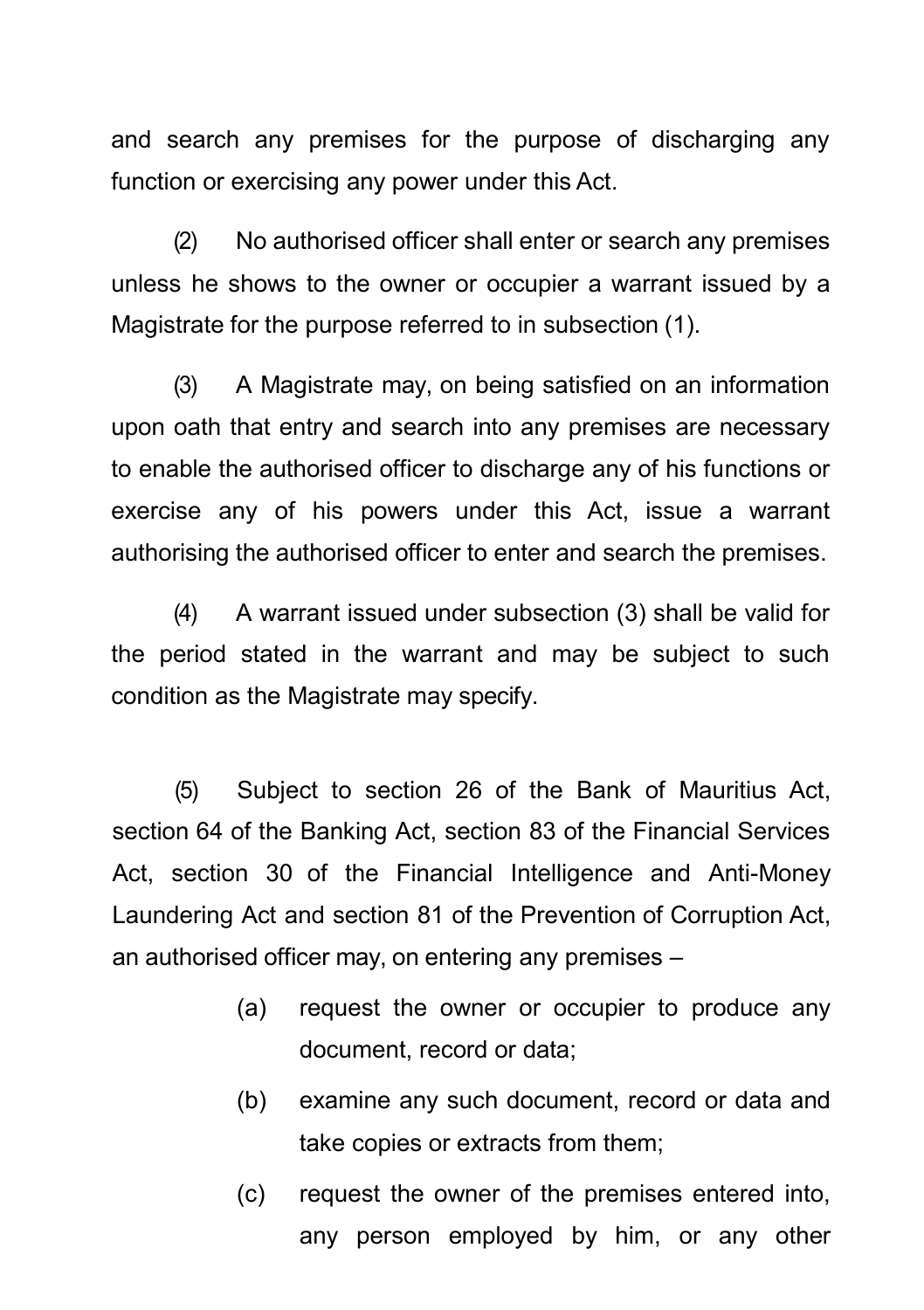and search any premises for the purpose of discharging any function or exercising any power under this Act.

(2) No authorised officer shall enter or search any premises unless he shows to the owner or occupier a warrant issued by a Magistrate for the purpose referred to in subsection (1).

(3) A Magistrate may, on being satisfied on an information upon oath that entry and search into any premises are necessary to enable the authorised officer to discharge any of his functions or exercise any of his powers under this Act, issue a warrant authorising the authorised officer to enter and search the premises.

(4) A warrant issued under subsection (3) shall be valid for the period stated in the warrant and may be subject to such condition as the Magistrate may specify.

(5) Subject to section 26 of the Bank of Mauritius Act, section 64 of the Banking Act, section 83 of the Financial Services Act, section 30 of the Financial Intelligence and Anti-Money Laundering Act and section 81 of the Prevention of Corruption Act, an authorised officer may, on entering any premises –

- (a) request the owner or occupier to produce any document, record or data;
- (b) examine any such document, record or data and take copies or extracts from them;
- (c) request the owner of the premises entered into, any person employed by him, or any other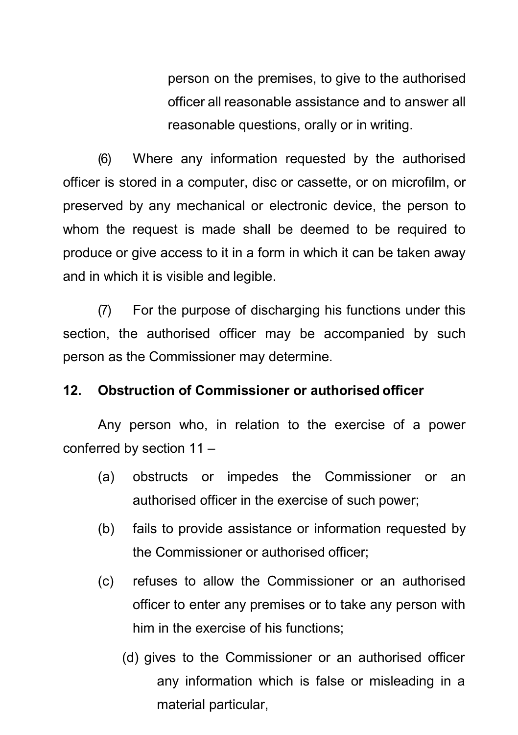person on the premises, to give to the authorised officer all reasonable assistance and to answer all reasonable questions, orally or in writing.

(6) Where any information requested by the authorised officer is stored in a computer, disc or cassette, or on microfilm, or preserved by any mechanical or electronic device, the person to whom the request is made shall be deemed to be required to produce or give access to it in a form in which it can be taken away and in which it is visible and legible.

(7) For the purpose of discharging his functions under this section, the authorised officer may be accompanied by such person as the Commissioner may determine.

**12. Obstruction of Commissioner or authorised officer**

Any person who, in relation to the exercise of a power conferred by section 11 –

(a) obstructs or impedes the Commissioner or an authorised officer in the exercise of such power;

(b) fails to provide assistance or information requested by the Commissioner or authorised officer;

(c) refuses to allow the Commissioner or an authorised officer to enter any premises or to take any person with him in the exercise of his functions;

(d) gives to the Commissioner or an authorised officer any information which is false or misleading in a material particular,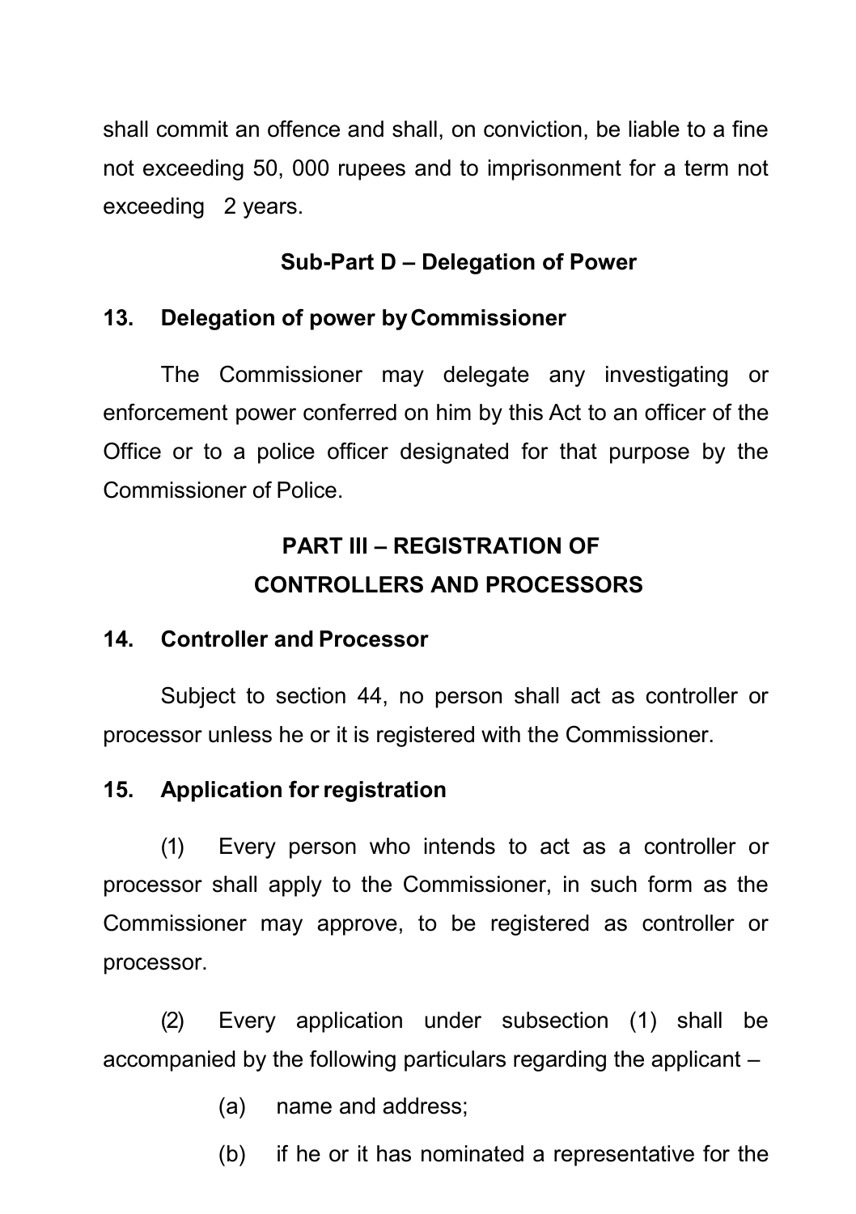shall commit an offence and shall, on conviction, be liable to a fine not exceeding 50, 000 rupees and to imprisonment for a term not exceeding 2 years.

### Sub-Part D – Delegation of Power

**13. Delegation of power by Commissioner**

The Commissioner may delegate any investigating or enforcement power conferred on him by this Act to an officer of the Office or to a police officer designated for that purpose by the Commissioner of Police.

## PART III – REGISTRATION OF CONTROLLERS AND PROCESSORS

**14. Controller and Processor**

Subject to section 44, no person shall act as controller or processor unless he or it is registered with the Commissioner.

**15. Application for registration**

(1) Every person who intends to act as a controller or processor shall apply to the Commissioner, in such form as the Commissioner may approve, to be registered as controller or processor.

(2) Every application under subsection (1) shall be accompanied by the following particulars regarding the applicant –

(a) name and address;

(b) if he or it has nominated a representative for the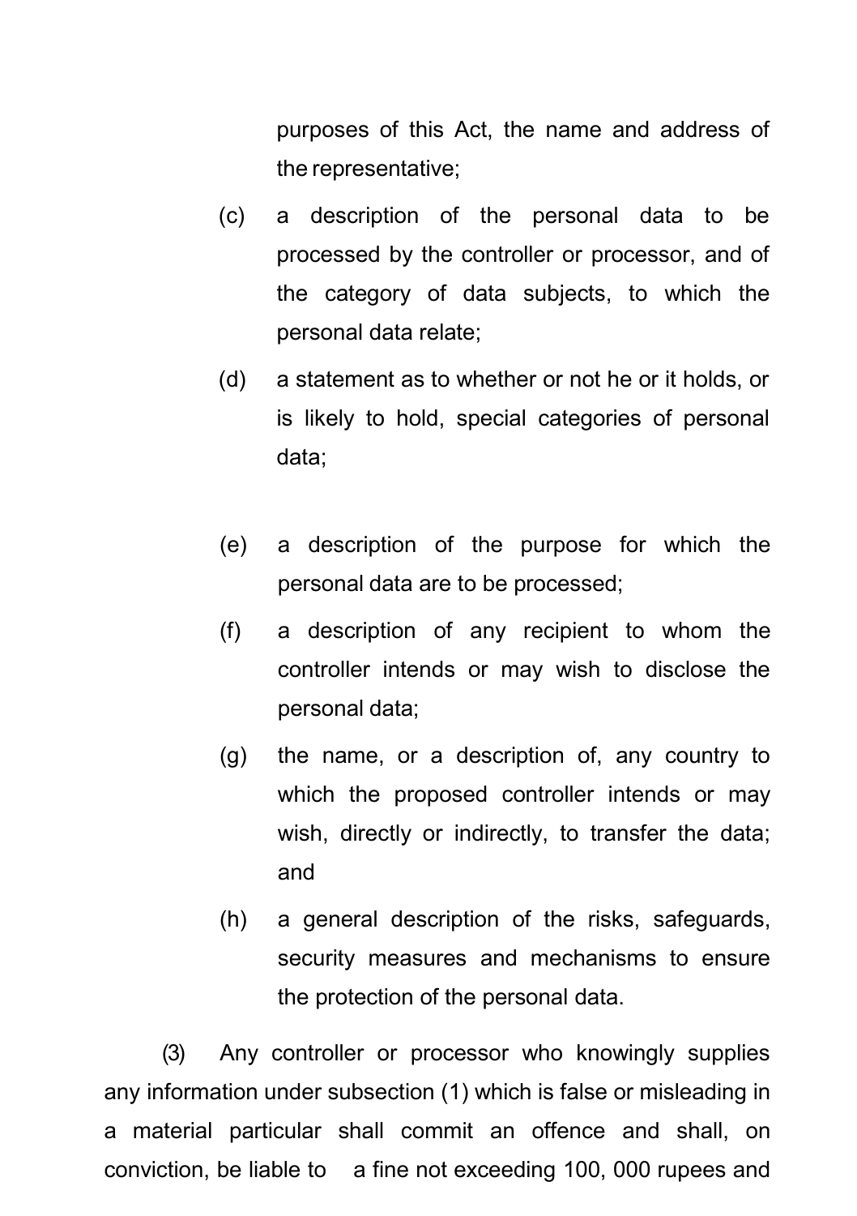purposes of this Act, the name and address of the representative;

(c) a description of the personal data to be processed by the controller or processor, and of the category of data subjects, to which the personal data relate;

(d) a statement as to whether or not he or it holds, or is likely to hold, special categories of personal data;

(e) a description of the purpose for which the personal data are to be processed;

(f) a description of any recipient to whom the controller intends or may wish to disclose the personal data;

(g) the name, or a description of, any country to which the proposed controller intends or may wish, directly or indirectly, to transfer the data; and

(h) a general description of the risks, safeguards, security measures and mechanisms to ensure the protection of the personal data.

(3) Any controller or processor who knowingly supplies any information under subsection (1) which is false or misleading in a material particular shall commit an offence and shall, on conviction, be liable to a fine not exceeding 100, 000 rupees and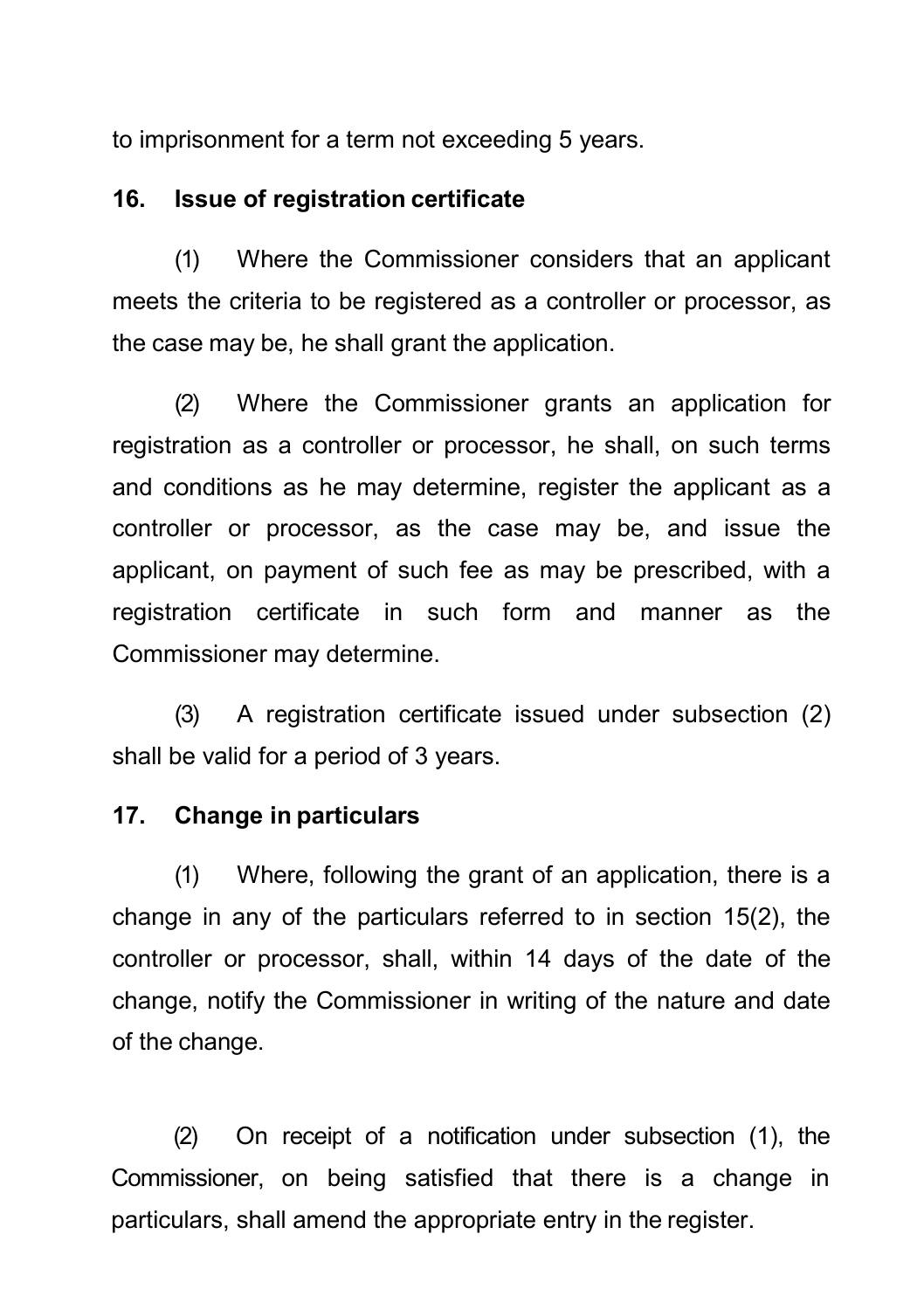to imprisonment for a term not exceeding 5 years.

**16. Issue of registration certificate**

(1) Where the Commissioner considers that an applicant meets the criteria to be registered as a controller or processor, as the case may be, he shall grant the application.

(2) Where the Commissioner grants an application for registration as a controller or processor, he shall, on such terms and conditions as he may determine, register the applicant as a controller or processor, as the case may be, and issue the applicant, on payment of such fee as may be prescribed, with a registration certificate in such form and manner as the Commissioner may determine.

(3) A registration certificate issued under subsection (2) shall be valid for a period of 3 years.

**17. Change in particulars**

(1) Where, following the grant of an application, there is a change in any of the particulars referred to in section 15(2), the controller or processor, shall, within 14 days of the date of the change, notify the Commissioner in writing of the nature and date of the change.

(2) On receipt of a notification under subsection (1), the Commissioner, on being satisfied that there is a change in particulars, shall amend the appropriate entry in the register.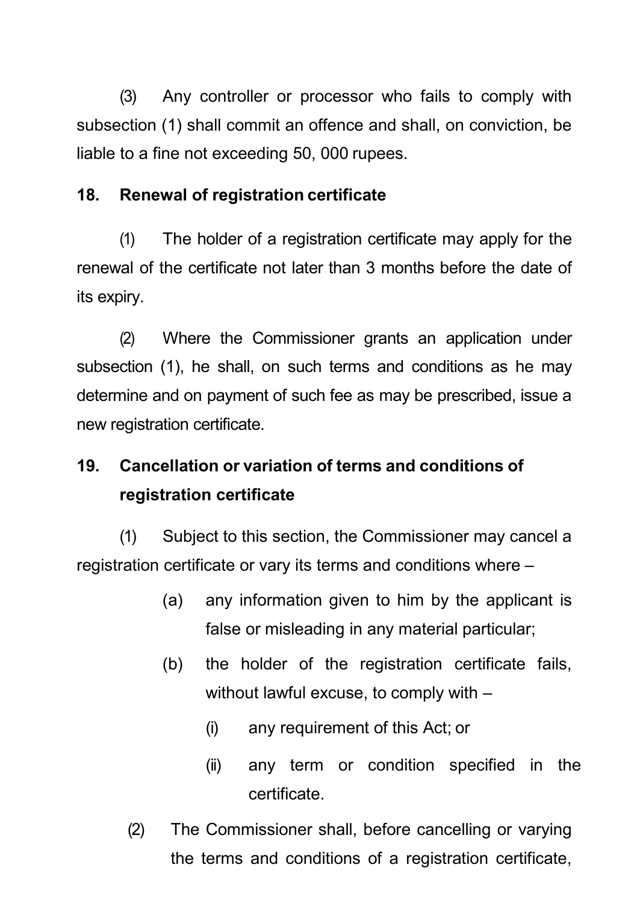(3) Any controller or processor who fails to comply with subsection (1) shall commit an offence and shall, on conviction, be liable to a fine not exceeding 50, 000 rupees.

**18. Renewal of registration certificate**

(1) The holder of a registration certificate may apply for the renewal of the certificate not later than 3 months before the date of its expiry.

(2) Where the Commissioner grants an application under subsection (1), he shall, on such terms and conditions as he may determine and on payment of such fee as may be prescribed, issue a new registration certificate.

**19. Cancellation or variation of terms and conditions of registration certificate**

(1) Subject to this section, the Commissioner may cancel a registration certificate or vary its terms and conditions where –

- (a) any information given to him by the applicant is false or misleading in any material particular;
- (b) the holder of the registration certificate fails, without lawful excuse, to comply with –
  - (i) any requirement of this Act; or
  - (ii) any term or condition specified in the certificate.

(2) The Commissioner shall, before cancelling or varying the terms and conditions of a registration certificate,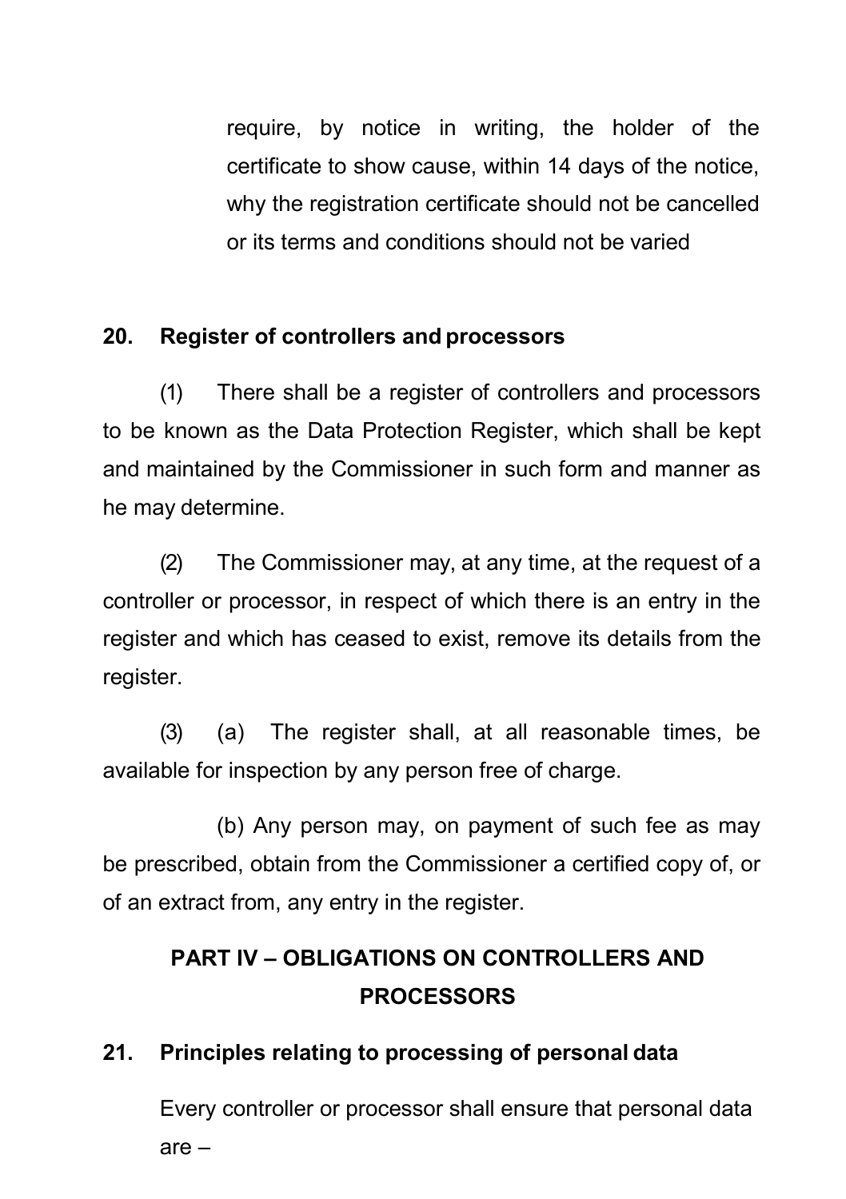require, by notice in writing, the holder of the certificate to show cause, within 14 days of the notice, why the registration certificate should not be cancelled or its terms and conditions should not be varied

## 20. Register of controllers and processors

(1) There shall be a register of controllers and processors to be known as the Data Protection Register, which shall be kept and maintained by the Commissioner in such form and manner as he may determine.

(2) The Commissioner may, at any time, at the request of a controller or processor, in respect of which there is an entry in the register and which has ceased to exist, remove its details from the register.

(3) (a) The register shall, at all reasonable times, be available for inspection by any person free of charge.

(b) Any person may, on payment of such fee as may be prescribed, obtain from the Commissioner a certified copy of, or of an extract from, any entry in the register.

# PART IV – OBLIGATIONS ON CONTROLLERS AND PROCESSORS

## 21. Principles relating to processing of personal data

Every controller or processor shall ensure that personal data are –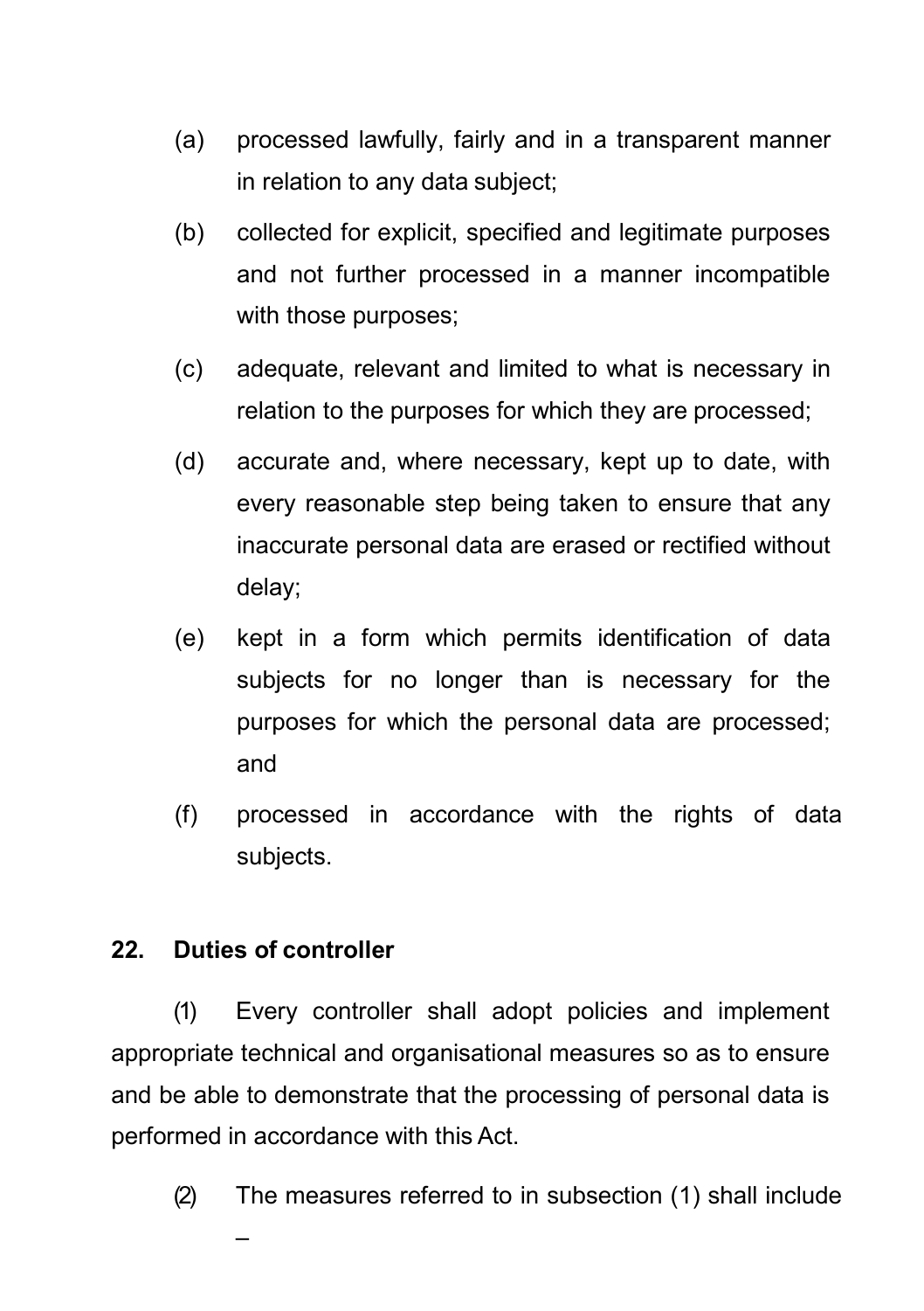(a) processed lawfully, fairly and in a transparent manner in relation to any data subject;

(b) collected for explicit, specified and legitimate purposes and not further processed in a manner incompatible with those purposes;

(c) adequate, relevant and limited to what is necessary in relation to the purposes for which they are processed;

(d) accurate and, where necessary, kept up to date, with every reasonable step being taken to ensure that any inaccurate personal data are erased or rectified without delay;

(e) kept in a form which permits identification of data subjects for no longer than is necessary for the purposes for which the personal data are processed; and

(f) processed in accordance with the rights of data subjects.

**22. Duties of controller**

(1) Every controller shall adopt policies and implement appropriate technical and organisational measures so as to ensure and be able to demonstrate that the processing of personal data is performed in accordance with this Act.

(2) The measures referred to in subsection (1) shall include –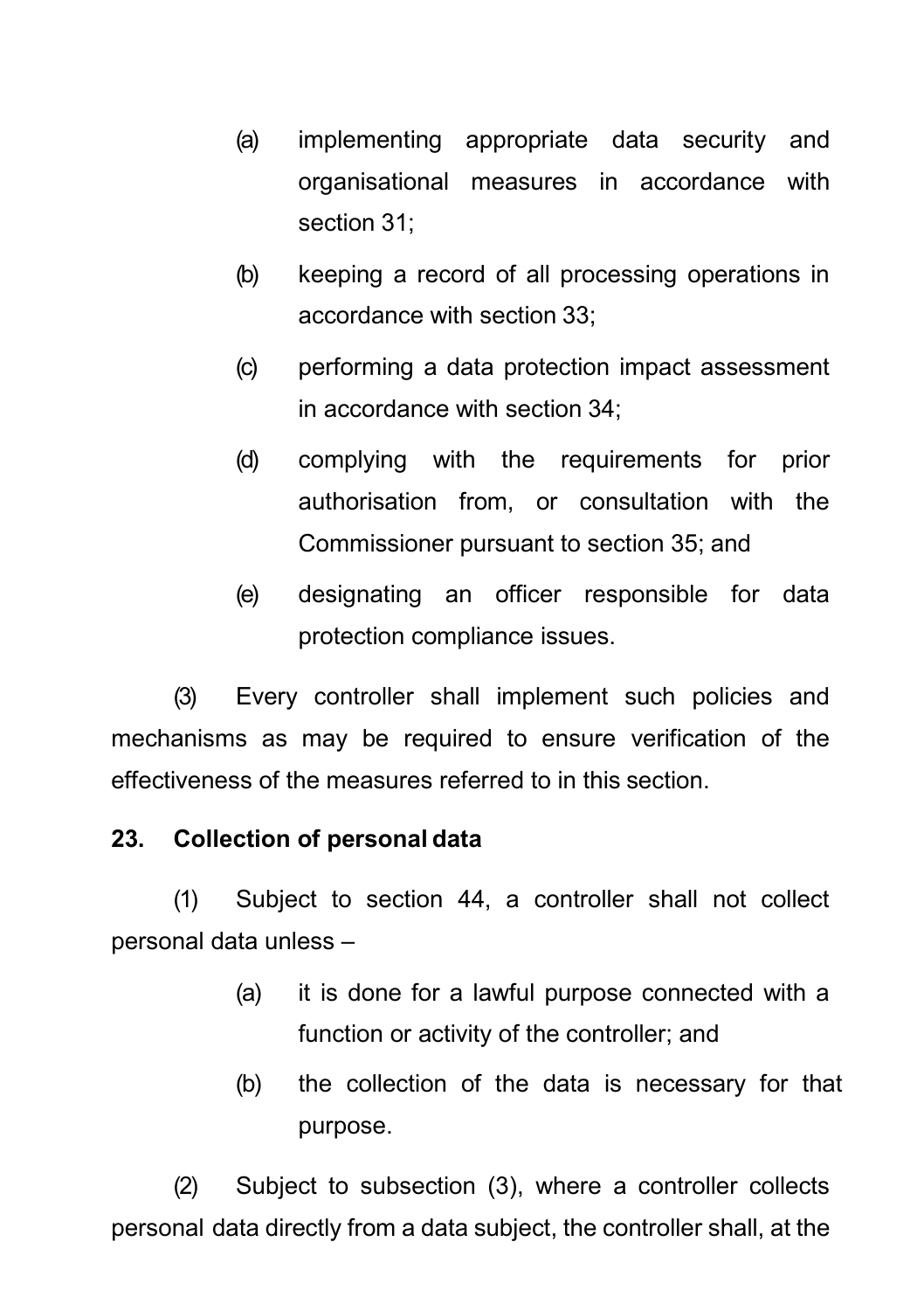(a) implementing appropriate data security and organisational measures in accordance with section 31;

(b) keeping a record of all processing operations in accordance with section 33;

(c) performing a data protection impact assessment in accordance with section 34;

(d) complying with the requirements for prior authorisation from, or consultation with the Commissioner pursuant to section 35; and

(e) designating an officer responsible for data protection compliance issues.

(3) Every controller shall implement such policies and mechanisms as may be required to ensure verification of the effectiveness of the measures referred to in this section.

**23. Collection of personal data**

(1) Subject to section 44, a controller shall not collect personal data unless –

(a) it is done for a lawful purpose connected with a function or activity of the controller; and

(b) the collection of the data is necessary for that purpose.

(2) Subject to subsection (3), where a controller collects personal data directly from a data subject, the controller shall, at the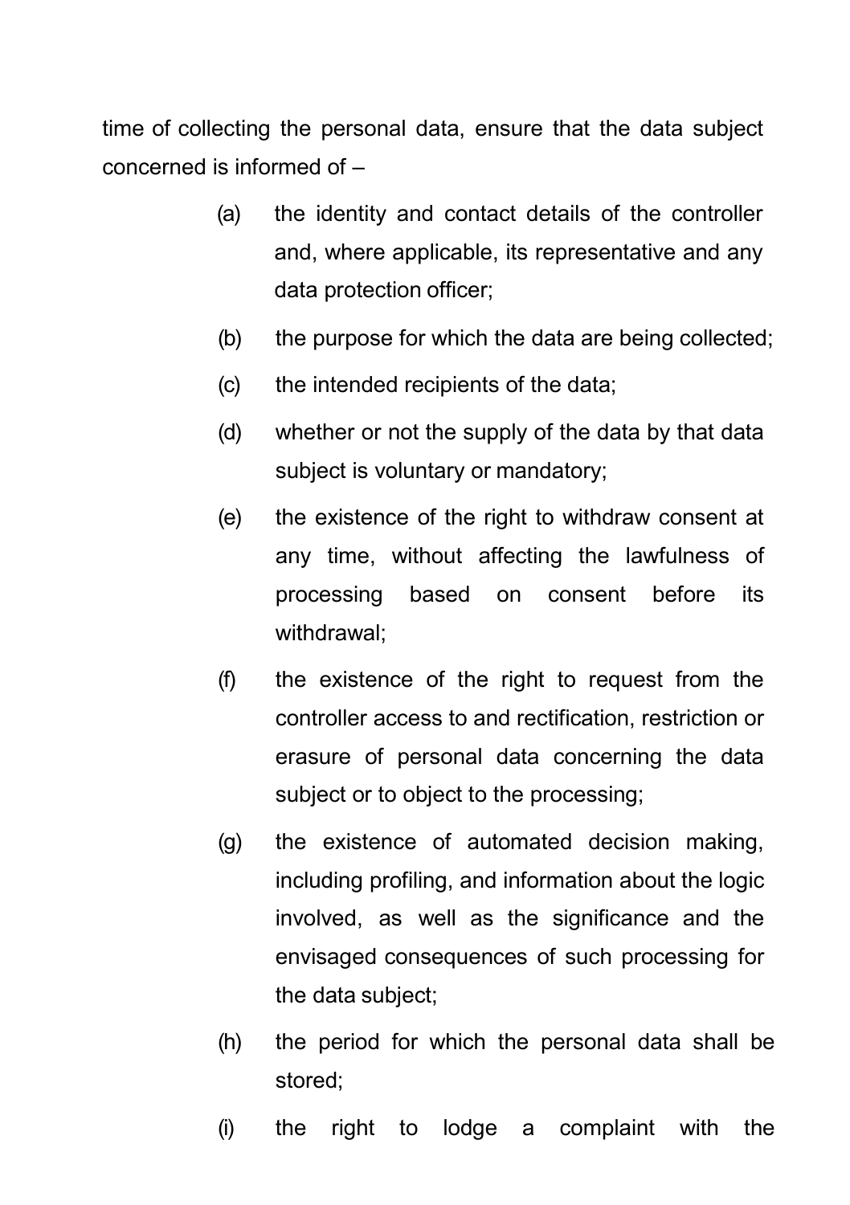time of collecting the personal data, ensure that the data subject concerned is informed of –

(a) the identity and contact details of the controller and, where applicable, its representative and any data protection officer;

(b) the purpose for which the data are being collected;

(c) the intended recipients of the data;

(d) whether or not the supply of the data by that data subject is voluntary or mandatory;

(e) the existence of the right to withdraw consent at any time, without affecting the lawfulness of processing based on consent before its withdrawal;

(f) the existence of the right to request from the controller access to and rectification, restriction or erasure of personal data concerning the data subject or to object to the processing;

(g) the existence of automated decision making, including profiling, and information about the logic involved, as well as the significance and the envisaged consequences of such processing for the data subject;

(h) the period for which the personal data shall be stored;

(i) the right to lodge a complaint with the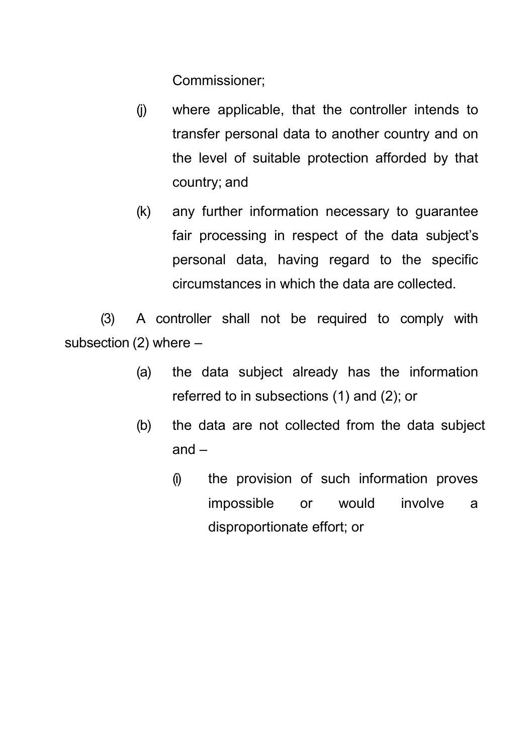Commissioner;

(j) where applicable, that the controller intends to transfer personal data to another country and on the level of suitable protection afforded by that country; and

(k) any further information necessary to guarantee fair processing in respect of the data subject's personal data, having regard to the specific circumstances in which the data are collected.

(3) A controller shall not be required to comply with subsection (2) where –

(a) the data subject already has the information referred to in subsections (1) and (2); or

(b) the data are not collected from the data subject and –

(i) the provision of such information proves impossible or would involve a disproportionate effort; or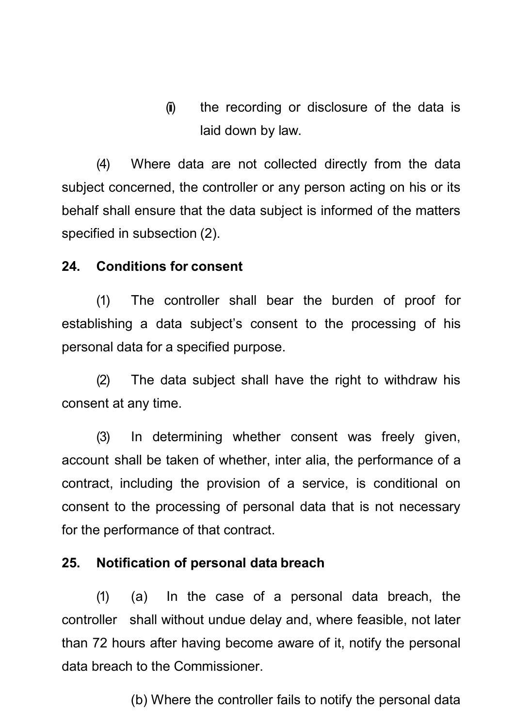(ii) the recording or disclosure of the data is laid down by law.

(4) Where data are not collected directly from the data subject concerned, the controller or any person acting on his or its behalf shall ensure that the data subject is informed of the matters specified in subsection (2).

**24. Conditions for consent**

(1) The controller shall bear the burden of proof for establishing a data subject's consent to the processing of his personal data for a specified purpose.

(2) The data subject shall have the right to withdraw his consent at any time.

(3) In determining whether consent was freely given, account shall be taken of whether, inter alia, the performance of a contract, including the provision of a service, is conditional on consent to the processing of personal data that is not necessary for the performance of that contract.

**25. Notification of personal data breach**

(1) (a) In the case of a personal data breach, the controller shall without undue delay and, where feasible, not later than 72 hours after having become aware of it, notify the personal data breach to the Commissioner.

(b) Where the controller fails to notify the personal data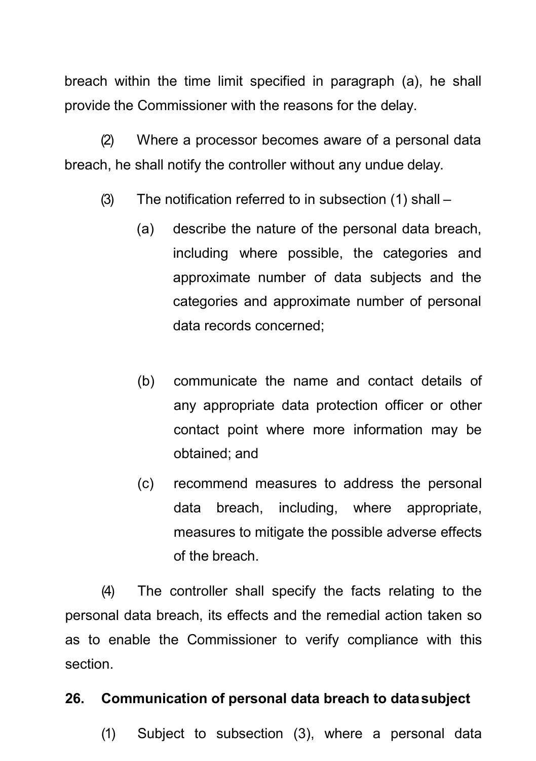breach within the time limit specified in paragraph (a), he shall provide the Commissioner with the reasons for the delay.

(2) Where a processor becomes aware of a personal data breach, he shall notify the controller without any undue delay.

(3) The notification referred to in subsection (1) shall –

(a) describe the nature of the personal data breach, including where possible, the categories and approximate number of data subjects and the categories and approximate number of personal data records concerned;

(b) communicate the name and contact details of any appropriate data protection officer or other contact point where more information may be obtained; and

(c) recommend measures to address the personal data breach, including, where appropriate, measures to mitigate the possible adverse effects of the breach.

(4) The controller shall specify the facts relating to the personal data breach, its effects and the remedial action taken so as to enable the Commissioner to verify compliance with this section.

**26. Communication of personal data breach to data subject**

(1) Subject to subsection (3), where a personal data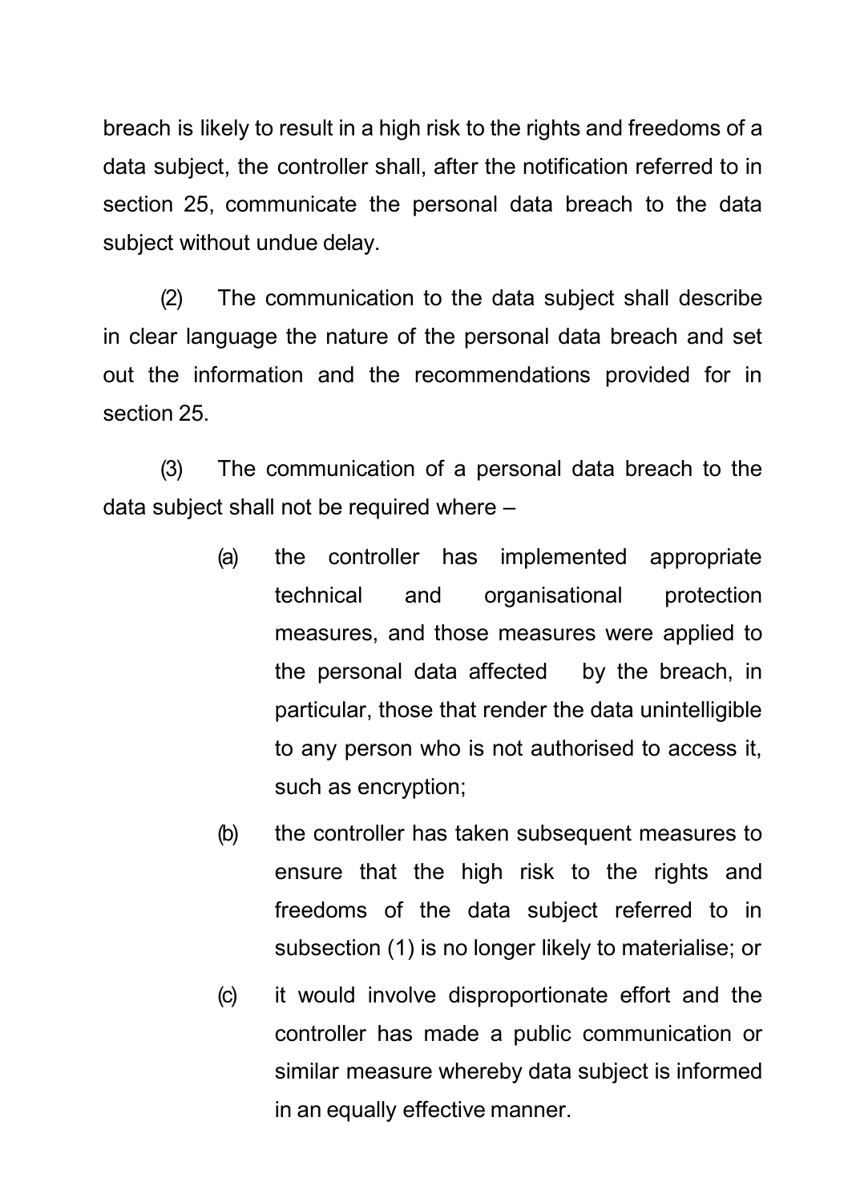breach is likely to result in a high risk to the rights and freedoms of a data subject, the controller shall, after the notification referred to in section 25, communicate the personal data breach to the data subject without undue delay.

(2) The communication to the data subject shall describe in clear language the nature of the personal data breach and set out the information and the recommendations provided for in section 25.

(3) The communication of a personal data breach to the data subject shall not be required where –

(a) the controller has implemented appropriate technical and organisational protection measures, and those measures were applied to the personal data affected by the breach, in particular, those that render the data unintelligible to any person who is not authorised to access it, such as encryption;

(b) the controller has taken subsequent measures to ensure that the high risk to the rights and freedoms of the data subject referred to in subsection (1) is no longer likely to materialise; or

(c) it would involve disproportionate effort and the controller has made a public communication or similar measure whereby data subject is informed in an equally effective manner.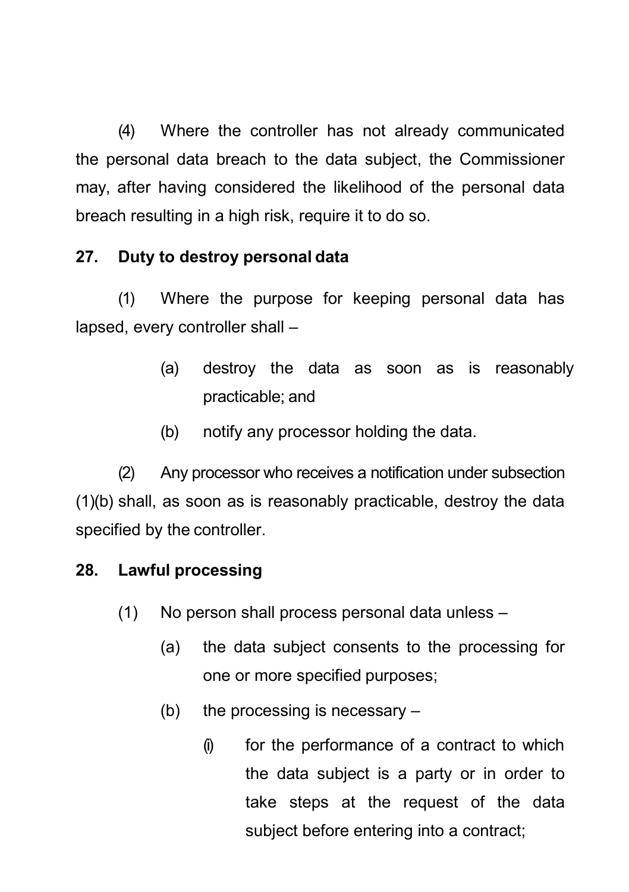(4) Where the controller has not already communicated the personal data breach to the data subject, the Commissioner may, after having considered the likelihood of the personal data breach resulting in a high risk, require it to do so.

**27. Duty to destroy personal data**

(1) Where the purpose for keeping personal data has lapsed, every controller shall –

(a) destroy the data as soon as is reasonably practicable; and

(b) notify any processor holding the data.

(2) Any processor who receives a notification under subsection (1)(b) shall, as soon as is reasonably practicable, destroy the data specified by the controller.

**28. Lawful processing**

(1) No person shall process personal data unless –

(a) the data subject consents to the processing for one or more specified purposes;

(b) the processing is necessary –

(i) for the performance of a contract to which the data subject is a party or in order to take steps at the request of the data subject before entering into a contract;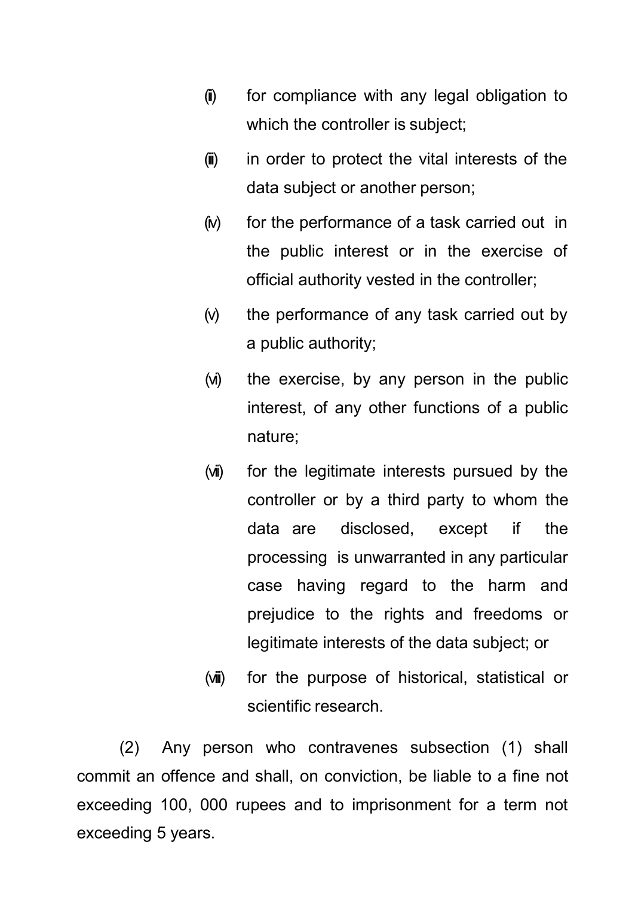(ii) for compliance with any legal obligation to which the controller is subject;

(iii) in order to protect the vital interests of the data subject or another person;

(iv) for the performance of a task carried out in the public interest or in the exercise of official authority vested in the controller;

(v) the performance of any task carried out by a public authority;

(vi) the exercise, by any person in the public interest, of any other functions of a public nature;

(vii) for the legitimate interests pursued by the controller or by a third party to whom the data are disclosed, except if the processing is unwarranted in any particular case having regard to the harm and prejudice to the rights and freedoms or legitimate interests of the data subject; or

(viii) for the purpose of historical, statistical or scientific research.

(2) Any person who contravenes subsection (1) shall commit an offence and shall, on conviction, be liable to a fine not exceeding 100, 000 rupees and to imprisonment for a term not exceeding 5 years.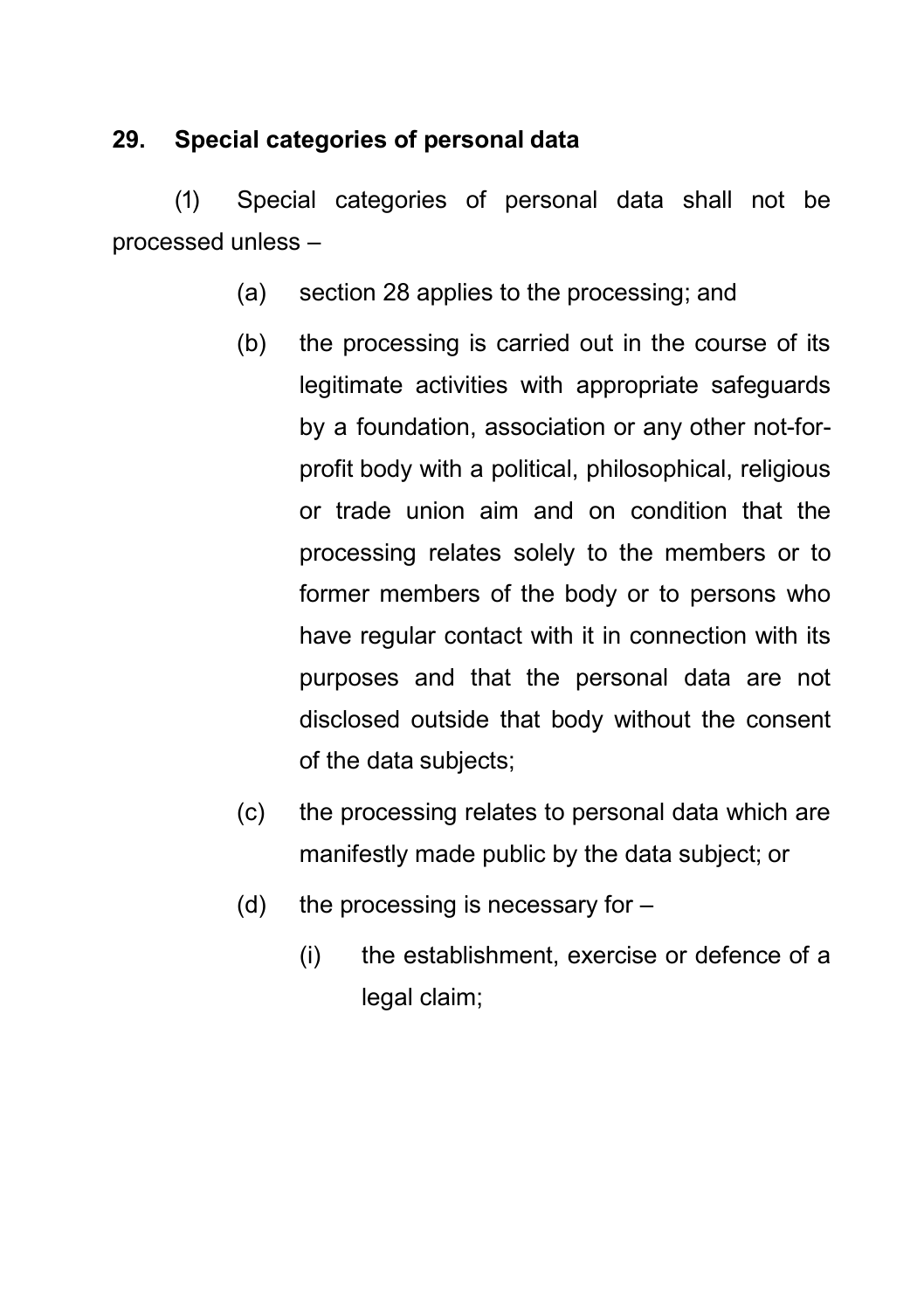**29. Special categories of personal data**

(1) Special categories of personal data shall not be processed unless –

(a) section 28 applies to the processing; and

(b) the processing is carried out in the course of its legitimate activities with appropriate safeguards by a foundation, association or any other not-for-profit body with a political, philosophical, religious or trade union aim and on condition that the processing relates solely to the members or to former members of the body or to persons who have regular contact with it in connection with its purposes and that the personal data are not disclosed outside that body without the consent of the data subjects;

(c) the processing relates to personal data which are manifestly made public by the data subject; or

(d) the processing is necessary for –

(i) the establishment, exercise or defence of a legal claim;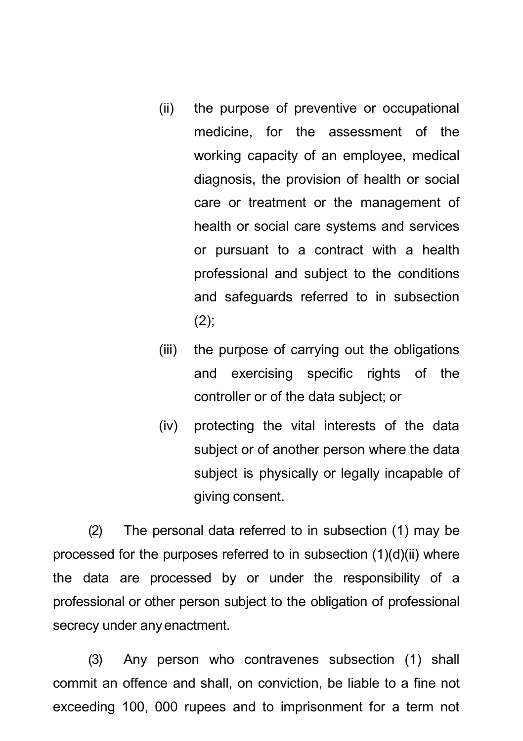(ii) the purpose of preventive or occupational medicine, for the assessment of the working capacity of an employee, medical diagnosis, the provision of health or social care or treatment or the management of health or social care systems and services or pursuant to a contract with a health professional and subject to the conditions and safeguards referred to in subsection (2);

(iii) the purpose of carrying out the obligations and exercising specific rights of the controller or of the data subject; or

(iv) protecting the vital interests of the data subject or of another person where the data subject is physically or legally incapable of giving consent.

(2) The personal data referred to in subsection (1) may be processed for the purposes referred to in subsection (1)(d)(ii) where the data are processed by or under the responsibility of a professional or other person subject to the obligation of professional secrecy under any enactment.

(3) Any person who contravenes subsection (1) shall commit an offence and shall, on conviction, be liable to a fine not exceeding 100, 000 rupees and to imprisonment for a term not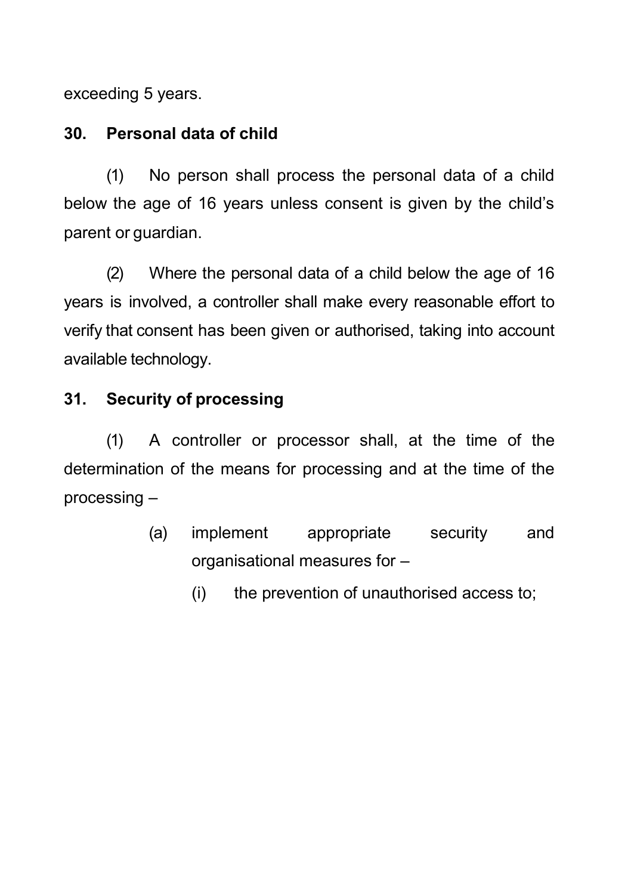exceeding 5 years.

### 30. Personal data of child

(1) No person shall process the personal data of a child below the age of 16 years unless consent is given by the child's parent or guardian.

(2) Where the personal data of a child below the age of 16 years is involved, a controller shall make every reasonable effort to verify that consent has been given or authorised, taking into account available technology.

### 31. Security of processing

(1) A controller or processor shall, at the time of the determination of the means for processing and at the time of the processing –

- (a) implement appropriate security and organisational measures for –
  - (i) the prevention of unauthorised access to;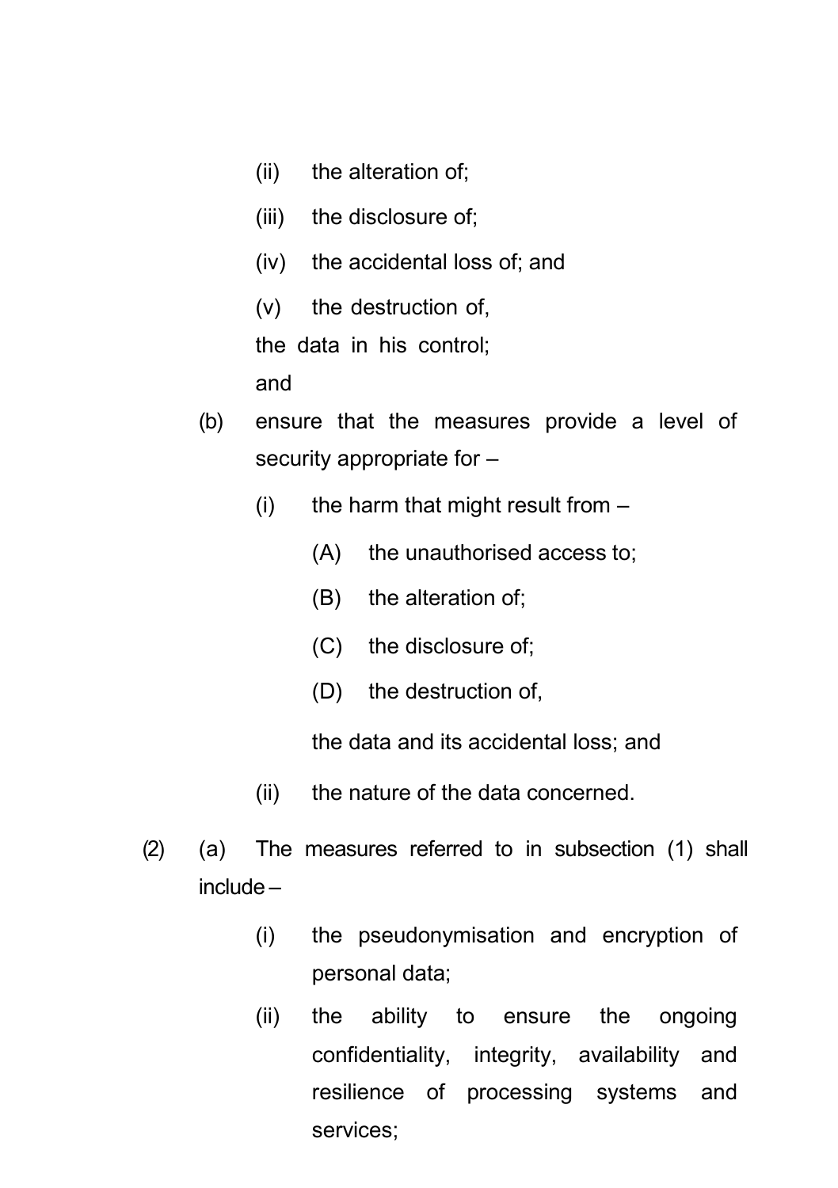(ii) the alteration of;

(iii) the disclosure of;

(iv) the accidental loss of; and

(v) the destruction of,

the data in his control;

and

(b) ensure that the measures provide a level of security appropriate for –

(i) the harm that might result from –

(A) the unauthorised access to;

(B) the alteration of;

(C) the disclosure of;

(D) the destruction of,

the data and its accidental loss; and

(ii) the nature of the data concerned.

(2) (a) The measures referred to in subsection (1) shall include –

(i) the pseudonymisation and encryption of personal data;

(ii) the ability to ensure the ongoing confidentiality, integrity, availability and resilience of processing systems and services;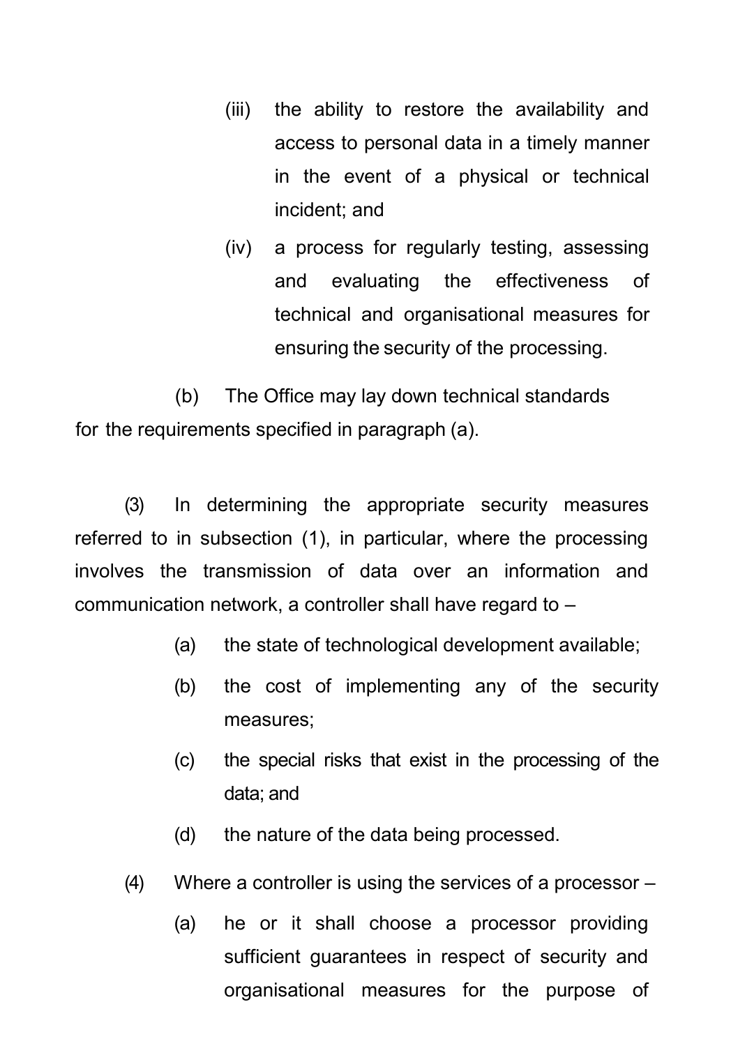(iii) the ability to restore the availability and access to personal data in a timely manner in the event of a physical or technical incident; and

(iv) a process for regularly testing, assessing and evaluating the effectiveness of technical and organisational measures for ensuring the security of the processing.

(b) The Office may lay down technical standards for the requirements specified in paragraph (a).

(3) In determining the appropriate security measures referred to in subsection (1), in particular, where the processing involves the transmission of data over an information and communication network, a controller shall have regard to –

(a) the state of technological development available;

(b) the cost of implementing any of the security measures;

(c) the special risks that exist in the processing of the data; and

(d) the nature of the data being processed.

(4) Where a controller is using the services of a processor –

(a) he or it shall choose a processor providing sufficient guarantees in respect of security and organisational measures for the purpose of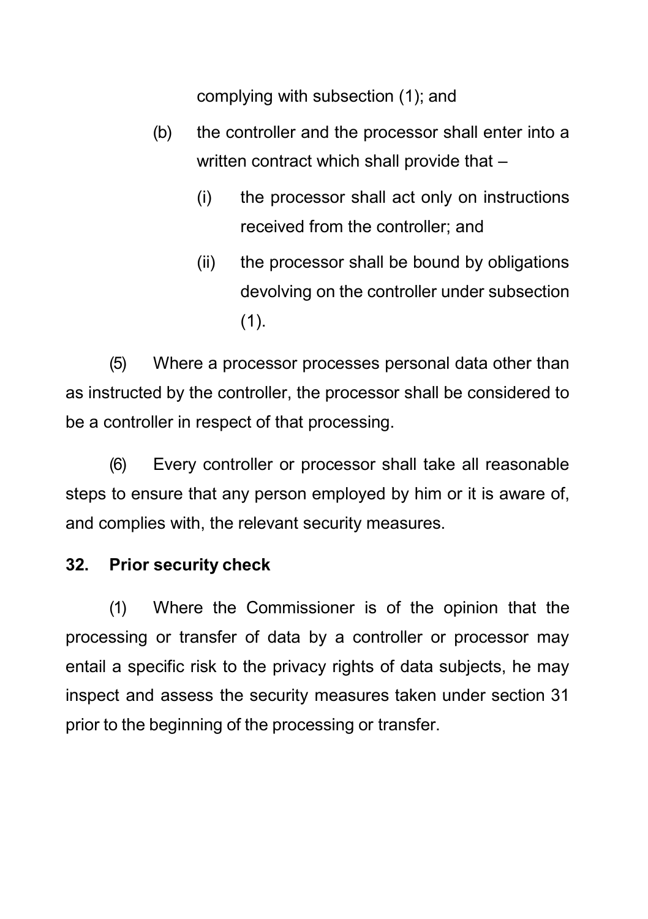complying with subsection (1); and

(b) the controller and the processor shall enter into a written contract which shall provide that –

(i) the processor shall act only on instructions received from the controller; and

(ii) the processor shall be bound by obligations devolving on the controller under subsection (1).

(5) Where a processor processes personal data other than as instructed by the controller, the processor shall be considered to be a controller in respect of that processing.

(6) Every controller or processor shall take all reasonable steps to ensure that any person employed by him or it is aware of, and complies with, the relevant security measures.

### 32. Prior security check

(1) Where the Commissioner is of the opinion that the processing or transfer of data by a controller or processor may entail a specific risk to the privacy rights of data subjects, he may inspect and assess the security measures taken under section 31 prior to the beginning of the processing or transfer.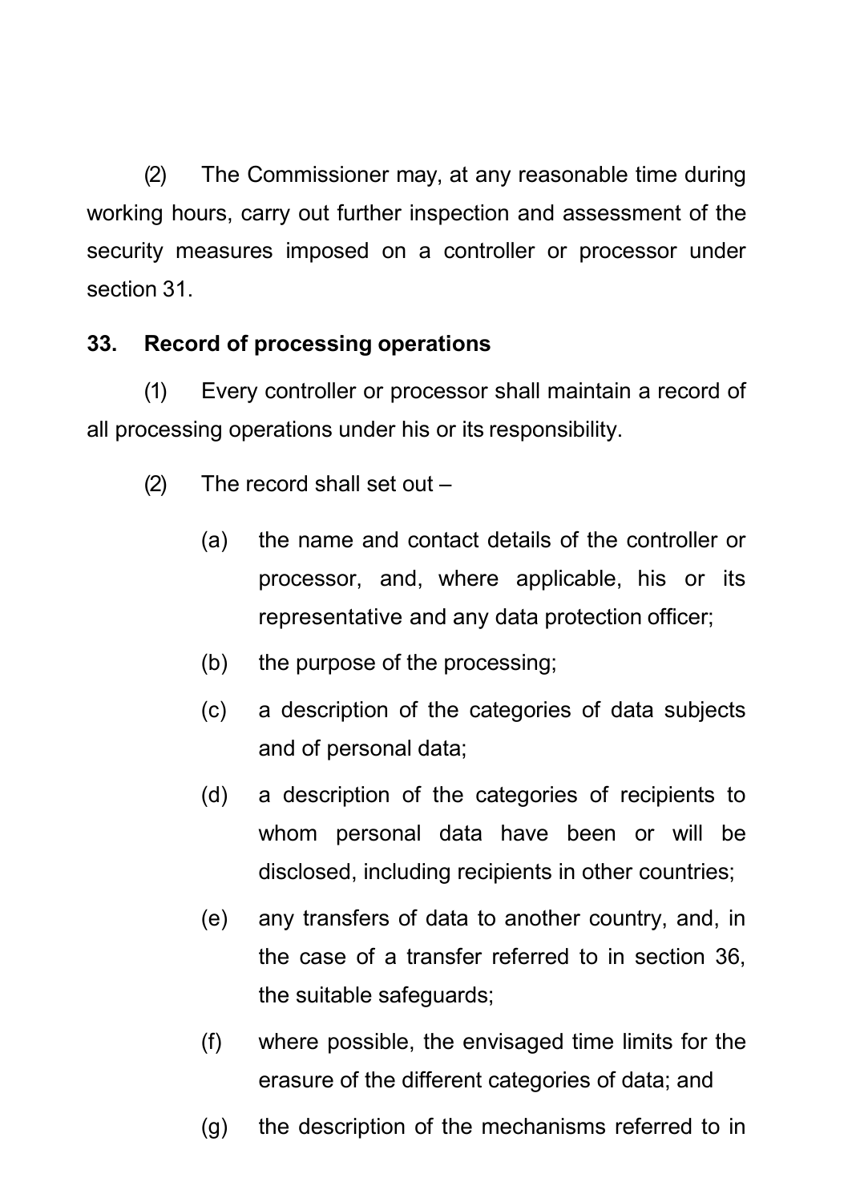(2) The Commissioner may, at any reasonable time during working hours, carry out further inspection and assessment of the security measures imposed on a controller or processor under section 31.

**33. Record of processing operations**

(1) Every controller or processor shall maintain a record of all processing operations under his or its responsibility.

(2) The record shall set out –

(a) the name and contact details of the controller or processor, and, where applicable, his or its representative and any data protection officer;

(b) the purpose of the processing;

(c) a description of the categories of data subjects and of personal data;

(d) a description of the categories of recipients to whom personal data have been or will be disclosed, including recipients in other countries;

(e) any transfers of data to another country, and, in the case of a transfer referred to in section 36, the suitable safeguards;

(f) where possible, the envisaged time limits for the erasure of the different categories of data; and

(g) the description of the mechanisms referred to in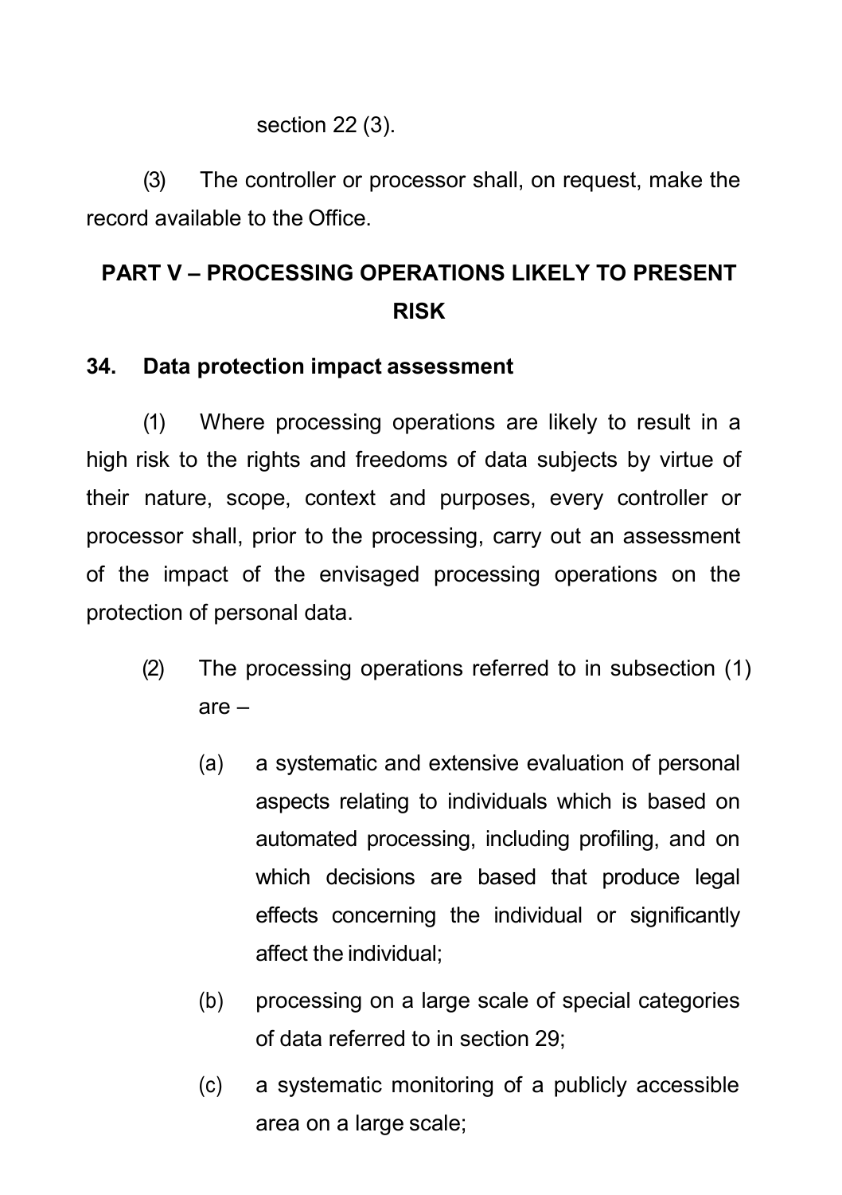section 22 (3).

(3) The controller or processor shall, on request, make the record available to the Office.

## PART V – PROCESSING OPERATIONS LIKELY TO PRESENT RISK

### 34. Data protection impact assessment

(1) Where processing operations are likely to result in a high risk to the rights and freedoms of data subjects by virtue of their nature, scope, context and purposes, every controller or processor shall, prior to the processing, carry out an assessment of the impact of the envisaged processing operations on the protection of personal data.

(2) The processing operations referred to in subsection (1) are –

(a) a systematic and extensive evaluation of personal aspects relating to individuals which is based on automated processing, including profiling, and on which decisions are based that produce legal effects concerning the individual or significantly affect the individual;

(b) processing on a large scale of special categories of data referred to in section 29;

(c) a systematic monitoring of a publicly accessible area on a large scale;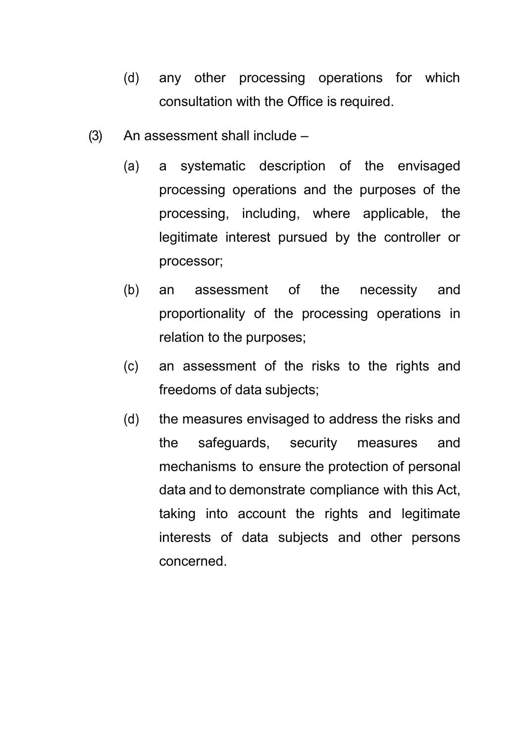(d) any other processing operations for which consultation with the Office is required.

(3) An assessment shall include –

(a) a systematic description of the envisaged processing operations and the purposes of the processing, including, where applicable, the legitimate interest pursued by the controller or processor;

(b) an assessment of the necessity and proportionality of the processing operations in relation to the purposes;

(c) an assessment of the risks to the rights and freedoms of data subjects;

(d) the measures envisaged to address the risks and the safeguards, security measures and mechanisms to ensure the protection of personal data and to demonstrate compliance with this Act, taking into account the rights and legitimate interests of data subjects and other persons concerned.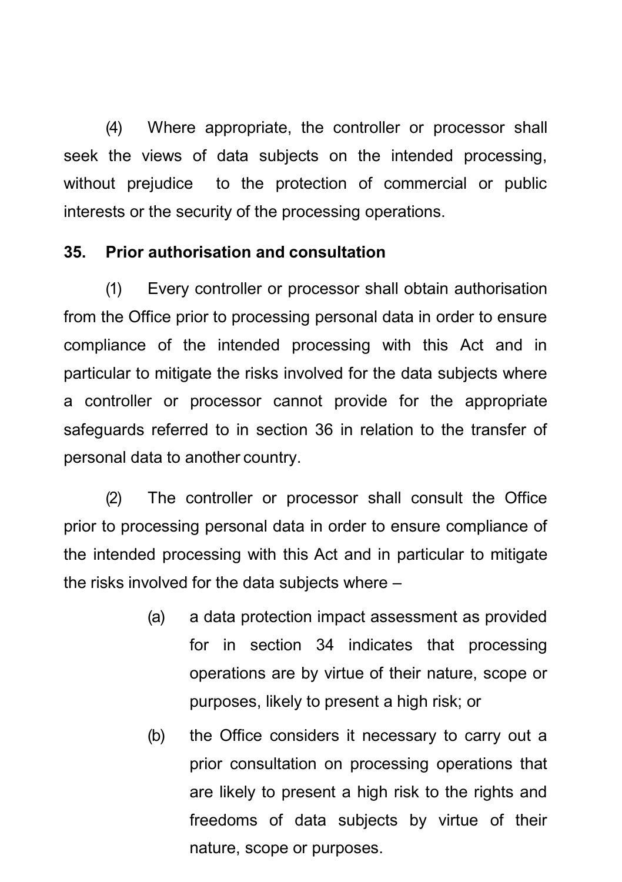(4) Where appropriate, the controller or processor shall seek the views of data subjects on the intended processing, without prejudice to the protection of commercial or public interests or the security of the processing operations.

**35. Prior authorisation and consultation**

(1) Every controller or processor shall obtain authorisation from the Office prior to processing personal data in order to ensure compliance of the intended processing with this Act and in particular to mitigate the risks involved for the data subjects where a controller or processor cannot provide for the appropriate safeguards referred to in section 36 in relation to the transfer of personal data to another country.

(2) The controller or processor shall consult the Office prior to processing personal data in order to ensure compliance of the intended processing with this Act and in particular to mitigate the risks involved for the data subjects where –

(a) a data protection impact assessment as provided for in section 34 indicates that processing operations are by virtue of their nature, scope or purposes, likely to present a high risk; or

(b) the Office considers it necessary to carry out a prior consultation on processing operations that are likely to present a high risk to the rights and freedoms of data subjects by virtue of their nature, scope or purposes.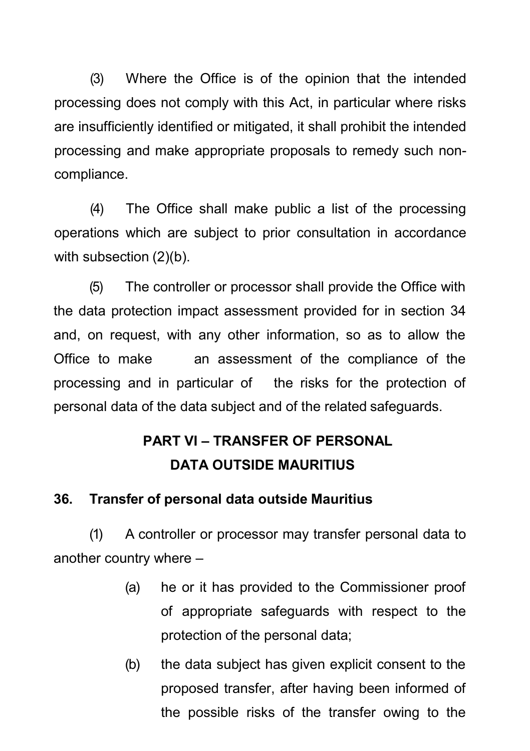(3) Where the Office is of the opinion that the intended processing does not comply with this Act, in particular where risks are insufficiently identified or mitigated, it shall prohibit the intended processing and make appropriate proposals to remedy such non-compliance.

(4) The Office shall make public a list of the processing operations which are subject to prior consultation in accordance with subsection (2)(b).

(5) The controller or processor shall provide the Office with the data protection impact assessment provided for in section 34 and, on request, with any other information, so as to allow the Office to make an assessment of the compliance of the processing and in particular of the risks for the protection of personal data of the data subject and of the related safeguards.

## PART VI – TRANSFER OF PERSONAL DATA OUTSIDE MAURITIUS

### 36. Transfer of personal data outside Mauritius

(1) A controller or processor may transfer personal data to another country where –

(a) he or it has provided to the Commissioner proof of appropriate safeguards with respect to the protection of the personal data;

(b) the data subject has given explicit consent to the proposed transfer, after having been informed of the possible risks of the transfer owing to the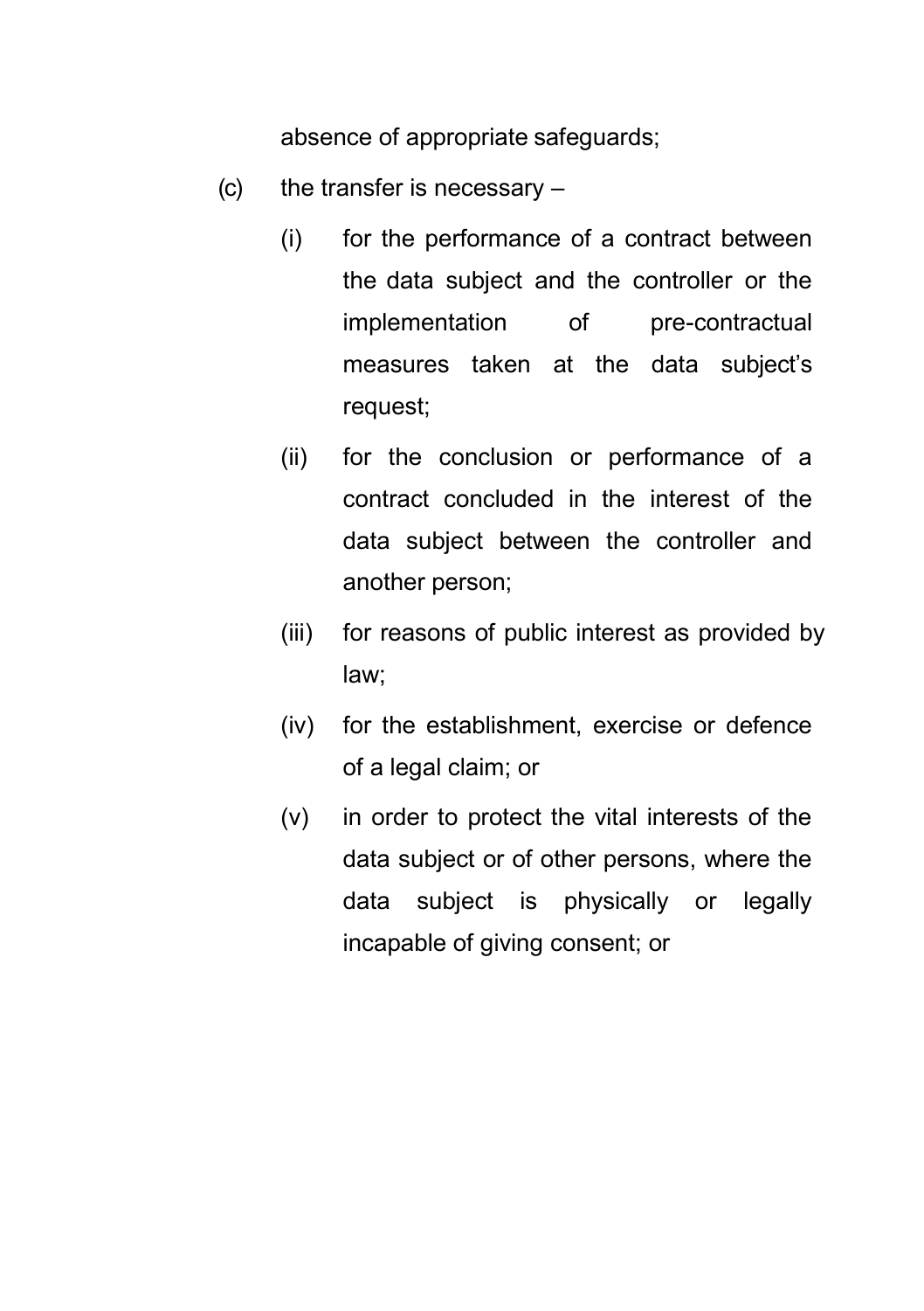absence of appropriate safeguards;

(c) the transfer is necessary –

   (i) for the performance of a contract between the data subject and the controller or the implementation of pre-contractual measures taken at the data subject's request;

   (ii) for the conclusion or performance of a contract concluded in the interest of the data subject between the controller and another person;

   (iii) for reasons of public interest as provided by law;

   (iv) for the establishment, exercise or defence of a legal claim; or

   (v) in order to protect the vital interests of the data subject or of other persons, where the data subject is physically or legally incapable of giving consent; or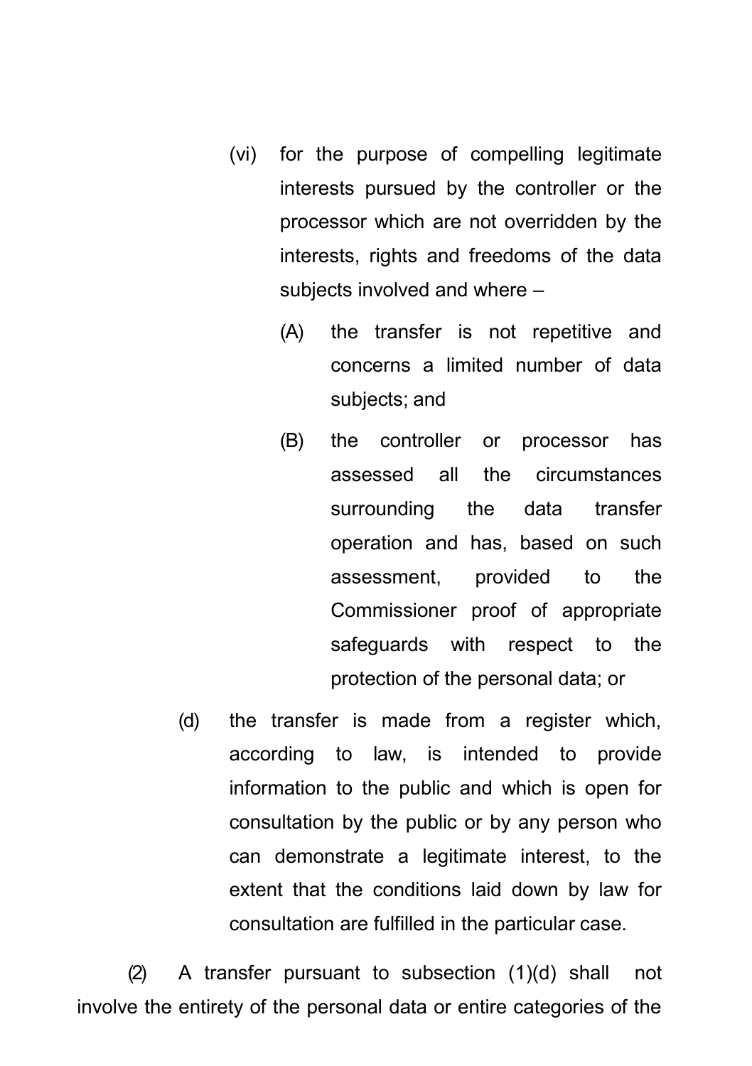(vi) for the purpose of compelling legitimate interests pursued by the controller or the processor which are not overridden by the interests, rights and freedoms of the data subjects involved and where –

(A) the transfer is not repetitive and concerns a limited number of data subjects; and

(B) the controller or processor has assessed all the circumstances surrounding the data transfer operation and has, based on such assessment, provided to the Commissioner proof of appropriate safeguards with respect to the protection of the personal data; or

(d) the transfer is made from a register which, according to law, is intended to provide information to the public and which is open for consultation by the public or by any person who can demonstrate a legitimate interest, to the extent that the conditions laid down by law for consultation are fulfilled in the particular case.

(2) A transfer pursuant to subsection (1)(d) shall not involve the entirety of the personal data or entire categories of the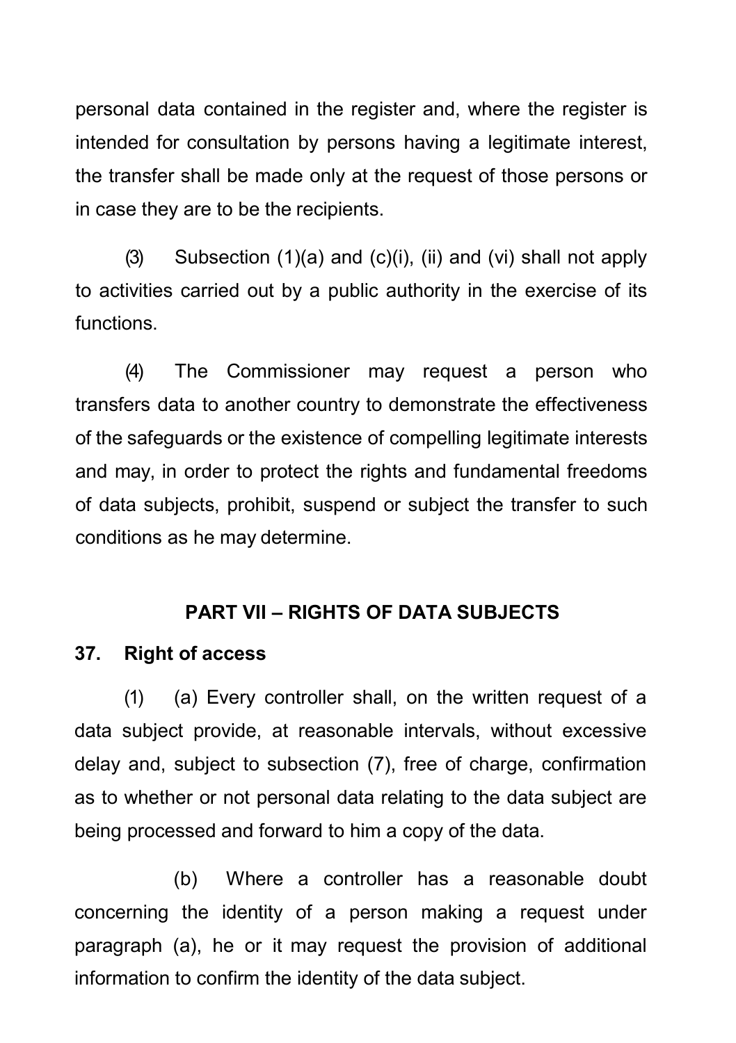personal data contained in the register and, where the register is intended for consultation by persons having a legitimate interest, the transfer shall be made only at the request of those persons or in case they are to be the recipients.

(3) Subsection (1)(a) and (c)(i), (ii) and (vi) shall not apply to activities carried out by a public authority in the exercise of its functions.

(4) The Commissioner may request a person who transfers data to another country to demonstrate the effectiveness of the safeguards or the existence of compelling legitimate interests and may, in order to protect the rights and fundamental freedoms of data subjects, prohibit, suspend or subject the transfer to such conditions as he may determine.

## PART VII – RIGHTS OF DATA SUBJECTS

### 37. Right of access

(1) (a) Every controller shall, on the written request of a data subject provide, at reasonable intervals, without excessive delay and, subject to subsection (7), free of charge, confirmation as to whether or not personal data relating to the data subject are being processed and forward to him a copy of the data.

(b) Where a controller has a reasonable doubt concerning the identity of a person making a request under paragraph (a), he or it may request the provision of additional information to confirm the identity of the data subject.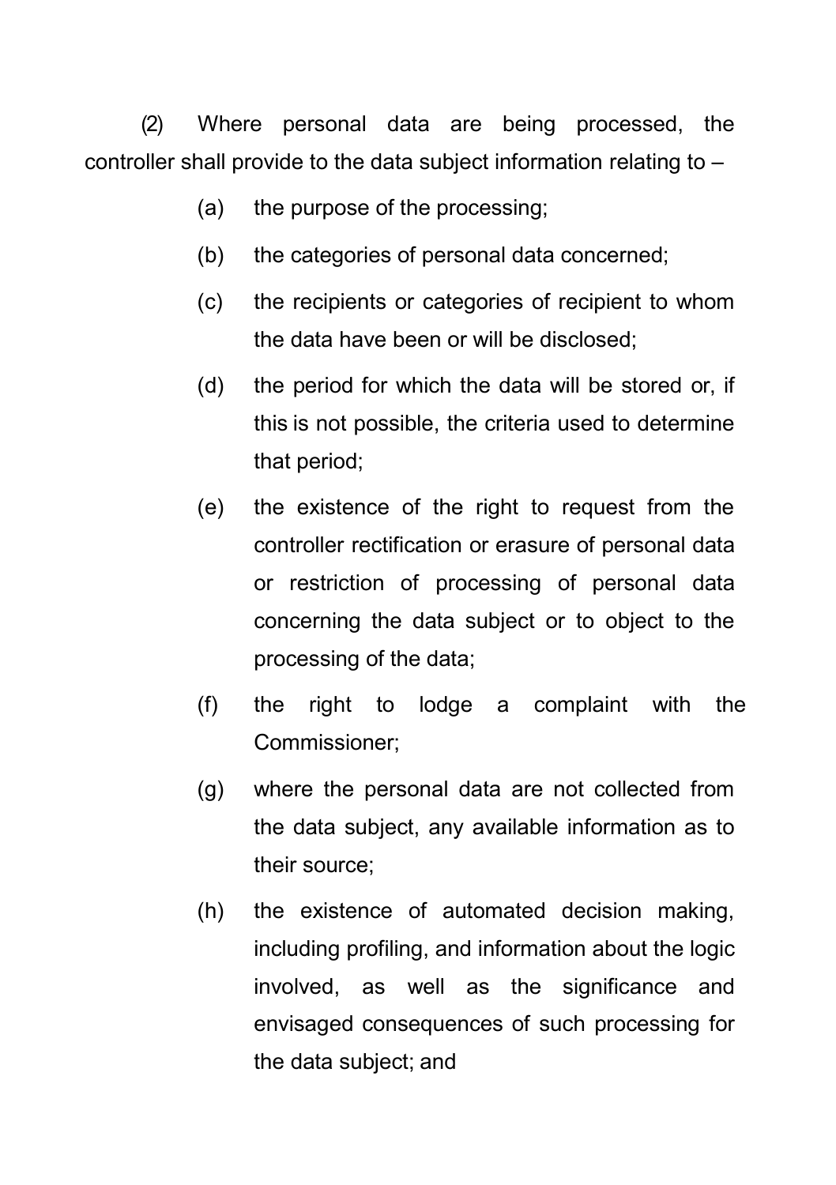(2) Where personal data are being processed, the controller shall provide to the data subject information relating to –

(a) the purpose of the processing;

(b) the categories of personal data concerned;

(c) the recipients or categories of recipient to whom the data have been or will be disclosed;

(d) the period for which the data will be stored or, if this is not possible, the criteria used to determine that period;

(e) the existence of the right to request from the controller rectification or erasure of personal data or restriction of processing of personal data concerning the data subject or to object to the processing of the data;

(f) the right to lodge a complaint with the Commissioner;

(g) where the personal data are not collected from the data subject, any available information as to their source;

(h) the existence of automated decision making, including profiling, and information about the logic involved, as well as the significance and envisaged consequences of such processing for the data subject; and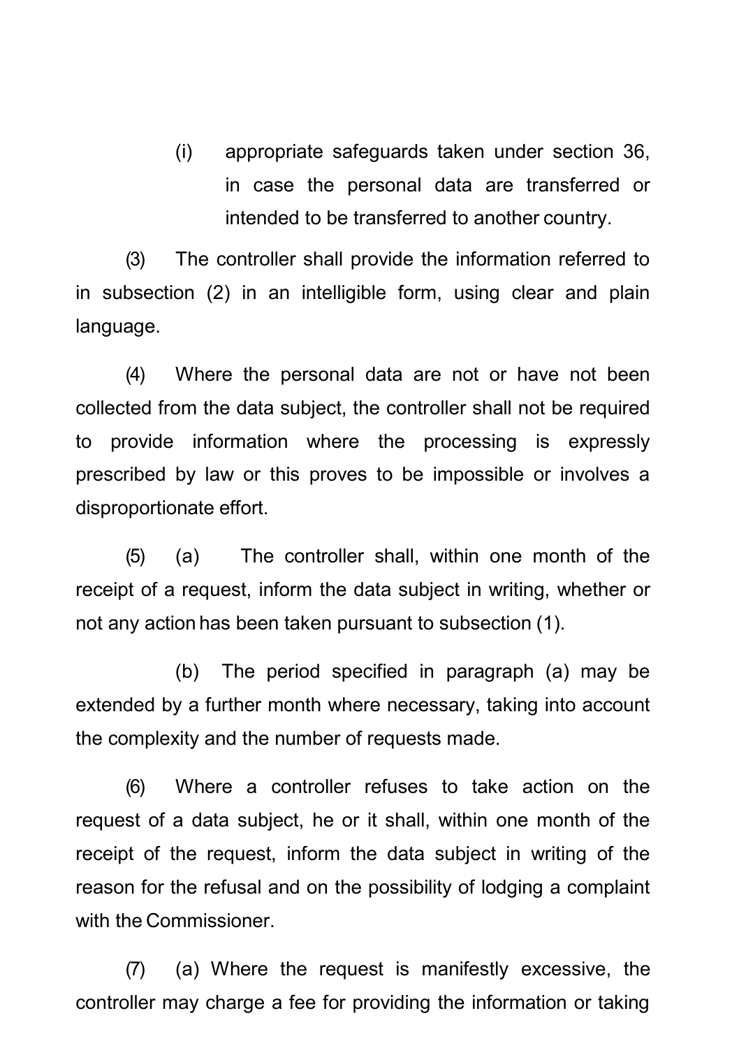(i) appropriate safeguards taken under section 36, in case the personal data are transferred or intended to be transferred to another country.

(3) The controller shall provide the information referred to in subsection (2) in an intelligible form, using clear and plain language.

(4) Where the personal data are not or have not been collected from the data subject, the controller shall not be required to provide information where the processing is expressly prescribed by law or this proves to be impossible or involves a disproportionate effort.

(5) (a) The controller shall, within one month of the receipt of a request, inform the data subject in writing, whether or not any action has been taken pursuant to subsection (1).

(b) The period specified in paragraph (a) may be extended by a further month where necessary, taking into account the complexity and the number of requests made.

(6) Where a controller refuses to take action on the request of a data subject, he or it shall, within one month of the receipt of the request, inform the data subject in writing of the reason for the refusal and on the possibility of lodging a complaint with the Commissioner.

(7) (a) Where the request is manifestly excessive, the controller may charge a fee for providing the information or taking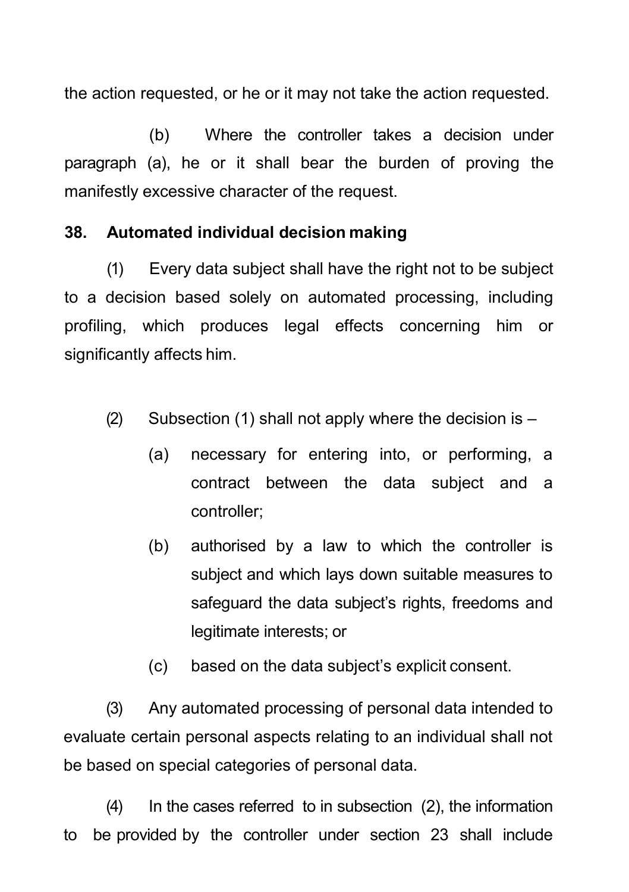the action requested, or he or it may not take the action requested.

(b) Where the controller takes a decision under paragraph (a), he or it shall bear the burden of proving the manifestly excessive character of the request.

**38. Automated individual decision making**

(1) Every data subject shall have the right not to be subject to a decision based solely on automated processing, including profiling, which produces legal effects concerning him or significantly affects him.

(2) Subsection (1) shall not apply where the decision is –

(a) necessary for entering into, or performing, a contract between the data subject and a controller;

(b) authorised by a law to which the controller is subject and which lays down suitable measures to safeguard the data subject's rights, freedoms and legitimate interests; or

(c) based on the data subject's explicit consent.

(3) Any automated processing of personal data intended to evaluate certain personal aspects relating to an individual shall not be based on special categories of personal data.

(4) In the cases referred to in subsection (2), the information to be provided by the controller under section 23 shall include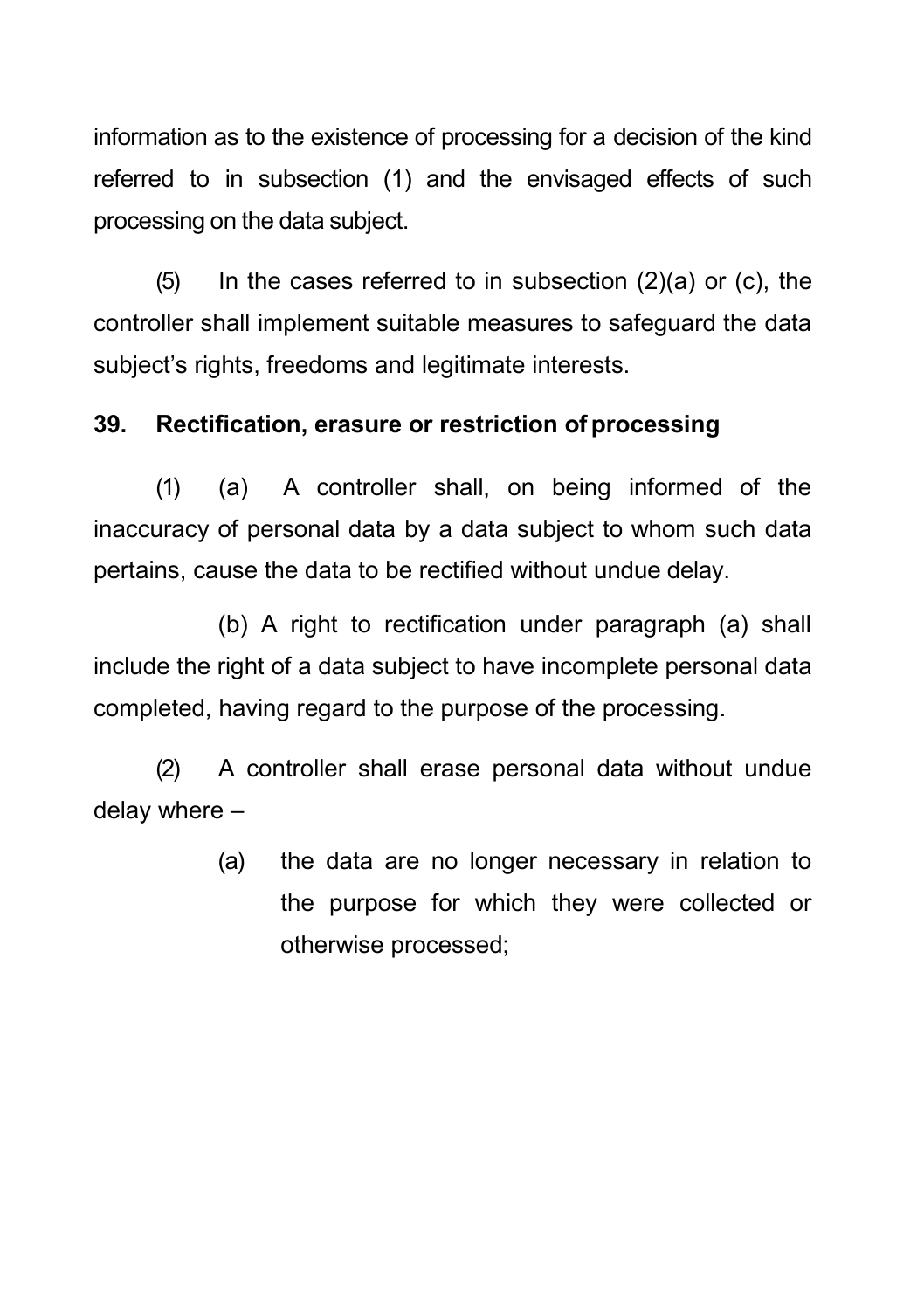information as to the existence of processing for a decision of the kind referred to in subsection (1) and the envisaged effects of such processing on the data subject.

(5) In the cases referred to in subsection (2)(a) or (c), the controller shall implement suitable measures to safeguard the data subject's rights, freedoms and legitimate interests.

**39. Rectification, erasure or restriction of processing**

(1) (a) A controller shall, on being informed of the inaccuracy of personal data by a data subject to whom such data pertains, cause the data to be rectified without undue delay.

(b) A right to rectification under paragraph (a) shall include the right of a data subject to have incomplete personal data completed, having regard to the purpose of the processing.

(2) A controller shall erase personal data without undue delay where –

(a) the data are no longer necessary in relation to the purpose for which they were collected or otherwise processed;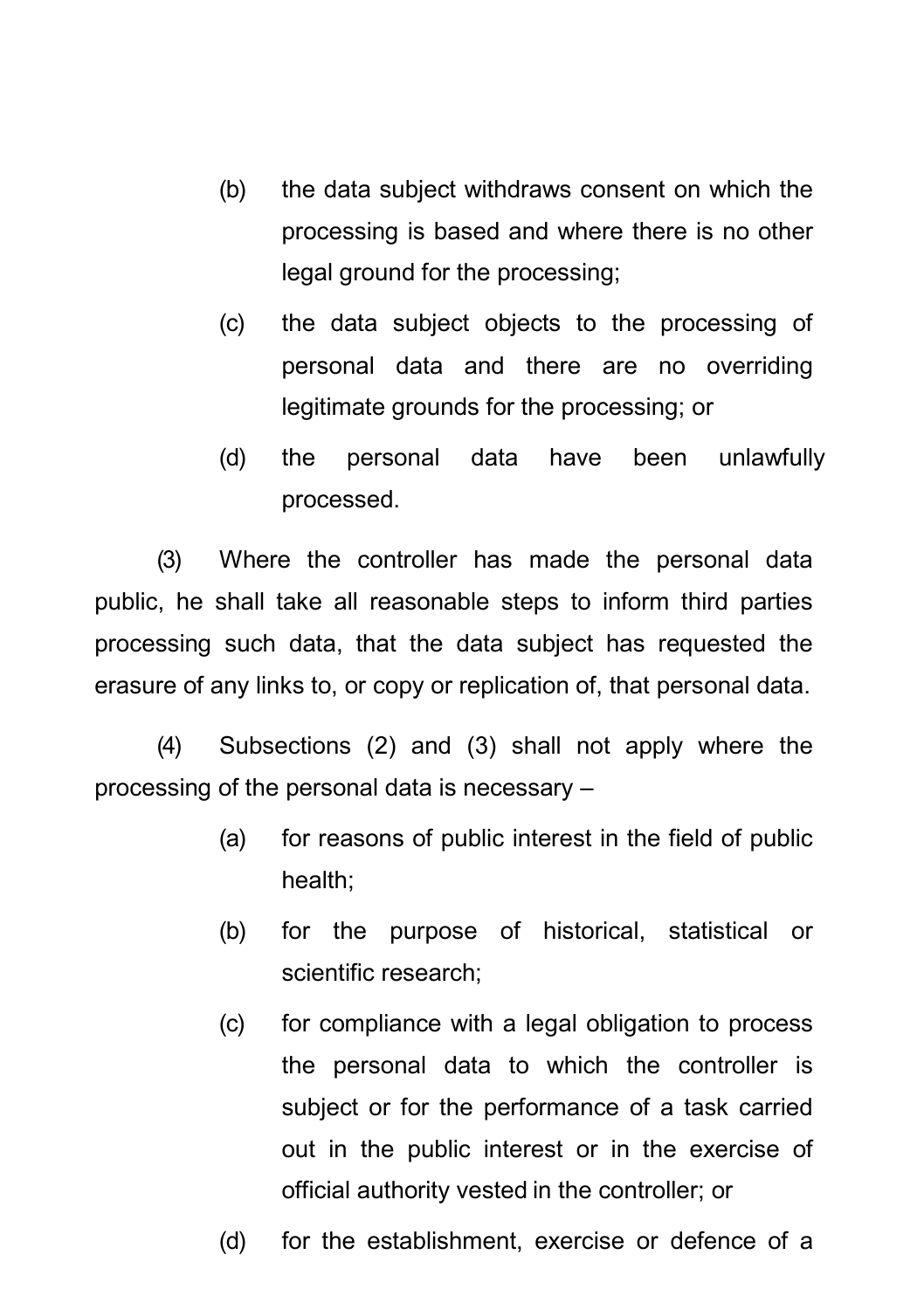(b) the data subject withdraws consent on which the processing is based and where there is no other legal ground for the processing;

(c) the data subject objects to the processing of personal data and there are no overriding legitimate grounds for the processing; or

(d) the personal data have been unlawfully processed.

(3) Where the controller has made the personal data public, he shall take all reasonable steps to inform third parties processing such data, that the data subject has requested the erasure of any links to, or copy or replication of, that personal data.

(4) Subsections (2) and (3) shall not apply where the processing of the personal data is necessary –

(a) for reasons of public interest in the field of public health;

(b) for the purpose of historical, statistical or scientific research;

(c) for compliance with a legal obligation to process the personal data to which the controller is subject or for the performance of a task carried out in the public interest or in the exercise of official authority vested in the controller; or

(d) for the establishment, exercise or defence of a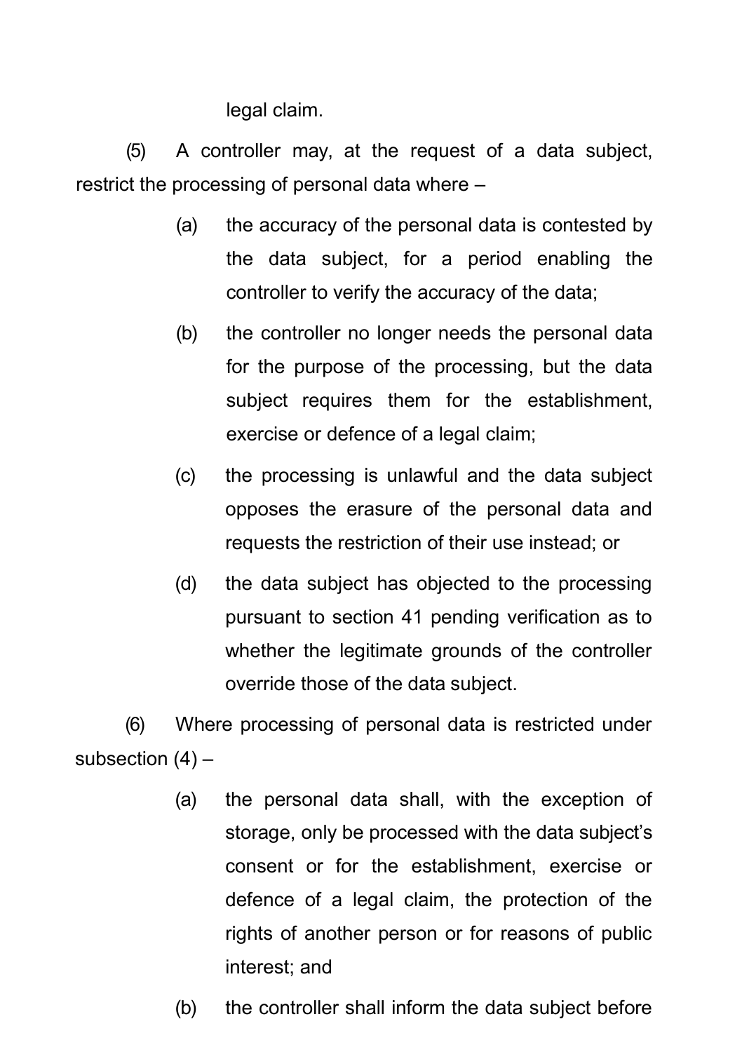legal claim.

(5) A controller may, at the request of a data subject, restrict the processing of personal data where –

(a) the accuracy of the personal data is contested by the data subject, for a period enabling the controller to verify the accuracy of the data;

(b) the controller no longer needs the personal data for the purpose of the processing, but the data subject requires them for the establishment, exercise or defence of a legal claim;

(c) the processing is unlawful and the data subject opposes the erasure of the personal data and requests the restriction of their use instead; or

(d) the data subject has objected to the processing pursuant to section 41 pending verification as to whether the legitimate grounds of the controller override those of the data subject.

(6) Where processing of personal data is restricted under subsection (4) –

(a) the personal data shall, with the exception of storage, only be processed with the data subject's consent or for the establishment, exercise or defence of a legal claim, the protection of the rights of another person or for reasons of public interest; and

(b) the controller shall inform the data subject before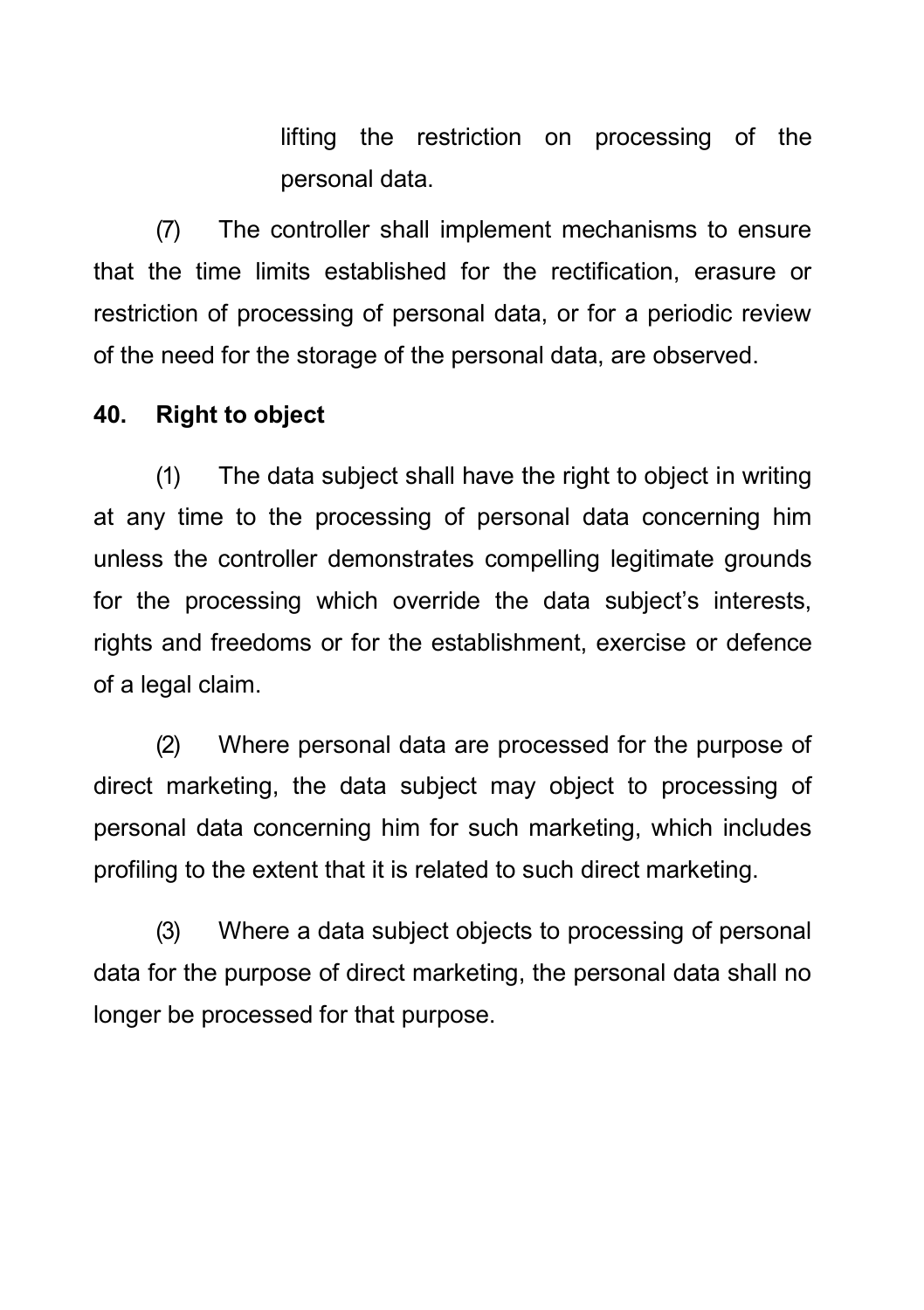lifting the restriction on processing of the personal data.

(7) The controller shall implement mechanisms to ensure that the time limits established for the rectification, erasure or restriction of processing of personal data, or for a periodic review of the need for the storage of the personal data, are observed.

**40. Right to object**

(1) The data subject shall have the right to object in writing at any time to the processing of personal data concerning him unless the controller demonstrates compelling legitimate grounds for the processing which override the data subject's interests, rights and freedoms or for the establishment, exercise or defence of a legal claim.

(2) Where personal data are processed for the purpose of direct marketing, the data subject may object to processing of personal data concerning him for such marketing, which includes profiling to the extent that it is related to such direct marketing.

(3) Where a data subject objects to processing of personal data for the purpose of direct marketing, the personal data shall no longer be processed for that purpose.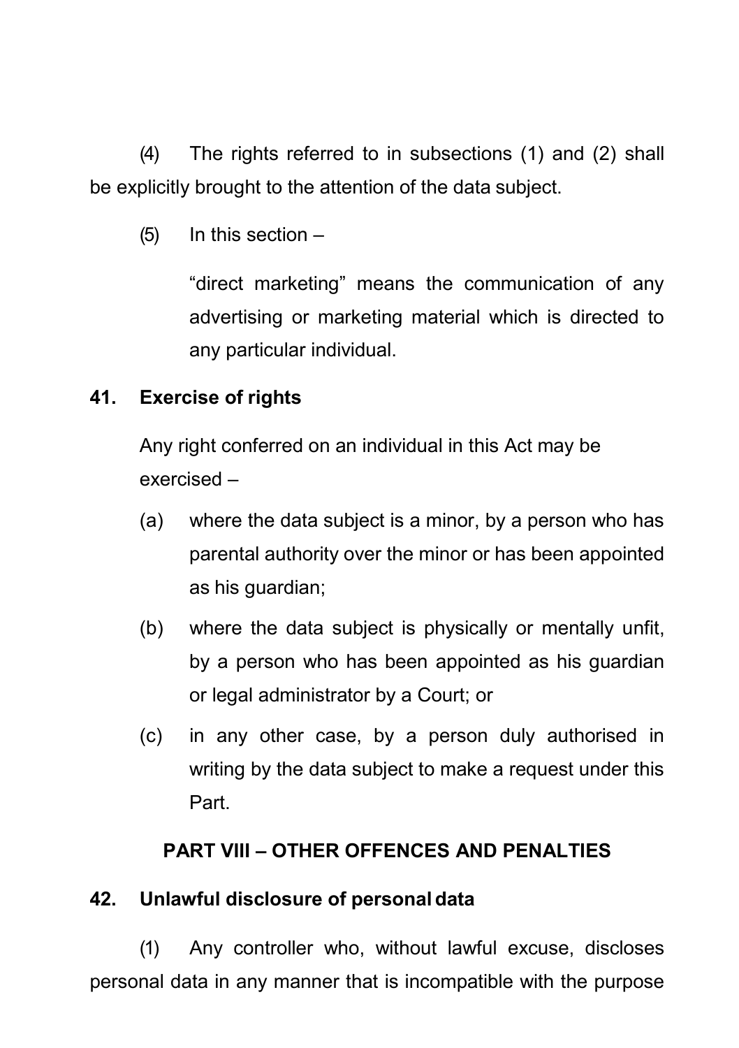(4) The rights referred to in subsections (1) and (2) shall be explicitly brought to the attention of the data subject.

(5) In this section –

"direct marketing" means the communication of any advertising or marketing material which is directed to any particular individual.

## 41. Exercise of rights

Any right conferred on an individual in this Act may be exercised –

(a) where the data subject is a minor, by a person who has parental authority over the minor or has been appointed as his guardian;

(b) where the data subject is physically or mentally unfit, by a person who has been appointed as his guardian or legal administrator by a Court; or

(c) in any other case, by a person duly authorised in writing by the data subject to make a request under this Part.

## PART VIII – OTHER OFFENCES AND PENALTIES

## 42. Unlawful disclosure of personal data

(1) Any controller who, without lawful excuse, discloses personal data in any manner that is incompatible with the purpose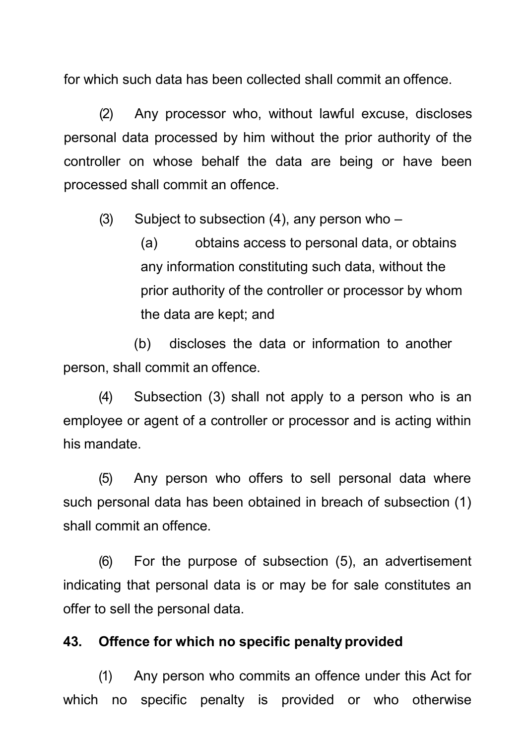for which such data has been collected shall commit an offence.

(2) Any processor who, without lawful excuse, discloses personal data processed by him without the prior authority of the controller on whose behalf the data are being or have been processed shall commit an offence.

(3) Subject to subsection (4), any person who –

(a) obtains access to personal data, or obtains any information constituting such data, without the prior authority of the controller or processor by whom the data are kept; and

(b) discloses the data or information to another person, shall commit an offence.

(4) Subsection (3) shall not apply to a person who is an employee or agent of a controller or processor and is acting within his mandate.

(5) Any person who offers to sell personal data where such personal data has been obtained in breach of subsection (1) shall commit an offence.

(6) For the purpose of subsection (5), an advertisement indicating that personal data is or may be for sale constitutes an offer to sell the personal data.

**43. Offence for which no specific penalty provided**

(1) Any person who commits an offence under this Act for which no specific penalty is provided or who otherwise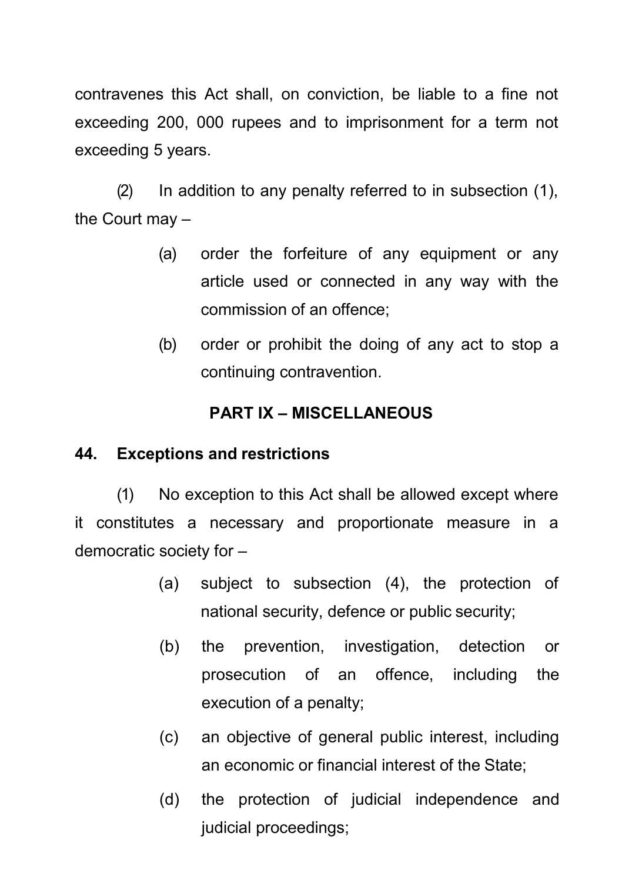contravenes this Act shall, on conviction, be liable to a fine not exceeding 200, 000 rupees and to imprisonment for a term not exceeding 5 years.

(2) In addition to any penalty referred to in subsection (1), the Court may –

(a) order the forfeiture of any equipment or any article used or connected in any way with the commission of an offence;

(b) order or prohibit the doing of any act to stop a continuing contravention.

## PART IX – MISCELLANEOUS

### 44. Exceptions and restrictions

(1) No exception to this Act shall be allowed except where it constitutes a necessary and proportionate measure in a democratic society for –

(a) subject to subsection (4), the protection of national security, defence or public security;

(b) the prevention, investigation, detection or prosecution of an offence, including the execution of a penalty;

(c) an objective of general public interest, including an economic or financial interest of the State;

(d) the protection of judicial independence and judicial proceedings;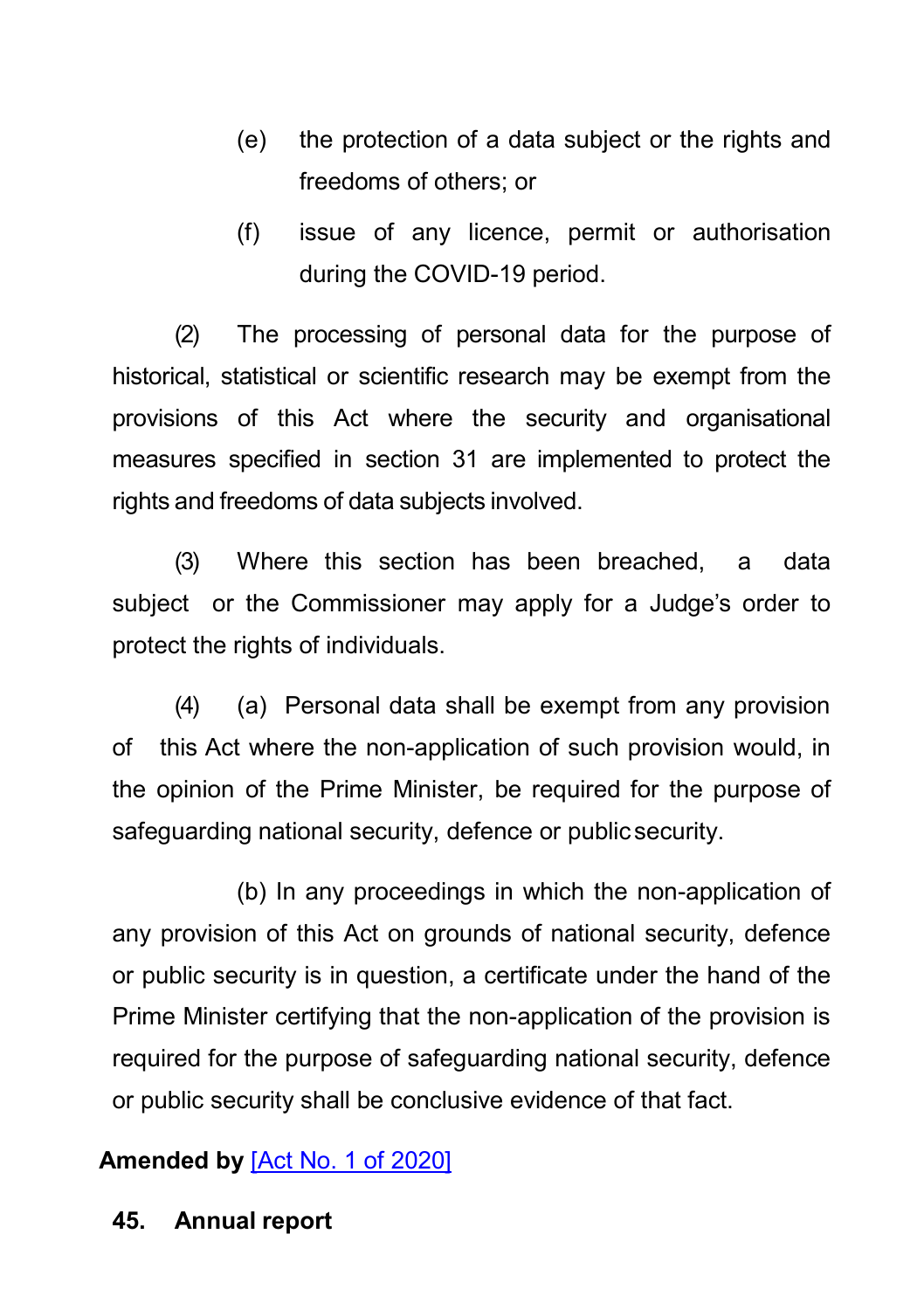(e) the protection of a data subject or the rights and freedoms of others; or

(f) issue of any licence, permit or authorisation during the COVID-19 period.

(2) The processing of personal data for the purpose of historical, statistical or scientific research may be exempt from the provisions of this Act where the security and organisational measures specified in section 31 are implemented to protect the rights and freedoms of data subjects involved.

(3) Where this section has been breached, a data subject or the Commissioner may apply for a Judge's order to protect the rights of individuals.

(4) (a) Personal data shall be exempt from any provision of this Act where the non-application of such provision would, in the opinion of the Prime Minister, be required for the purpose of safeguarding national security, defence or public security.

(b) In any proceedings in which the non-application of any provision of this Act on grounds of national security, defence or public security is in question, a certificate under the hand of the Prime Minister certifying that the non-application of the provision is required for the purpose of safeguarding national security, defence or public security shall be conclusive evidence of that fact.

**Amended by** [Act No. 1 of 2020]

**45. Annual report**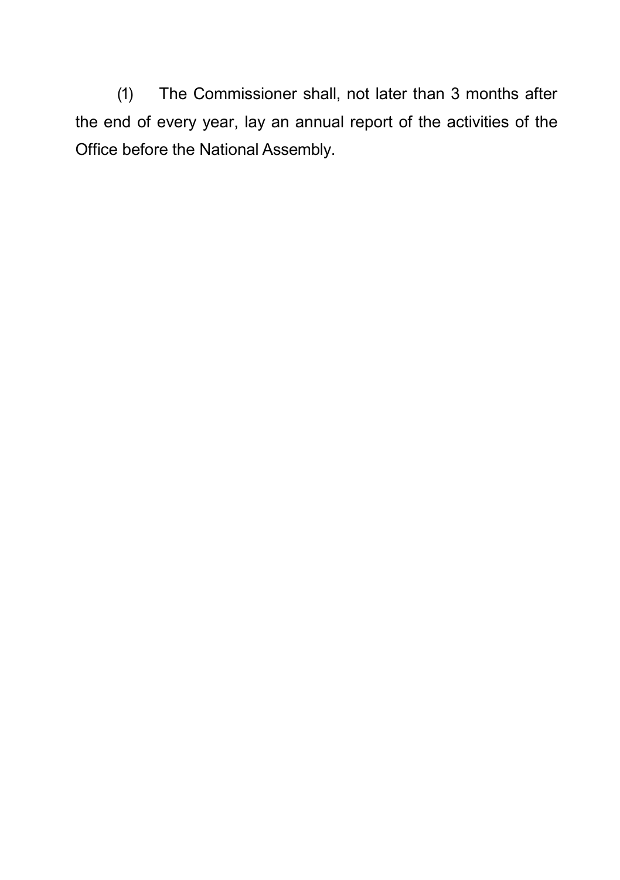(1) The Commissioner shall, not later than 3 months after the end of every year, lay an annual report of the activities of the Office before the National Assembly.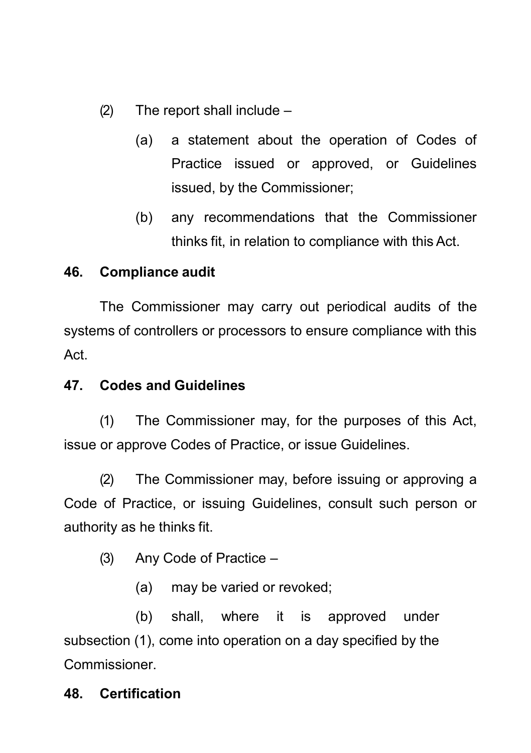(2) The report shall include –

(a) a statement about the operation of Codes of Practice issued or approved, or Guidelines issued, by the Commissioner;

(b) any recommendations that the Commissioner thinks fit, in relation to compliance with this Act.

**46. Compliance audit**

The Commissioner may carry out periodical audits of the systems of controllers or processors to ensure compliance with this Act.

**47. Codes and Guidelines**

(1) The Commissioner may, for the purposes of this Act, issue or approve Codes of Practice, or issue Guidelines.

(2) The Commissioner may, before issuing or approving a Code of Practice, or issuing Guidelines, consult such person or authority as he thinks fit.

(3) Any Code of Practice –

(a) may be varied or revoked;

(b) shall, where it is approved under subsection (1), come into operation on a day specified by the Commissioner.

**48. Certification**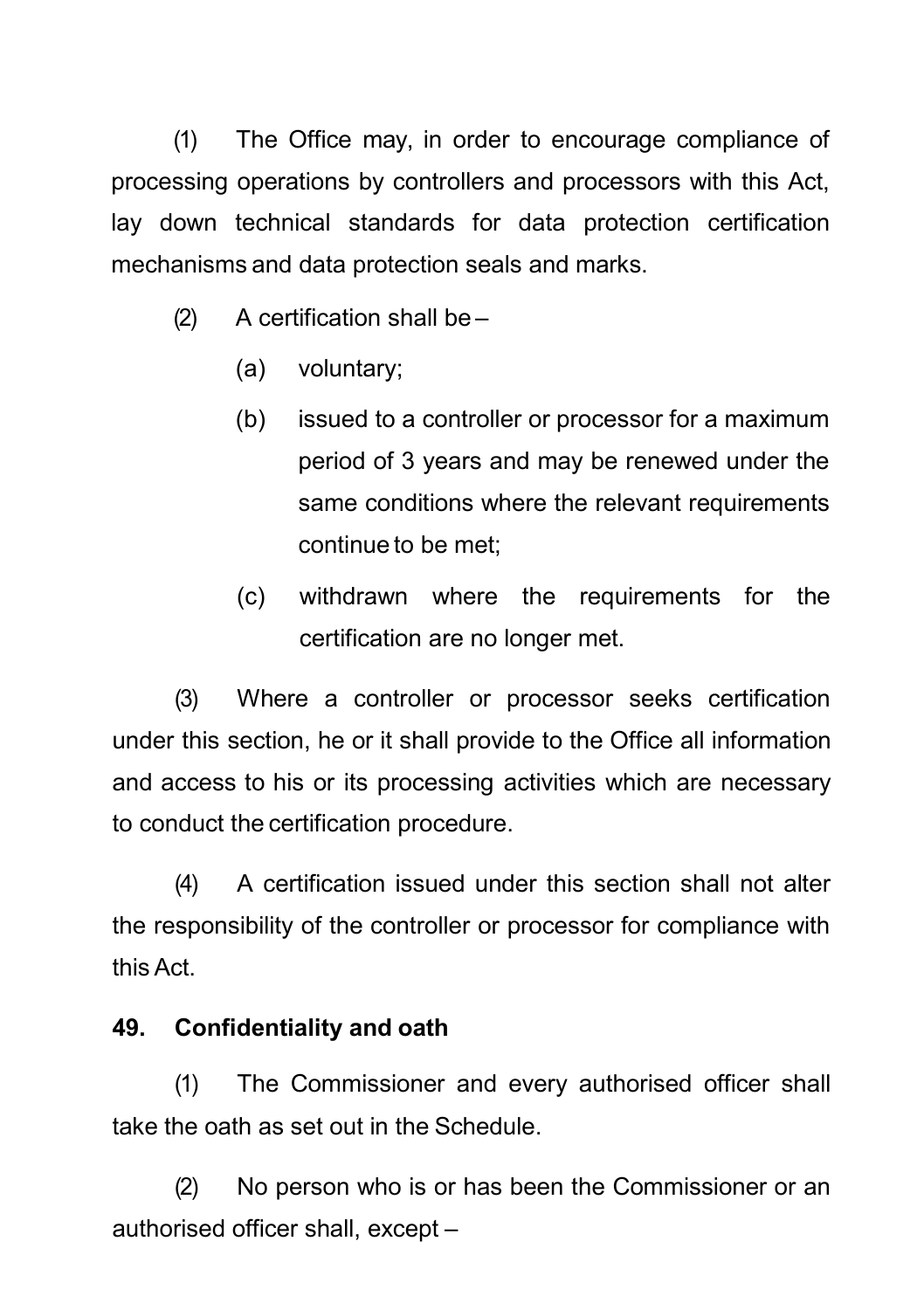(1) The Office may, in order to encourage compliance of processing operations by controllers and processors with this Act, lay down technical standards for data protection certification mechanisms and data protection seals and marks.

(2) A certification shall be –

- (a) voluntary;
- (b) issued to a controller or processor for a maximum period of 3 years and may be renewed under the same conditions where the relevant requirements continue to be met;
- (c) withdrawn where the requirements for the certification are no longer met.

(3) Where a controller or processor seeks certification under this section, he or it shall provide to the Office all information and access to his or its processing activities which are necessary to conduct the certification procedure.

(4) A certification issued under this section shall not alter the responsibility of the controller or processor for compliance with this Act.

**49. Confidentiality and oath**

(1) The Commissioner and every authorised officer shall take the oath as set out in the Schedule.

(2) No person who is or has been the Commissioner or an authorised officer shall, except –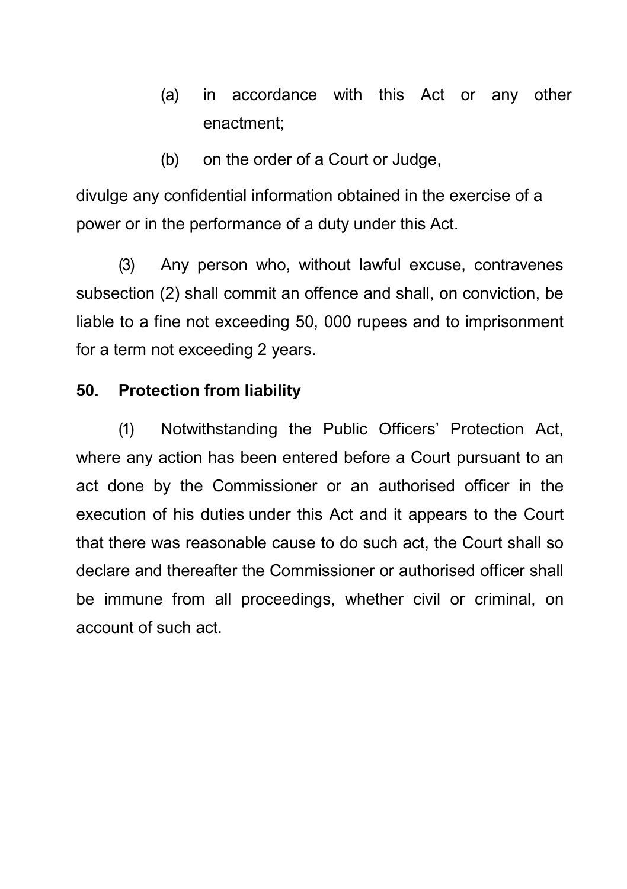(a) in accordance with this Act or any other enactment;

(b) on the order of a Court or Judge,

divulge any confidential information obtained in the exercise of a power or in the performance of a duty under this Act.

(3) Any person who, without lawful excuse, contravenes subsection (2) shall commit an offence and shall, on conviction, be liable to a fine not exceeding 50, 000 rupees and to imprisonment for a term not exceeding 2 years.

**50. Protection from liability**

(1) Notwithstanding the Public Officers' Protection Act, where any action has been entered before a Court pursuant to an act done by the Commissioner or an authorised officer in the execution of his duties under this Act and it appears to the Court that there was reasonable cause to do such act, the Court shall so declare and thereafter the Commissioner or authorised officer shall be immune from all proceedings, whether civil or criminal, on account of such act.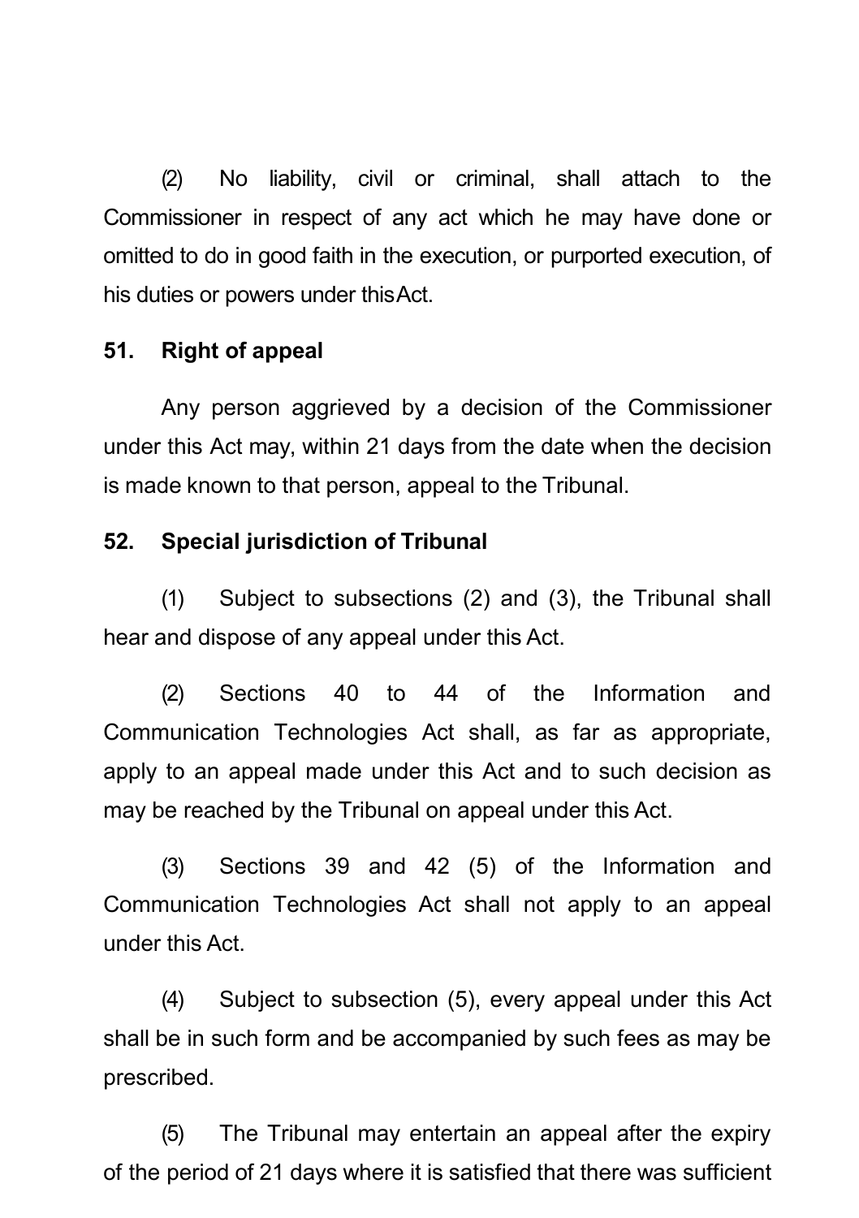(2) No liability, civil or criminal, shall attach to the Commissioner in respect of any act which he may have done or omitted to do in good faith in the execution, or purported execution, of his duties or powers under this Act.

**51. Right of appeal**

Any person aggrieved by a decision of the Commissioner under this Act may, within 21 days from the date when the decision is made known to that person, appeal to the Tribunal.

**52. Special jurisdiction of Tribunal**

(1) Subject to subsections (2) and (3), the Tribunal shall hear and dispose of any appeal under this Act.

(2) Sections 40 to 44 of the Information and Communication Technologies Act shall, as far as appropriate, apply to an appeal made under this Act and to such decision as may be reached by the Tribunal on appeal under this Act.

(3) Sections 39 and 42 (5) of the Information and Communication Technologies Act shall not apply to an appeal under this Act.

(4) Subject to subsection (5), every appeal under this Act shall be in such form and be accompanied by such fees as may be prescribed.

(5) The Tribunal may entertain an appeal after the expiry of the period of 21 days where it is satisfied that there was sufficient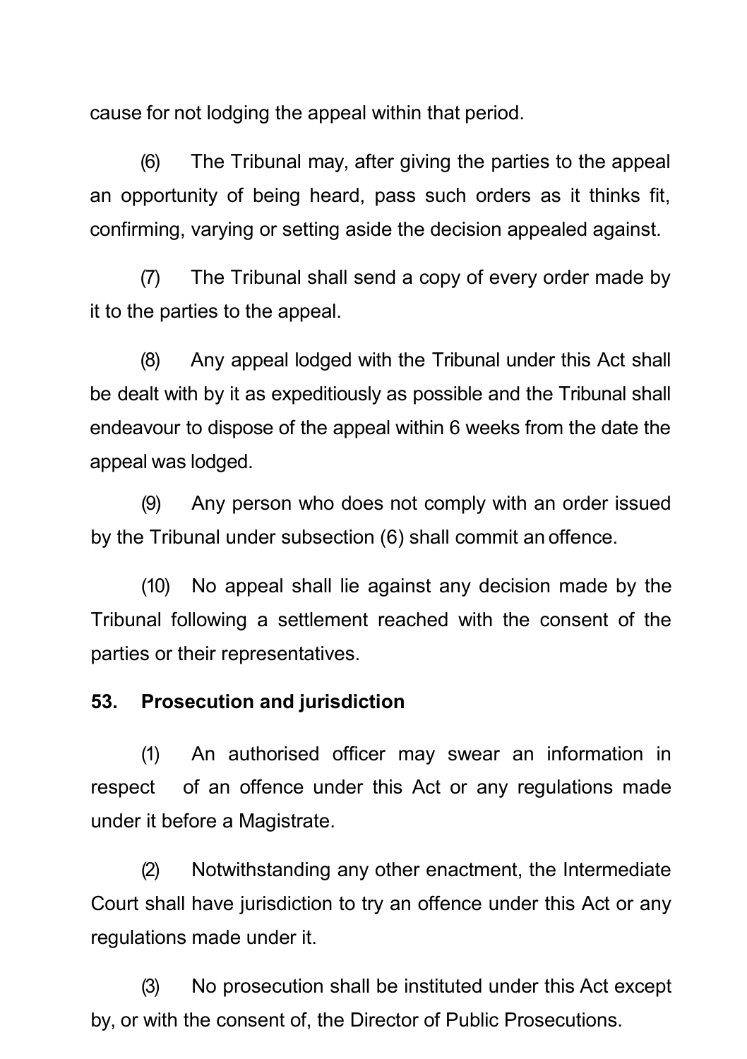cause for not lodging the appeal within that period.

(6) The Tribunal may, after giving the parties to the appeal an opportunity of being heard, pass such orders as it thinks fit, confirming, varying or setting aside the decision appealed against.

(7) The Tribunal shall send a copy of every order made by it to the parties to the appeal.

(8) Any appeal lodged with the Tribunal under this Act shall be dealt with by it as expeditiously as possible and the Tribunal shall endeavour to dispose of the appeal within 6 weeks from the date the appeal was lodged.

(9) Any person who does not comply with an order issued by the Tribunal under subsection (6) shall commit an offence.

(10) No appeal shall lie against any decision made by the Tribunal following a settlement reached with the consent of the parties or their representatives.

**53. Prosecution and jurisdiction**

(1) An authorised officer may swear an information in respect of an offence under this Act or any regulations made under it before a Magistrate.

(2) Notwithstanding any other enactment, the Intermediate Court shall have jurisdiction to try an offence under this Act or any regulations made under it.

(3) No prosecution shall be instituted under this Act except by, or with the consent of, the Director of Public Prosecutions.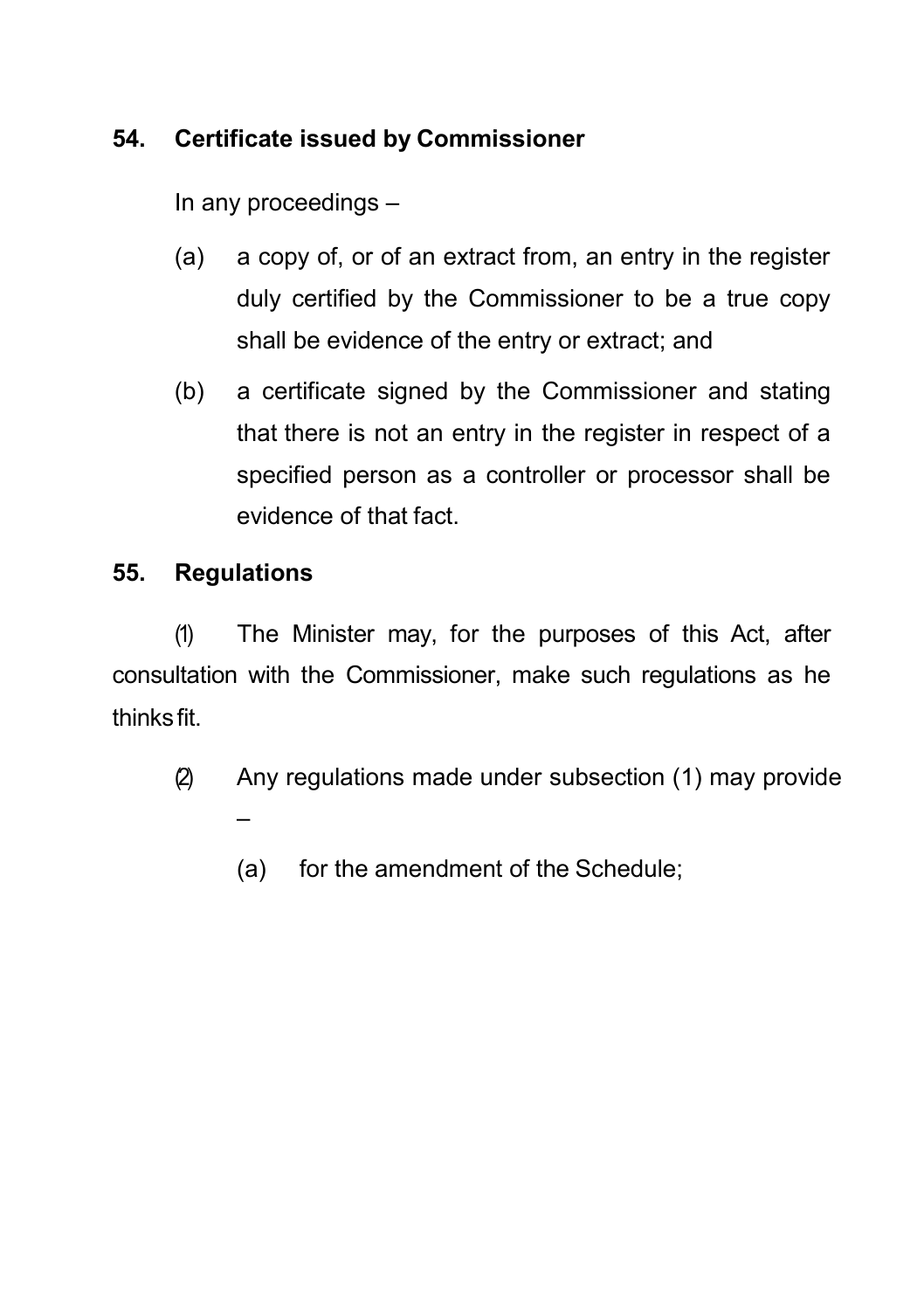**54. Certificate issued by Commissioner**

In any proceedings –

(a) a copy of, or of an extract from, an entry in the register duly certified by the Commissioner to be a true copy shall be evidence of the entry or extract; and

(b) a certificate signed by the Commissioner and stating that there is not an entry in the register in respect of a specified person as a controller or processor shall be evidence of that fact.

**55. Regulations**

(1) The Minister may, for the purposes of this Act, after consultation with the Commissioner, make such regulations as he thinks fit.

(2) Any regulations made under subsection (1) may provide –

(a) for the amendment of the Schedule;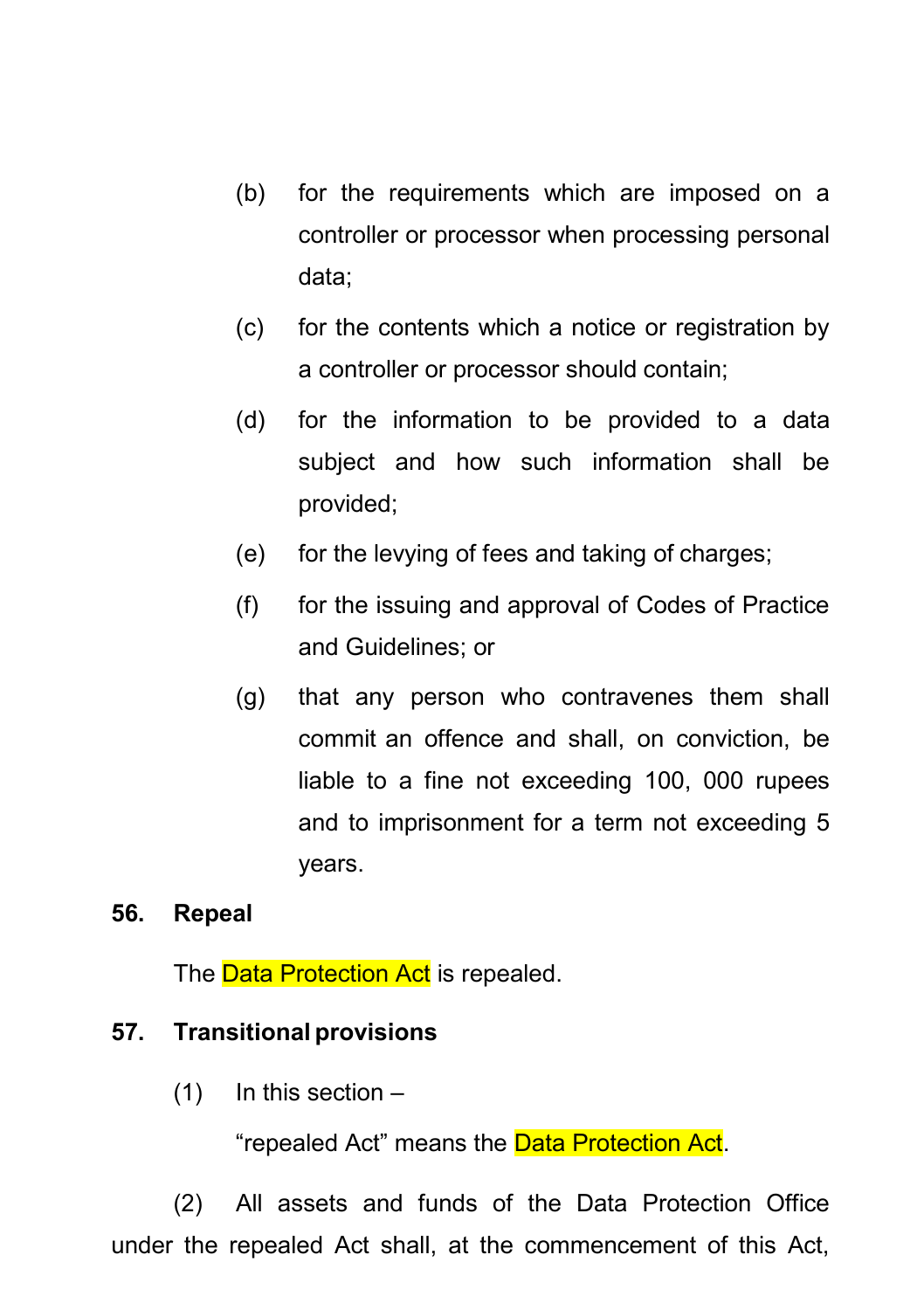(b) for the requirements which are imposed on a controller or processor when processing personal data;

(c) for the contents which a notice or registration by a controller or processor should contain;

(d) for the information to be provided to a data subject and how such information shall be provided;

(e) for the levying of fees and taking of charges;

(f) for the issuing and approval of Codes of Practice and Guidelines; or

(g) that any person who contravenes them shall commit an offence and shall, on conviction, be liable to a fine not exceeding 100, 000 rupees and to imprisonment for a term not exceeding 5 years.

**56. Repeal**

The Data Protection Act is repealed.

**57. Transitional provisions**

(1) In this section –

"repealed Act" means the Data Protection Act.

(2) All assets and funds of the Data Protection Office under the repealed Act shall, at the commencement of this Act,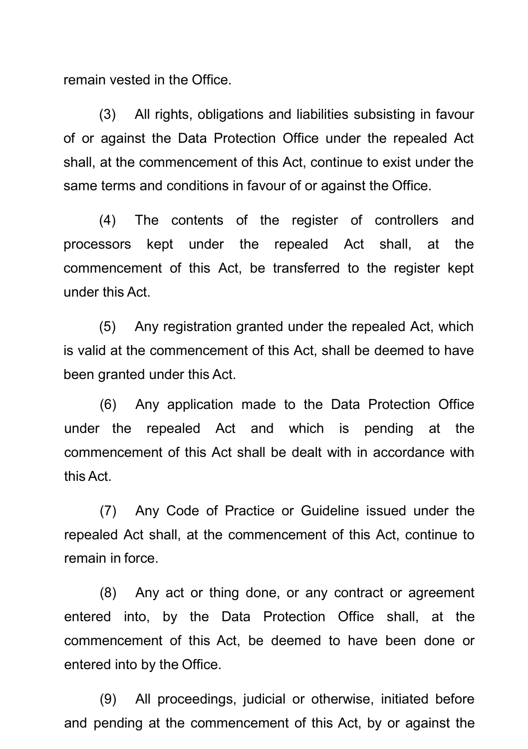remain vested in the Office.

(3) All rights, obligations and liabilities subsisting in favour of or against the Data Protection Office under the repealed Act shall, at the commencement of this Act, continue to exist under the same terms and conditions in favour of or against the Office.

(4) The contents of the register of controllers and processors kept under the repealed Act shall, at the commencement of this Act, be transferred to the register kept under this Act.

(5) Any registration granted under the repealed Act, which is valid at the commencement of this Act, shall be deemed to have been granted under this Act.

(6) Any application made to the Data Protection Office under the repealed Act and which is pending at the commencement of this Act shall be dealt with in accordance with this Act.

(7) Any Code of Practice or Guideline issued under the repealed Act shall, at the commencement of this Act, continue to remain in force.

(8) Any act or thing done, or any contract or agreement entered into, by the Data Protection Office shall, at the commencement of this Act, be deemed to have been done or entered into by the Office.

(9) All proceedings, judicial or otherwise, initiated before and pending at the commencement of this Act, by or against the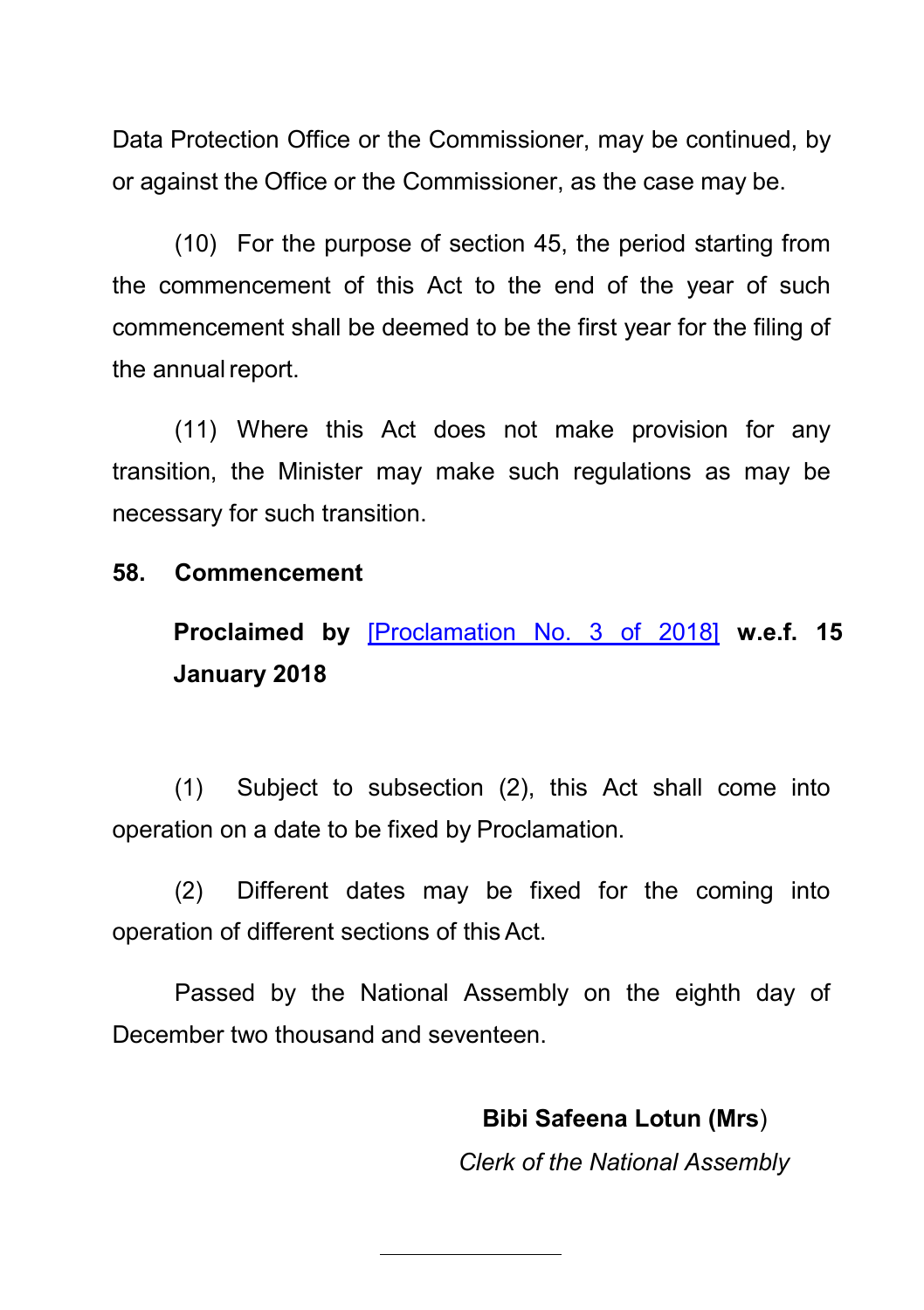Data Protection Office or the Commissioner, may be continued, by or against the Office or the Commissioner, as the case may be.

(10) For the purpose of section 45, the period starting from the commencement of this Act to the end of the year of such commencement shall be deemed to be the first year for the filing of the annual report.

(11) Where this Act does not make provision for any transition, the Minister may make such regulations as may be necessary for such transition.

**58. Commencement**

**Proclaimed by** [Proclamation No. 3 of 2018] **w.e.f. 15 January 2018**

(1) Subject to subsection (2), this Act shall come into operation on a date to be fixed by Proclamation.

(2) Different dates may be fixed for the coming into operation of different sections of this Act.

Passed by the National Assembly on the eighth day of December two thousand and seventeen.

**Bibi Safeena Lotun (Mrs**)

*Clerk of the National Assembly*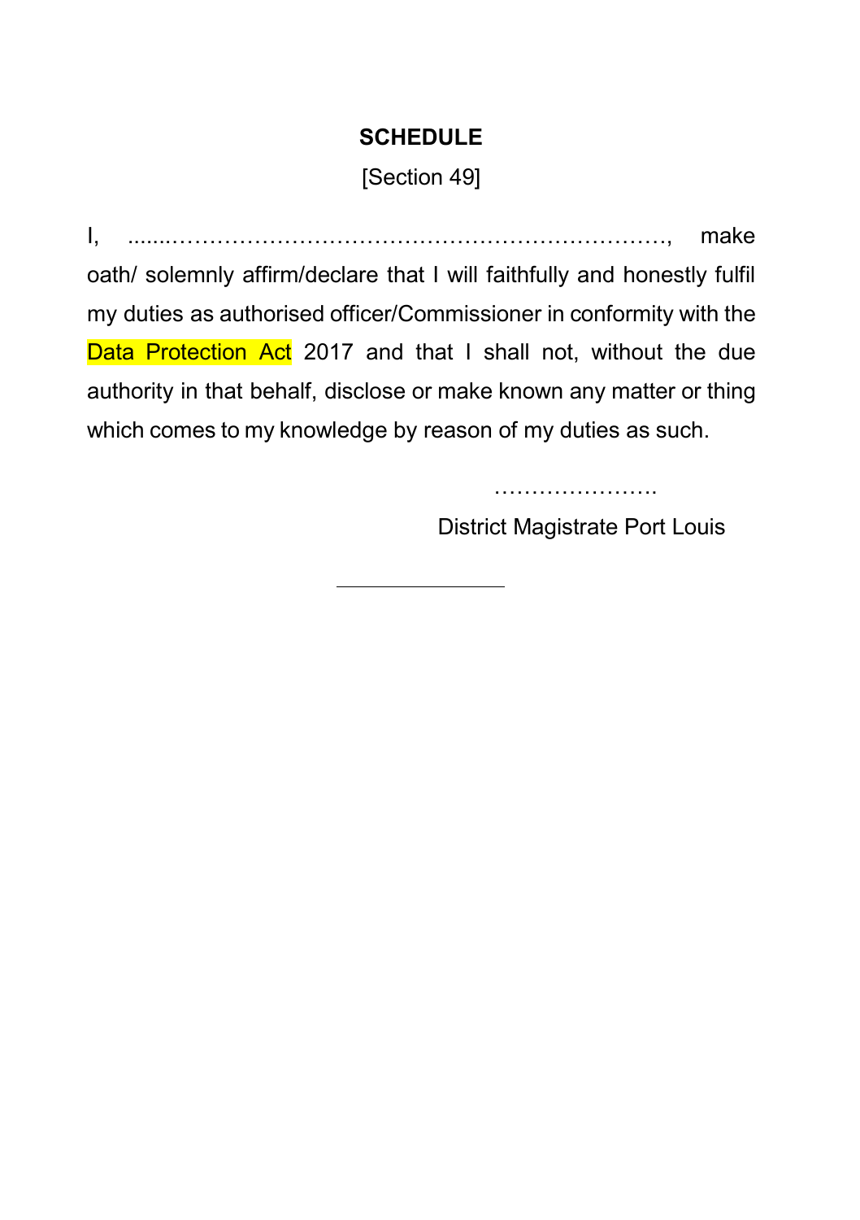## SCHEDULE

[Section 49]

I, .......…………………………………………………………, make oath/ solemnly affirm/declare that I will faithfully and honestly fulfil my duties as authorised officer/Commissioner in conformity with the Data Protection Act 2017 and that I shall not, without the due authority in that behalf, disclose or make known any matter or thing which comes to my knowledge by reason of my duties as such.

………………….

District Magistrate Port Louis

---